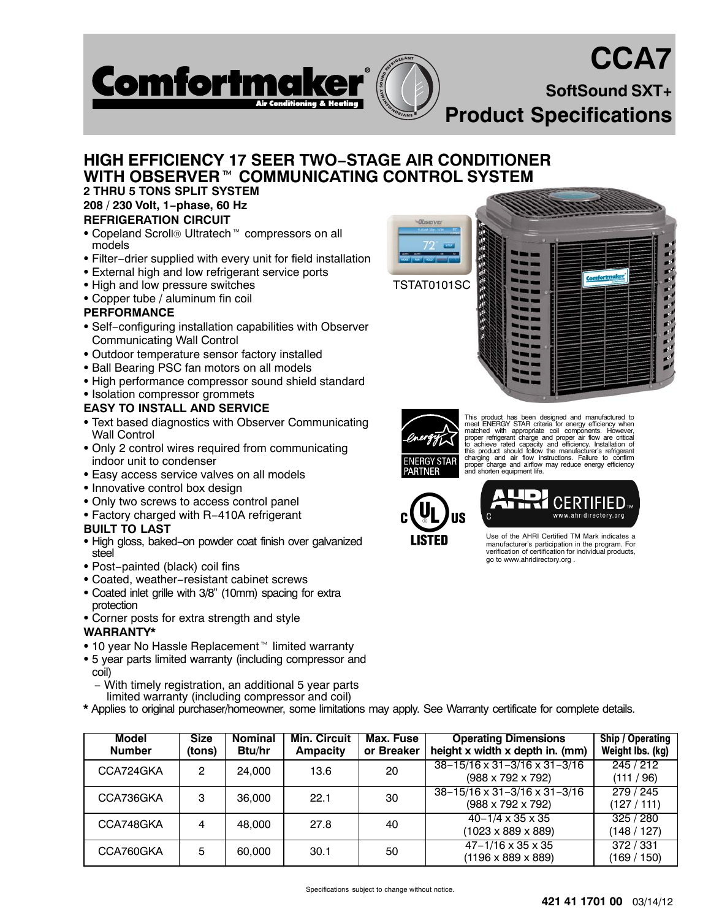Comfortmaker® Air Conditioning & Heating

# CCA7

## SoftSound SXT+

## Product Specifications

## HIGH EFFICIENCY 17 SEER TWO−STAGE AIR CONDITIONER WITH OBSERVER™ COMMUNICATING CONTROL SYSTEM

**2 THRU 5 TONS SPLIT SYSTEM**

**208 / 230 Volt, 1−phase, 60 Hz**

**REFRIGERATION CIRCUIT**

- Copeland Scroll® Ultratech™ compressors on all models
- Filter−drier supplied with every unit for field installation
- External high and low refrigerant service ports
- High and low pressure switches
- Copper tube / aluminum fin coil

**PERFORMANCE**

- Self−configuring installation capabilities with Observer Communicating Wall Control
- Outdoor temperature sensor factory installed
- Ball Bearing PSC fan motors on all models
- High performance compressor sound shield standard
- Isolation compressor grommets

**EASY TO INSTALL AND SERVICE**

- Text based diagnostics with Observer Communicating Wall Control
- Only 2 control wires required from communicating indoor unit to condenser
- Easy access service valves on all models
- Innovative control box design
- Only two screws to access control panel
- Factory charged with R−410A refrigerant

**BUILT TO LAST**

- High gloss, baked−on powder coat finish over galvanized steel
- Post−painted (black) coil fins
- Coated, weather−resistant cabinet screws
- Coated inlet grille with 3/8" (10mm) spacing for extra protection
- Corner posts for extra strength and style

**WARRANTY***

- 10 year No Hassle Replacement™ limited warranty
- 5 year parts limited warranty (including compressor and coil)
  - With timely registration, an additional 5 year parts limited warranty (including compressor and coil)

TSTAT0101SC

This product has been designed and manufactured to meet ENERGY STAR criteria for energy efficiency when matched with appropriate coil components. However, proper refrigerant charge and proper air flow are critical to achieve rated capacity and efficiency. Installation of this product should follow the manufacturer's refrigerant charging and air flow instructions. Failure to confirm proper charge and airflow may reduce energy efficiency and shorten equipment life.

Use of the AHRI Certified TM Mark indicates a manufacturer's participation in the program. For verification of certification for individual products, go to www.ahridirectory.org .

**\*** Applies to original purchaser/homeowner, some limitations may apply. See Warranty certificate for complete details.

| Model Number | Size (tons) | Nominal Btu/hr | Min. Circuit Ampacity | Max. Fuse or Breaker | Operating Dimensions height x width x depth in. (mm) | Ship / Operating Weight lbs. (kg) |
|---|---|---|---|---|---|---|
| CCA724GKA | 2 | 24,000 | 13.6 | 20 | 38−15/16 x 31−3/16 x 31−3/16 (988 x 792 x 792) | 245 / 212 (111 / 96) |
| CCA736GKA | 3 | 36,000 | 22.1 | 30 | 38−15/16 x 31−3/16 x 31−3/16 (988 x 792 x 792) | 279 / 245 (127 / 111) |
| CCA748GKA | 4 | 48,000 | 27.8 | 40 | 40−1/4 x 35 x 35 (1023 x 889 x 889) | 325 / 280 (148 / 127) |
| CCA760GKA | 5 | 60,000 | 30.1 | 50 | 47−1/16 x 35 x 35 (1196 x 889 x 889) | 372 / 331 (169 / 150) |

Specifications subject to change without notice.

421 41 1701 00 03/14/12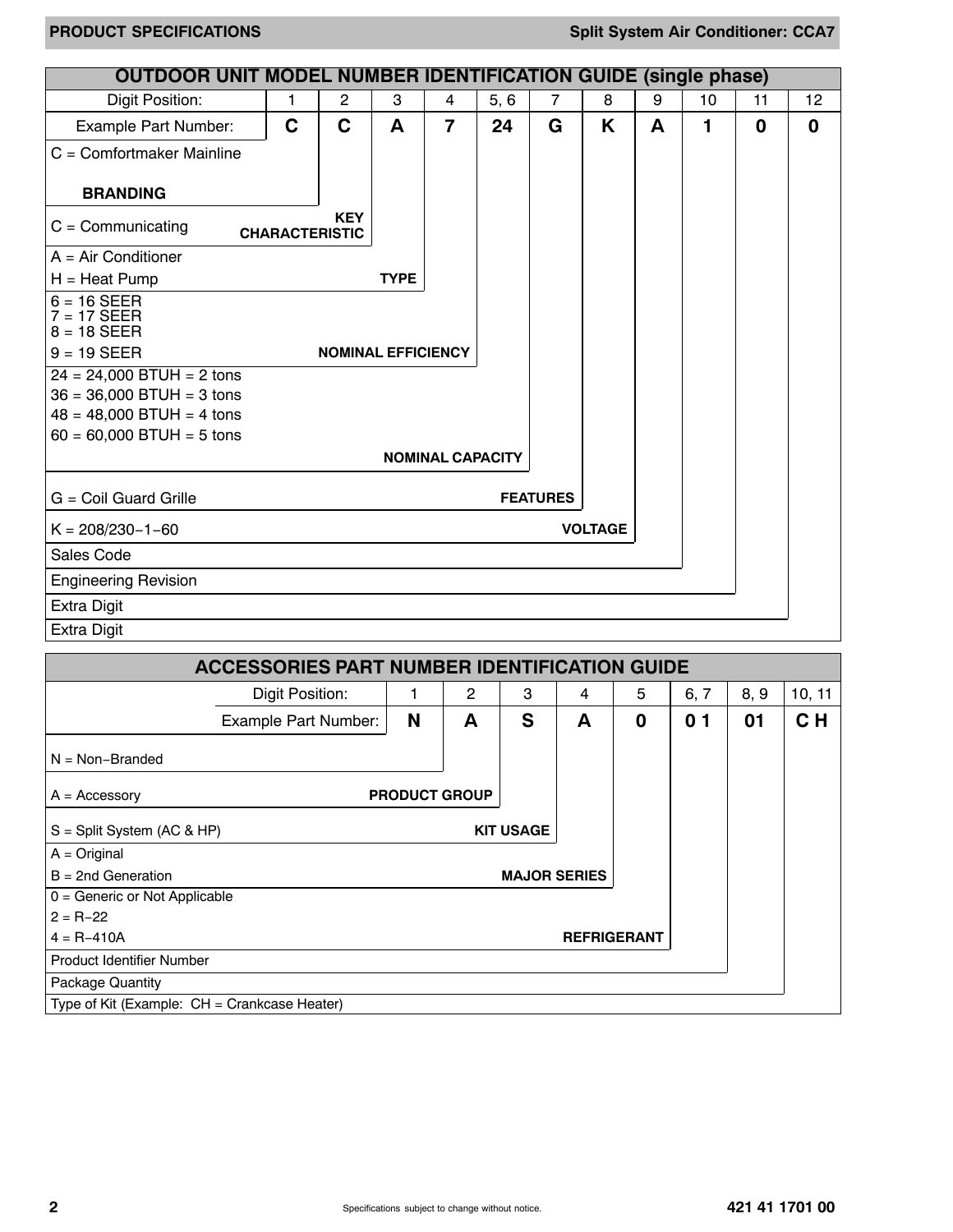## OUTDOOR UNIT MODEL NUMBER IDENTIFICATION GUIDE (single phase)

| Digit Position: | 1 | 2 | 3 | 4 | 5, 6 | 7 | 8 | 9 | 10 | 11 | 12 |
|---|---|---|---|---|---|---|---|---|---|---|---|
| Example Part Number: | **C** | **C** | **A** | **7** | **24** | **G** | **K** | **A** | **1** | **0** | **0** |

- **BRANDING** (Digit 1): C = Comfortmaker Mainline
- **KEY CHARACTERISTIC** (Digit 2): C = Communicating
- **TYPE** (Digit 3):
  - A = Air Conditioner
  - H = Heat Pump
- **NOMINAL EFFICIENCY** (Digit 4):
  - 6 = 16 SEER
  - 7 = 17 SEER
  - 8 = 18 SEER
  - 9 = 19 SEER
- **NOMINAL CAPACITY** (Digits 5, 6):
  - 24 = 24,000 BTUH = 2 tons
  - 36 = 36,000 BTUH = 3 tons
  - 48 = 48,000 BTUH = 4 tons
  - 60 = 60,000 BTUH = 5 tons
- **FEATURES** (Digit 7): G = Coil Guard Grille
- **VOLTAGE** (Digit 8): K = 208/230−1−60
- Digit 9: Sales Code
- Digit 10: Engineering Revision
- Digit 11: Extra Digit
- Digit 12: Extra Digit

## ACCESSORIES PART NUMBER IDENTIFICATION GUIDE

| Digit Position: | 1 | 2 | 3 | 4 | 5 | 6, 7 | 8, 9 | 10, 11 |
|---|---|---|---|---|---|---|---|---|
| Example Part Number: | **N** | **A** | **S** | **A** | **0** | **0 1** | **01** | **C H** |

- Digit 1: N = Non−Branded
- **PRODUCT GROUP** (Digit 2): A = Accessory
- **KIT USAGE** (Digit 3): S = Split System (AC & HP)
- **MAJOR SERIES** (Digit 4):
  - A = Original
  - B = 2nd Generation
- **REFRIGERANT** (Digit 5):
  - 0 = Generic or Not Applicable
  - 2 = R−22
  - 4 = R−410A
- Digits 6, 7: Product Identifier Number
- Digits 8, 9: Package Quantity
- Digits 10, 11: Type of Kit (Example: CH = Crankcase Heater)

Specifications subject to change without notice.

421 41 1701 00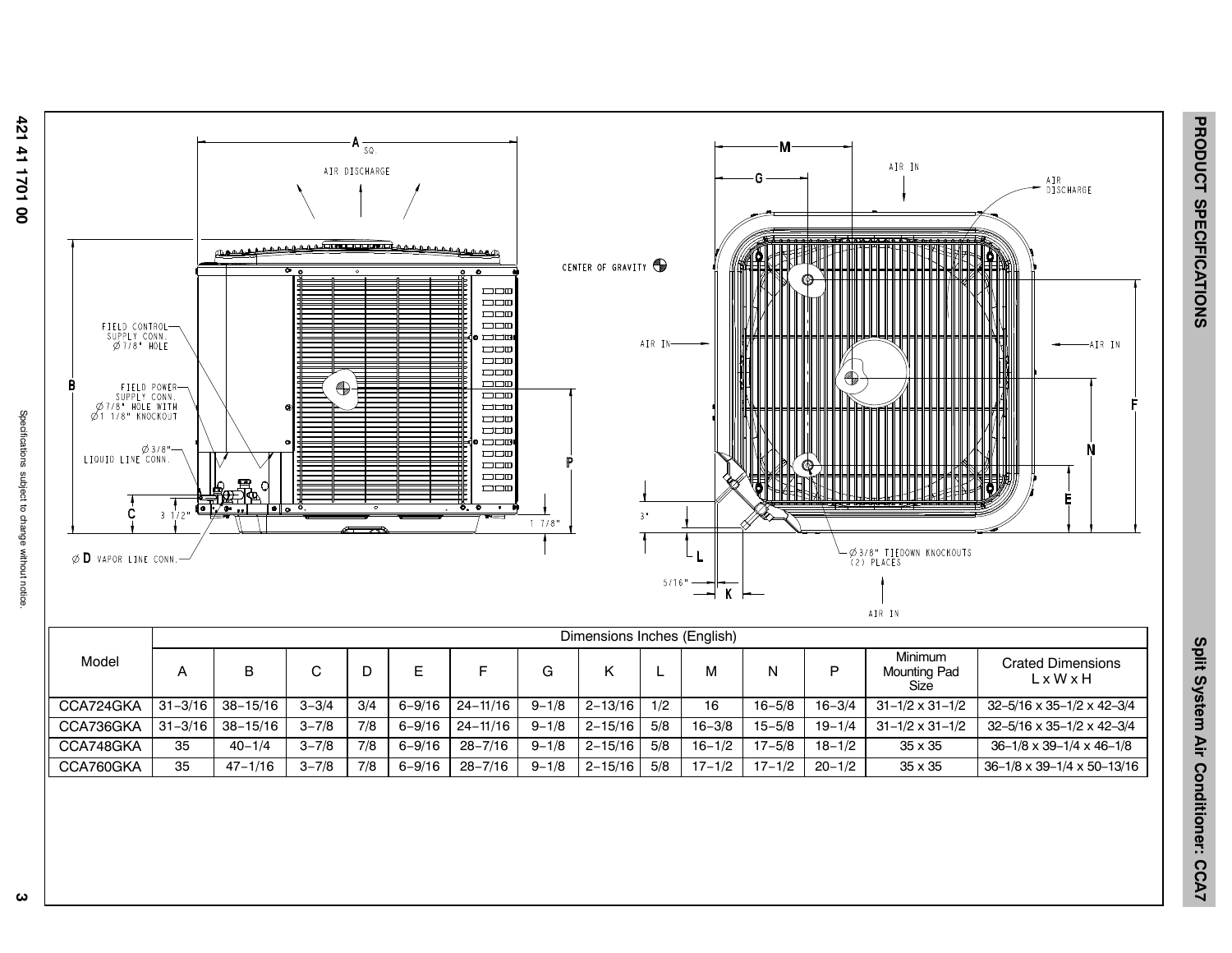| Model | Dimensions Inches (English) | | | | | | | | | | | | | |
|---|---|---|---|---|---|---|---|---|---|---|---|---|---|---|
| | A | B | C | D | E | F | G | K | L | M | N | P | Minimum Mounting Pad Size | Crated Dimensions L x W x H |
| CCA724GKA | 31–3/16 | 38–15/16 | 3–3/4 | 3/4 | 6–9/16 | 24–11/16 | 9–1/8 | 2–13/16 | 1/2 | 16 | 16–5/8 | 16–3/4 | 31–1/2 x 31–1/2 | 32–5/16 x 35–1/2 x 42–3/4 |
| CCA736GKA | 31–3/16 | 38–15/16 | 3–7/8 | 7/8 | 6–9/16 | 24–11/16 | 9–1/8 | 2–15/16 | 5/8 | 16–3/8 | 15–5/8 | 19–1/4 | 31–1/2 x 31–1/2 | 32–5/16 x 35–1/2 x 42–3/4 |
| CCA748GKA | 35 | 40–1/4 | 3–7/8 | 7/8 | 6–9/16 | 28–7/16 | 9–1/8 | 2–15/16 | 5/8 | 16–1/2 | 17–5/8 | 18–1/2 | 35 x 35 | 36–1/8 x 39–1/4 x 46–1/8 |
| CCA760GKA | 35 | 47–1/16 | 3–7/8 | 7/8 | 6–9/16 | 28–7/16 | 9–1/8 | 2–15/16 | 5/8 | 17–1/2 | 17–1/2 | 20–1/2 | 35 x 35 | 36–1/8 x 39–1/4 x 50–13/16 |

Specifications subject to change without notice.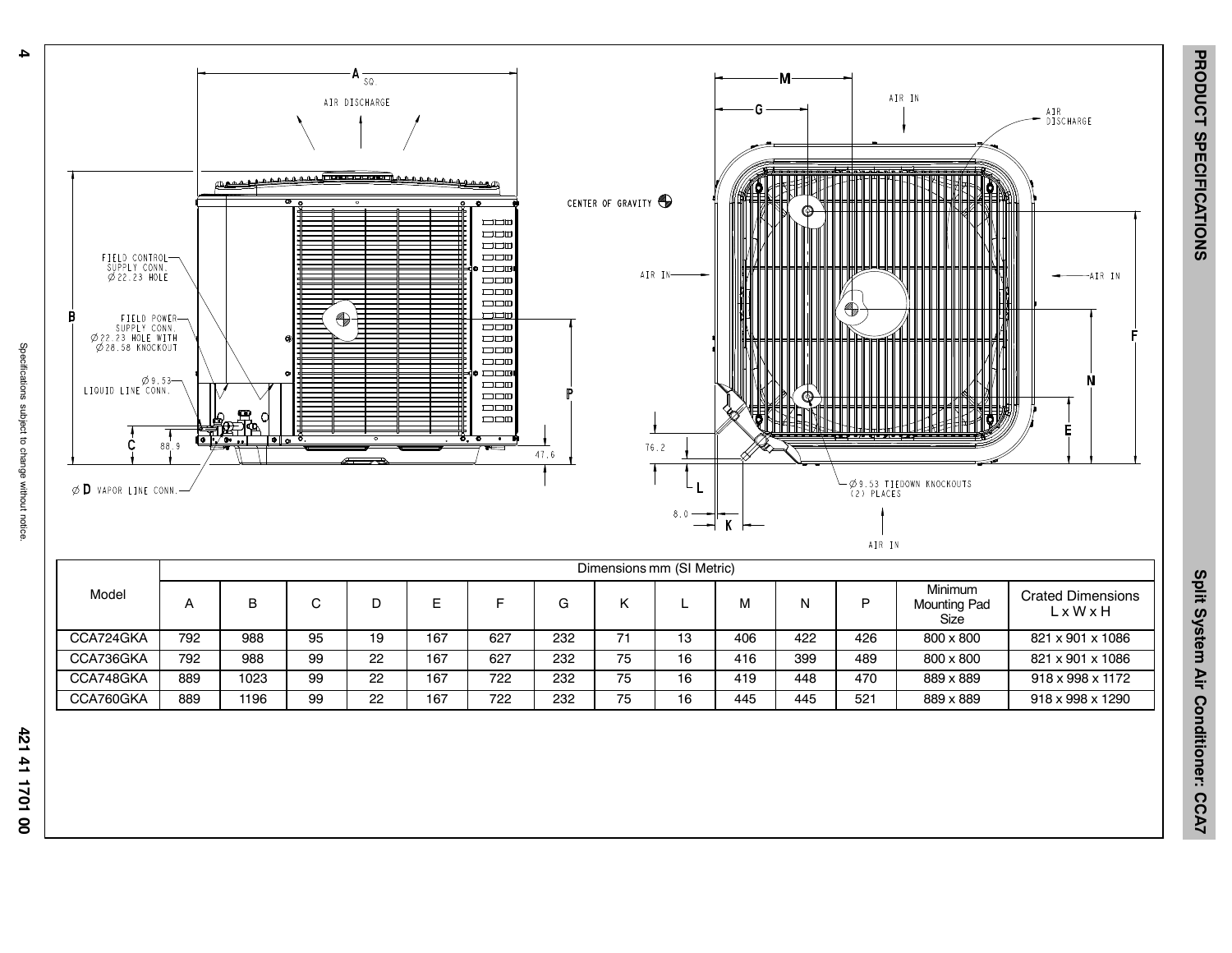AIR DISCHARGE

A SQ.

FIELD CONTROL SUPPLY CONN. Ø22.23 HOLE

FIELD POWER SUPPLY CONN. Ø22.23 HOLE WITH Ø28.58 KNOCKOUT

Ø9.53 LIQUID LINE CONN.

Ø D VAPOR LINE CONN.

CENTER OF GRAVITY

AIR IN

AIR DISCHARGE

Ø9.53 TIEDOWN KNOCKOUTS (2) PLACES

| Model | Dimensions mm (SI Metric) | | | | | | | | | | | | | |
|---|---|---|---|---|---|---|---|---|---|---|---|---|---|---|
| | A | B | C | D | E | F | G | K | L | M | N | P | Minimum Mounting Pad Size | Crated Dimensions L x W x H |
| CCA724GKA | 792 | 988 | 95 | 19 | 167 | 627 | 232 | 71 | 13 | 406 | 422 | 426 | 800 x 800 | 821 x 901 x 1086 |
| CCA736GKA | 792 | 988 | 99 | 22 | 167 | 627 | 232 | 75 | 16 | 416 | 399 | 489 | 800 x 800 | 821 x 901 x 1086 |
| CCA748GKA | 889 | 1023 | 99 | 22 | 167 | 722 | 232 | 75 | 16 | 419 | 448 | 470 | 889 x 889 | 918 x 998 x 1172 |
| CCA760GKA | 889 | 1196 | 99 | 22 | 167 | 722 | 232 | 75 | 16 | 445 | 445 | 521 | 889 x 889 | 918 x 998 x 1290 |

Specifications subject to change without notice.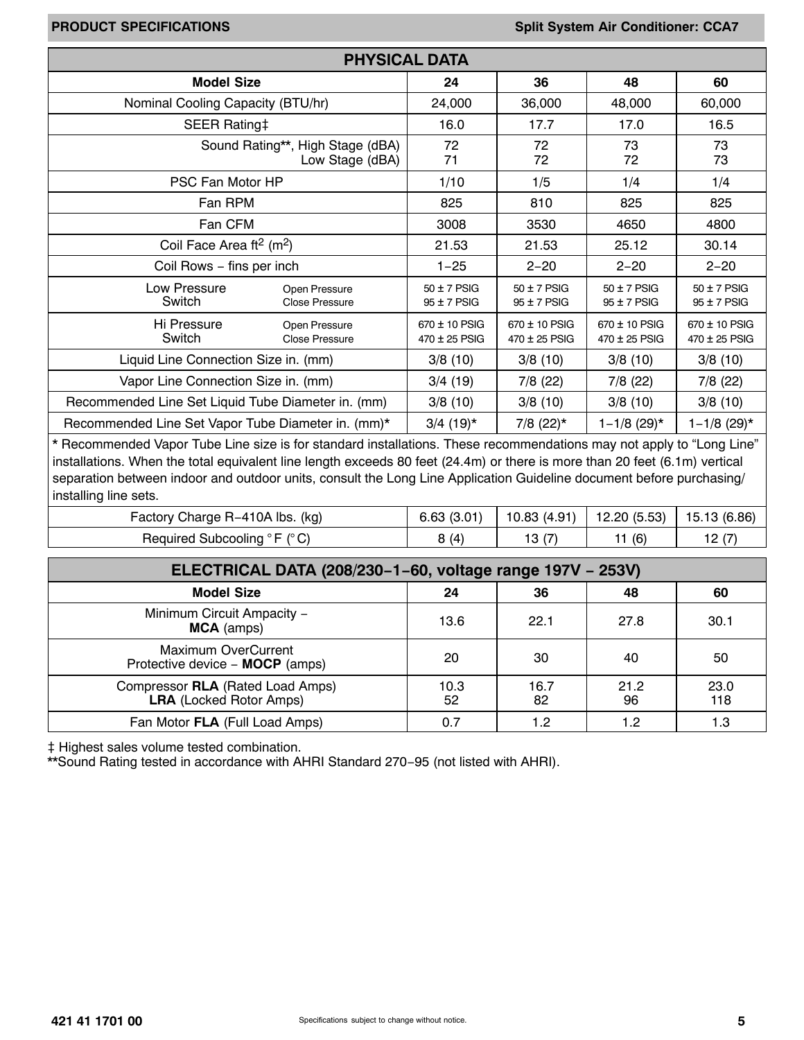## PHYSICAL DATA

| Model Size | | 24 | 36 | 48 | 60 |
|---|---|---|---|---|---|
| Nominal Cooling Capacity (BTU/hr) | | 24,000 | 36,000 | 48,000 | 60,000 |
| SEER Rating‡ | | 16.0 | 17.7 | 17.0 | 16.5 |
| Sound Rating**, High Stage (dBA) | | 72 | 72 | 73 | 73 |
| Sound Rating**, Low Stage (dBA) | | 71 | 72 | 72 | 73 |
| PSC Fan Motor HP | | 1/10 | 1/5 | 1/4 | 1/4 |
| Fan RPM | | 825 | 810 | 825 | 825 |
| Fan CFM | | 3008 | 3530 | 4650 | 4800 |
| Coil Face Area ft$^2$ (m$^2$) | | 21.53 | 21.53 | 25.12 | 30.14 |
| Coil Rows − fins per inch | | 1−25 | 2−20 | 2−20 | 2−20 |
| Low Pressure Switch | Open Pressure | 50 ± 7 PSIG | 50 ± 7 PSIG | 50 ± 7 PSIG | 50 ± 7 PSIG |
| | Close Pressure | 95 ± 7 PSIG | 95 ± 7 PSIG | 95 ± 7 PSIG | 95 ± 7 PSIG |
| Hi Pressure Switch | Open Pressure | 670 ± 10 PSIG | 670 ± 10 PSIG | 670 ± 10 PSIG | 670 ± 10 PSIG |
| | Close Pressure | 470 ± 25 PSIG | 470 ± 25 PSIG | 470 ± 25 PSIG | 470 ± 25 PSIG |
| Liquid Line Connection Size in. (mm) | | 3/8 (10) | 3/8 (10) | 3/8 (10) | 3/8 (10) |
| Vapor Line Connection Size in. (mm) | | 3/4 (19) | 7/8 (22) | 7/8 (22) | 7/8 (22) |
| Recommended Line Set Liquid Tube Diameter in. (mm) | | 3/8 (10) | 3/8 (10) | 3/8 (10) | 3/8 (10) |
| Recommended Line Set Vapor Tube Diameter in. (mm)* | | 3/4 (19)* | 7/8 (22)* | 1−1/8 (29)* | 1−1/8 (29)* |
| Factory Charge R−410A lbs. (kg) | | 6.63 (3.01) | 10.83 (4.91) | 12.20 (5.53) | 15.13 (6.86) |
| Required Subcooling °F (°C) | | 8 (4) | 13 (7) | 11 (6) | 12 (7) |

* Recommended Vapor Tube Line size is for standard installations. These recommendations may not apply to “Long Line” installations. When the total equivalent line length exceeds 80 feet (24.4m) or there is more than 20 feet (6.1m) vertical separation between indoor and outdoor units, consult the Long Line Application Guideline document before purchasing/installing line sets.

## ELECTRICAL DATA (208/230−1−60, voltage range 197V − 253V)

| Model Size | 24 | 36 | 48 | 60 |
|---|---|---|---|---|
| Minimum Circuit Ampacity − **MCA** (amps) | 13.6 | 22.1 | 27.8 | 30.1 |
| Maximum OverCurrent Protective device − **MOCP** (amps) | 20 | 30 | 40 | 50 |
| Compressor **RLA** (Rated Load Amps) | 10.3 | 16.7 | 21.2 | 23.0 |
| **LRA** (Locked Rotor Amps) | 52 | 82 | 96 | 118 |
| Fan Motor **FLA** (Full Load Amps) | 0.7 | 1.2 | 1.2 | 1.3 |

‡ Highest sales volume tested combination.

**Sound Rating tested in accordance with AHRI Standard 270−95 (not listed with AHRI).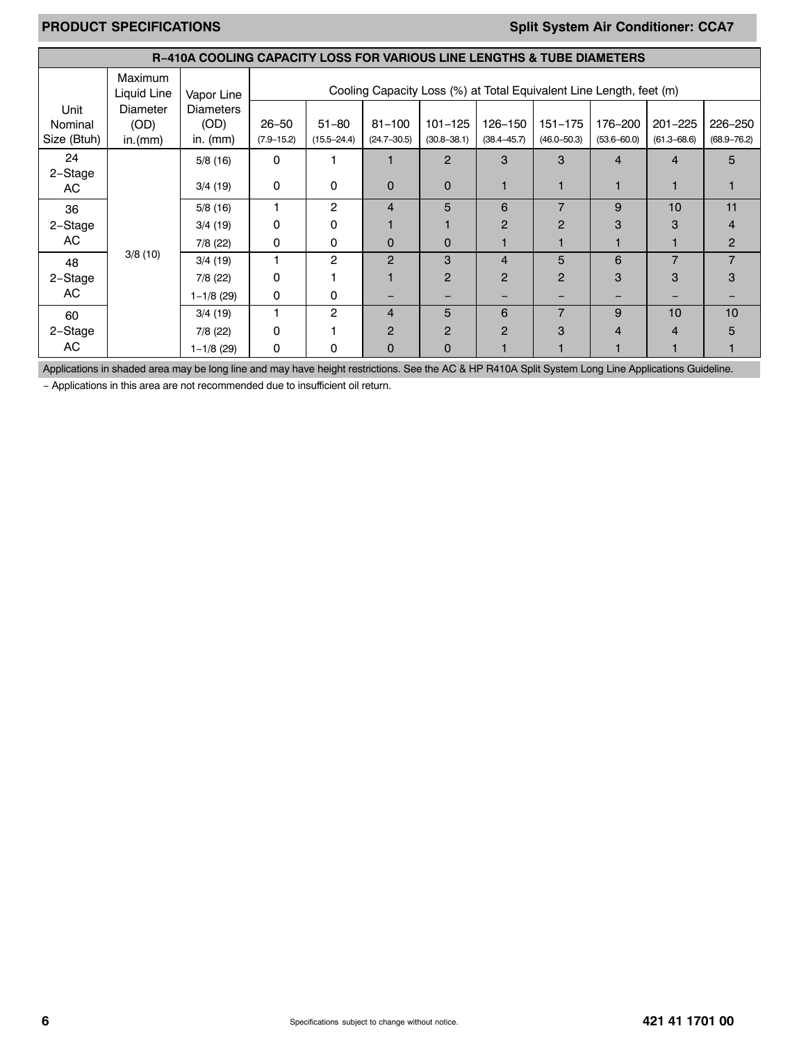## R−410A COOLING CAPACITY LOSS FOR VARIOUS LINE LENGTHS & TUBE DIAMETERS

| Unit Nominal Size (Btuh) | Maximum Liquid Line Diameter (OD) in.(mm) | Vapor Line Diameters (OD) in. (mm) | Cooling Capacity Loss (%) at Total Equivalent Line Length, feet (m) | | | | | | | | |
|---|---|---|---|---|---|---|---|---|---|---|---|
| | | | 26−50 (7.9−15.2) | 51−80 (15.5−24.4) | 81−100 (24.7−30.5) | 101−125 (30.8−38.1) | 126−150 (38.4−45.7) | 151−175 (46.0−50.3) | 176−200 (53.6−60.0) | 201−225 (61.3−68.6) | 226−250 (68.9−76.2) |
| 24 2−Stage AC | 3/8 (10) | 5/8 (16) | 0 | 1 | 1 | 2 | 3 | 3 | 4 | 4 | 5 |
| | | 3/4 (19) | 0 | 0 | 0 | 0 | 1 | 1 | 1 | 1 | 1 |
| 36 2−Stage AC | | 5/8 (16) | 1 | 2 | 4 | 5 | 6 | 7 | 9 | 10 | 11 |
| | | 3/4 (19) | 0 | 0 | 1 | 1 | 2 | 2 | 3 | 3 | 4 |
| | | 7/8 (22) | 0 | 0 | 0 | 0 | 1 | 1 | 1 | 1 | 2 |
| 48 2−Stage AC | | 3/4 (19) | 1 | 2 | 2 | 3 | 4 | 5 | 6 | 7 | 7 |
| | | 7/8 (22) | 0 | 1 | 1 | 2 | 2 | 2 | 3 | 3 | 3 |
| | | 1−1/8 (29) | 0 | 0 | − | − | − | − | − | − | − |
| 60 2−Stage AC | | 3/4 (19) | 1 | 2 | 4 | 5 | 6 | 7 | 9 | 10 | 10 |
| | | 7/8 (22) | 0 | 1 | 2 | 2 | 2 | 3 | 4 | 4 | 5 |
| | | 1−1/8 (29) | 0 | 0 | 0 | 0 | 1 | 1 | 1 | 1 | 1 |

Applications in shaded area may be long line and may have height restrictions. See the AC & HP R410A Split System Long Line Applications Guideline.

− Applications in this area are not recommended due to insufficient oil return.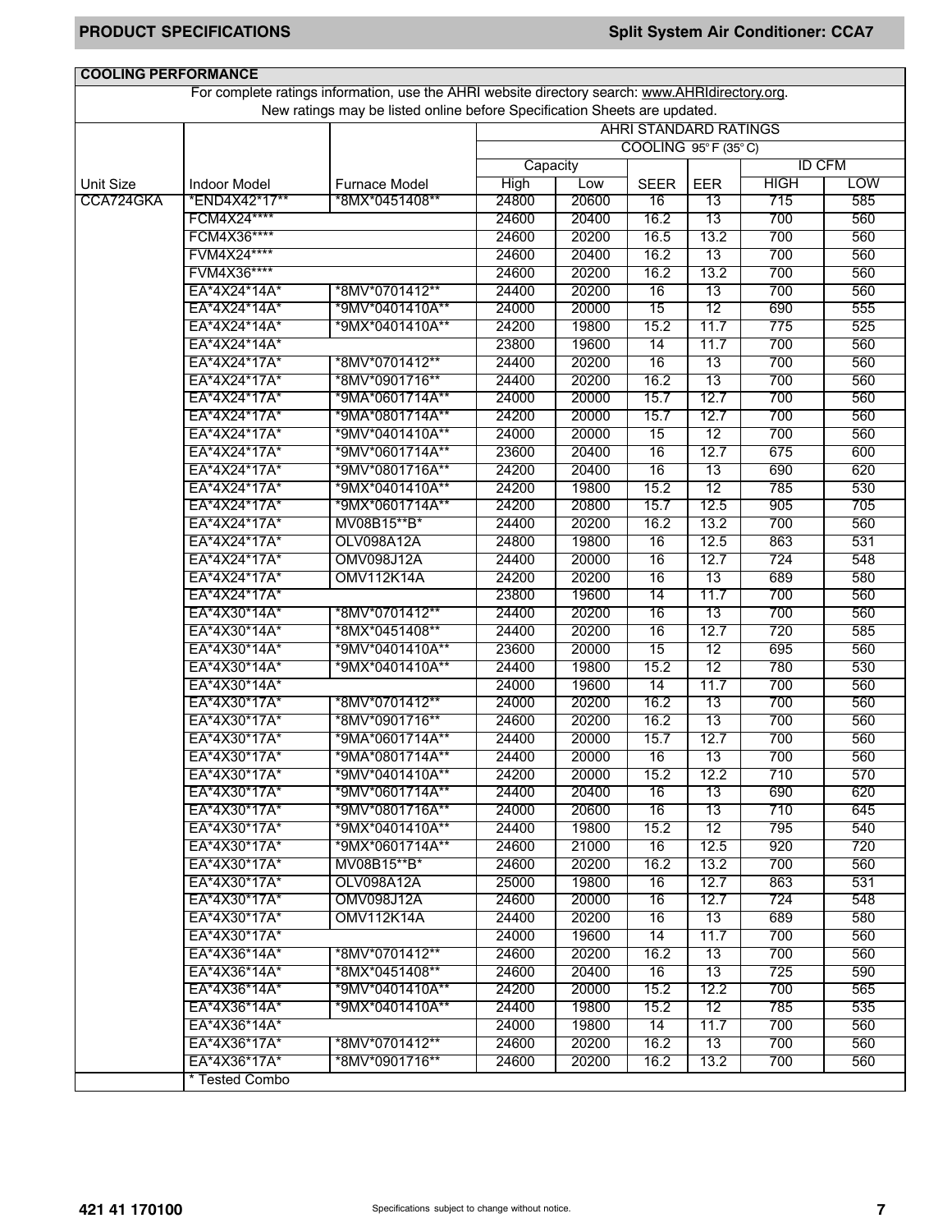## COOLING PERFORMANCE

For complete ratings information, use the AHRI website directory search: www.AHRIdirectory.org.
New ratings may be listed online before Specification Sheets are updated.

| Unit Size | Indoor Model | Furnace Model | AHRI STANDARD RATINGS COOLING 95° F (35° C) | | | | | |
|---|---|---|---|---|---|---|---|---|
| | | | Capacity | | SEER | EER | ID CFM | |
| | | | High | Low | | | HIGH | LOW |
| CCA724GKA | *END4X42*17** | *8MX*0451408** | 24800 | 20600 | 16 | 13 | 715 | 585 |
| | FCM4X24**** | | 24600 | 20400 | 16.2 | 13 | 700 | 560 |
| | FCM4X36**** | | 24600 | 20200 | 16.5 | 13.2 | 700 | 560 |
| | FVM4X24**** | | 24600 | 20400 | 16.2 | 13 | 700 | 560 |
| | FVM4X36**** | | 24600 | 20200 | 16.2 | 13.2 | 700 | 560 |
| | EA*4X24*14A* | *8MV*0701412** | 24400 | 20200 | 16 | 13 | 700 | 560 |
| | EA*4X24*14A* | *9MV*0401410A** | 24000 | 20000 | 15 | 12 | 690 | 555 |
| | EA*4X24*14A* | *9MX*0401410A** | 24200 | 19800 | 15.2 | 11.7 | 775 | 525 |
| | EA*4X24*14A* | | 23800 | 19600 | 14 | 11.7 | 700 | 560 |
| | EA*4X24*17A* | *8MV*0701412** | 24400 | 20200 | 16 | 13 | 700 | 560 |
| | EA*4X24*17A* | *8MV*0901716** | 24400 | 20200 | 16.2 | 13 | 700 | 560 |
| | EA*4X24*17A* | *9MA*0601714A** | 24000 | 20000 | 15.7 | 12.7 | 700 | 560 |
| | EA*4X24*17A* | *9MA*0801714A** | 24200 | 20000 | 15.7 | 12.7 | 700 | 560 |
| | EA*4X24*17A* | *9MV*0401410A** | 24000 | 20000 | 15 | 12 | 700 | 560 |
| | EA*4X24*17A* | *9MV*0601714A** | 23600 | 20400 | 16 | 12.7 | 675 | 600 |
| | EA*4X24*17A* | *9MV*0801716A** | 24200 | 20400 | 16 | 13 | 690 | 620 |
| | EA*4X24*17A* | *9MX*0401410A** | 24200 | 19800 | 15.2 | 12 | 785 | 530 |
| | EA*4X24*17A* | *9MX*0601714A** | 24200 | 20800 | 15.7 | 12.5 | 905 | 705 |
| | EA*4X24*17A* | MV08B15**B* | 24400 | 20200 | 16.2 | 13.2 | 700 | 560 |
| | EA*4X24*17A* | OLV098A12A | 24800 | 19800 | 16 | 12.5 | 863 | 531 |
| | EA*4X24*17A* | OMV098J12A | 24400 | 20000 | 16 | 12.7 | 724 | 548 |
| | EA*4X24*17A* | OMV112K14A | 24200 | 20200 | 16 | 13 | 689 | 580 |
| | EA*4X24*17A* | | 23800 | 19600 | 14 | 11.7 | 700 | 560 |
| | EA*4X30*14A* | *8MV*0701412** | 24400 | 20200 | 16 | 13 | 700 | 560 |
| | EA*4X30*14A* | *8MX*0451408** | 24400 | 20200 | 16 | 12.7 | 720 | 585 |
| | EA*4X30*14A* | *9MV*0401410A** | 23600 | 20000 | 15 | 12 | 695 | 560 |
| | EA*4X30*14A* | *9MX*0401410A** | 24400 | 19800 | 15.2 | 12 | 780 | 530 |
| | EA*4X30*14A* | | 24000 | 19600 | 14 | 11.7 | 700 | 560 |
| | EA*4X30*17A* | *8MV*0701412** | 24000 | 20200 | 16.2 | 13 | 700 | 560 |
| | EA*4X30*17A* | *8MV*0901716** | 24600 | 20200 | 16.2 | 13 | 700 | 560 |
| | EA*4X30*17A* | *9MA*0601714A** | 24400 | 20000 | 15.7 | 12.7 | 700 | 560 |
| | EA*4X30*17A* | *9MA*0801714A** | 24400 | 20000 | 16 | 13 | 700 | 560 |
| | EA*4X30*17A* | *9MV*0401410A** | 24200 | 20000 | 15.2 | 12.2 | 710 | 570 |
| | EA*4X30*17A* | *9MV*0601714A** | 24400 | 20400 | 16 | 13 | 690 | 620 |
| | EA*4X30*17A* | *9MV*0801716A** | 24000 | 20600 | 16 | 13 | 710 | 645 |
| | EA*4X30*17A* | *9MX*0401410A** | 24400 | 19800 | 15.2 | 12 | 795 | 540 |
| | EA*4X30*17A* | *9MX*0601714A** | 24600 | 21000 | 16 | 12.5 | 920 | 720 |
| | EA*4X30*17A* | MV08B15**B* | 24600 | 20200 | 16.2 | 13.2 | 700 | 560 |
| | EA*4X30*17A* | OLV098A12A | 25000 | 19800 | 16 | 12.7 | 863 | 531 |
| | EA*4X30*17A* | OMV098J12A | 24600 | 20000 | 16 | 12.7 | 724 | 548 |
| | EA*4X30*17A* | OMV112K14A | 24400 | 20200 | 16 | 13 | 689 | 580 |
| | EA*4X30*17A* | | 24000 | 19600 | 14 | 11.7 | 700 | 560 |
| | EA*4X36*14A* | *8MV*0701412** | 24600 | 20200 | 16.2 | 13 | 700 | 560 |
| | EA*4X36*14A* | *8MX*0451408** | 24600 | 20400 | 16 | 13 | 725 | 590 |
| | EA*4X36*14A* | *9MV*0401410A** | 24200 | 20000 | 15.2 | 12.2 | 700 | 565 |
| | EA*4X36*14A* | *9MX*0401410A** | 24400 | 19800 | 15.2 | 12 | 785 | 535 |
| | EA*4X36*14A* | | 24000 | 19800 | 14 | 11.7 | 700 | 560 |
| | EA*4X36*17A* | *8MV*0701412** | 24600 | 20200 | 16.2 | 13 | 700 | 560 |
| | EA*4X36*17A* | *8MV*0901716** | 24600 | 20200 | 16.2 | 13.2 | 700 | 560 |
| | * Tested Combo | | | | | | | |

421 41 170100

Specifications subject to change without notice.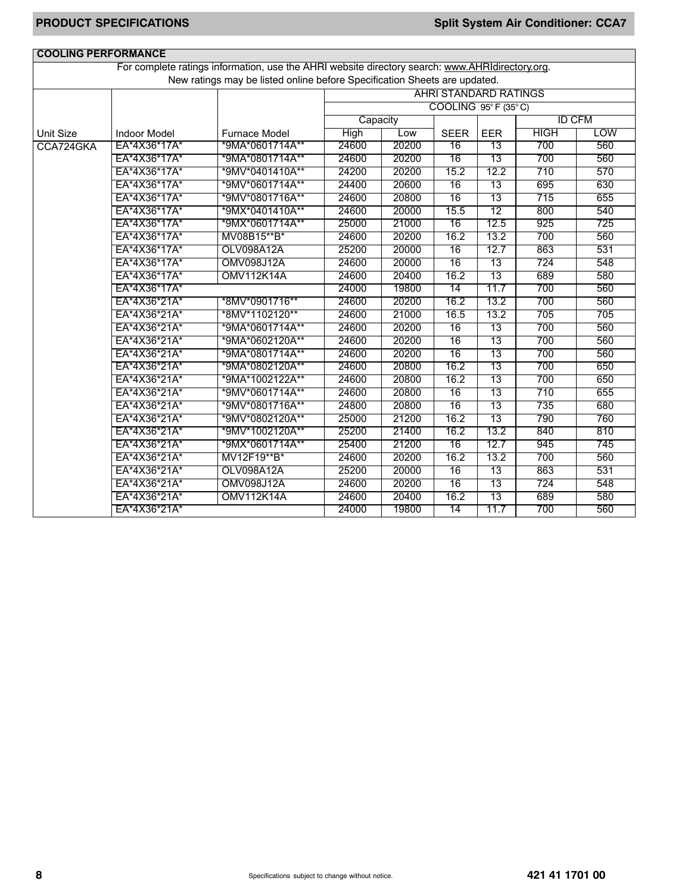## COOLING PERFORMANCE

For complete ratings information, use the AHRI website directory search: www.AHRIdirectory.org.
New ratings may be listed online before Specification Sheets are updated.

| | | | AHRI STANDARD RATINGS | | | | | |
|---|---|---|---|---|---|---|---|---|
| | | | COOLING 95° F (35° C) | | | | | |
| | | | Capacity | | | | ID CFM | |
| Unit Size | Indoor Model | Furnace Model | High | Low | SEER | EER | HIGH | LOW |
| CCA724GKA | EA*4X36*17A* | *9MA*0601714A** | 24600 | 20200 | 16 | 13 | 700 | 560 |
| | EA*4X36*17A* | *9MA*0801714A** | 24600 | 20200 | 16 | 13 | 700 | 560 |
| | EA*4X36*17A* | *9MV*0401410A** | 24200 | 20200 | 15.2 | 12.2 | 710 | 570 |
| | EA*4X36*17A* | *9MV*0601714A** | 24400 | 20600 | 16 | 13 | 695 | 630 |
| | EA*4X36*17A* | *9MV*0801716A** | 24600 | 20800 | 16 | 13 | 715 | 655 |
| | EA*4X36*17A* | *9MX*0401410A** | 24600 | 20000 | 15.5 | 12 | 800 | 540 |
| | EA*4X36*17A* | *9MX*0601714A** | 25000 | 21000 | 16 | 12.5 | 925 | 725 |
| | EA*4X36*17A* | MV08B15**B* | 24600 | 20200 | 16.2 | 13.2 | 700 | 560 |
| | EA*4X36*17A* | OLV098A12A | 25200 | 20000 | 16 | 12.7 | 863 | 531 |
| | EA*4X36*17A* | OMV098J12A | 24600 | 20000 | 16 | 13 | 724 | 548 |
| | EA*4X36*17A* | OMV112K14A | 24600 | 20400 | 16.2 | 13 | 689 | 580 |
| | EA*4X36*17A* | | 24000 | 19800 | 14 | 11.7 | 700 | 560 |
| | EA*4X36*21A* | *8MV*0901716** | 24600 | 20200 | 16.2 | 13.2 | 700 | 560 |
| | EA*4X36*21A* | *8MV*1102120** | 24600 | 21000 | 16.5 | 13.2 | 705 | 705 |
| | EA*4X36*21A* | *9MA*0601714A** | 24600 | 20200 | 16 | 13 | 700 | 560 |
| | EA*4X36*21A* | *9MA*0602120A** | 24600 | 20200 | 16 | 13 | 700 | 560 |
| | EA*4X36*21A* | *9MA*0801714A** | 24600 | 20200 | 16 | 13 | 700 | 560 |
| | EA*4X36*21A* | *9MA*0802120A** | 24600 | 20800 | 16.2 | 13 | 700 | 650 |
| | EA*4X36*21A* | *9MA*1002122A** | 24600 | 20800 | 16.2 | 13 | 700 | 650 |
| | EA*4X36*21A* | *9MV*0601714A** | 24600 | 20800 | 16 | 13 | 710 | 655 |
| | EA*4X36*21A* | *9MV*0801716A** | 24800 | 20800 | 16 | 13 | 735 | 680 |
| | EA*4X36*21A* | *9MV*0802120A** | 25000 | 21200 | 16.2 | 13 | 790 | 760 |
| | EA*4X36*21A* | *9MV*1002120A** | 25200 | 21400 | 16.2 | 13.2 | 840 | 810 |
| | EA*4X36*21A* | *9MX*0601714A** | 25400 | 21200 | 16 | 12.7 | 945 | 745 |
| | EA*4X36*21A* | MV12F19**B* | 24600 | 20200 | 16.2 | 13.2 | 700 | 560 |
| | EA*4X36*21A* | OLV098A12A | 25200 | 20000 | 16 | 13 | 863 | 531 |
| | EA*4X36*21A* | OMV098J12A | 24600 | 20200 | 16 | 13 | 724 | 548 |
| | EA*4X36*21A* | OMV112K14A | 24600 | 20400 | 16.2 | 13 | 689 | 580 |
| | EA*4X36*21A* | | 24000 | 19800 | 14 | 11.7 | 700 | 560 |

Specifications subject to change without notice.

421 41 1701 00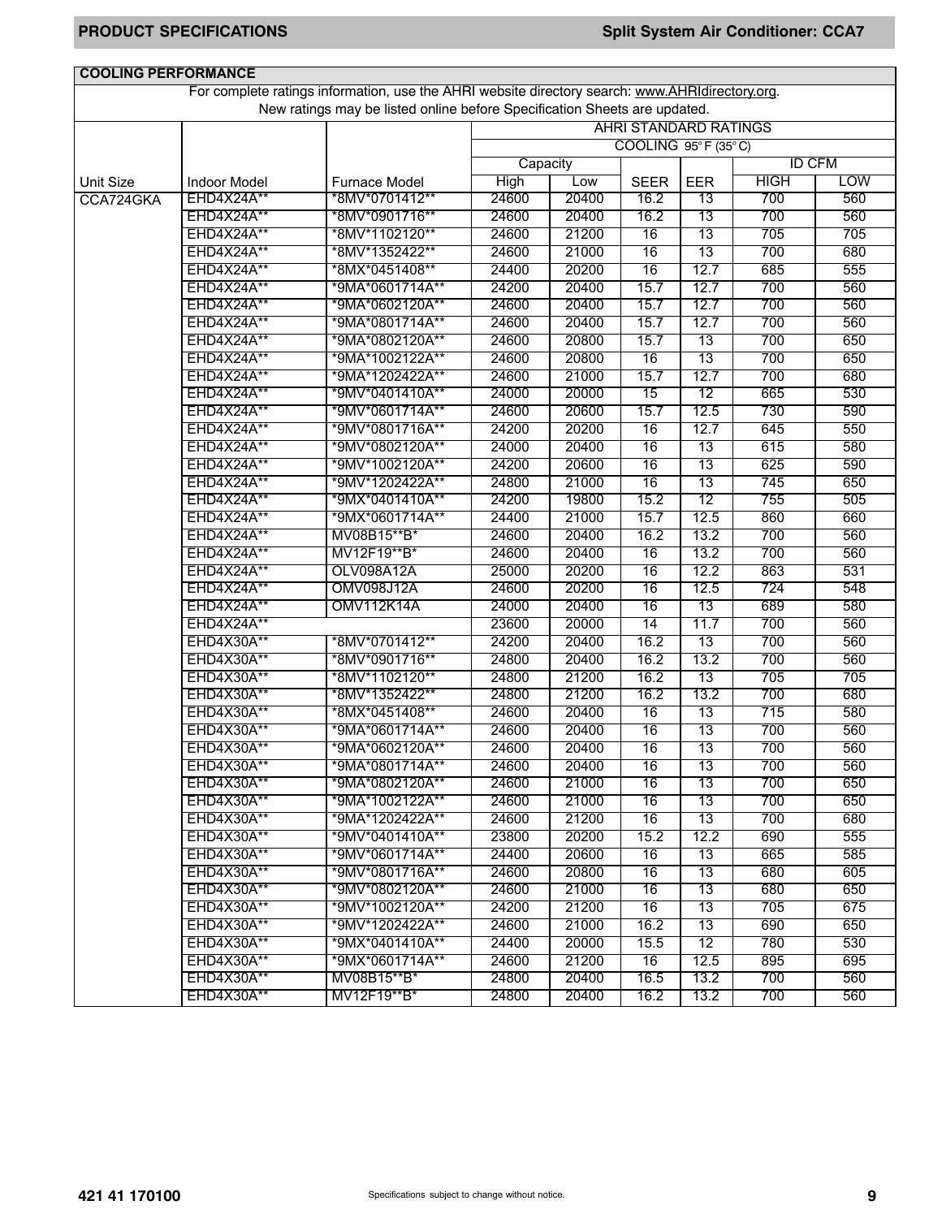## COOLING PERFORMANCE

For complete ratings information, use the AHRI website directory search: www.AHRIdirectory.org.
New ratings may be listed online before Specification Sheets are updated.

| Unit Size | Indoor Model | Furnace Model | AHRI STANDARD RATINGS | | | | | |
|---|---|---|---|---|---|---|---|---|
| | | | COOLING 95° F (35° C) | | | | | |
| | | | Capacity | | | | ID CFM | |
| | | | High | Low | SEER | EER | HIGH | LOW |
| CCA724GKA | EHD4X24A** | *8MV*0701412** | 24600 | 20400 | 16.2 | 13 | 700 | 560 |
| | EHD4X24A** | *8MV*0901716** | 24600 | 20400 | 16.2 | 13 | 700 | 560 |
| | EHD4X24A** | *8MV*1102120** | 24600 | 21200 | 16 | 13 | 705 | 705 |
| | EHD4X24A** | *8MV*1352422** | 24600 | 21000 | 16 | 13 | 700 | 680 |
| | EHD4X24A** | *8MX*0451408** | 24400 | 20200 | 16 | 12.7 | 685 | 555 |
| | EHD4X24A** | *9MA*0601714A** | 24200 | 20400 | 15.7 | 12.7 | 700 | 560 |
| | EHD4X24A** | *9MA*0602120A** | 24600 | 20400 | 15.7 | 12.7 | 700 | 560 |
| | EHD4X24A** | *9MA*0801714A** | 24600 | 20400 | 15.7 | 12.7 | 700 | 560 |
| | EHD4X24A** | *9MA*0802120A** | 24600 | 20800 | 15.7 | 13 | 700 | 650 |
| | EHD4X24A** | *9MA*1002122A** | 24600 | 20800 | 16 | 13 | 700 | 650 |
| | EHD4X24A** | *9MA*1202422A** | 24600 | 21000 | 15.7 | 12.7 | 700 | 680 |
| | EHD4X24A** | *9MV*0401410A** | 24000 | 20000 | 15 | 12 | 665 | 530 |
| | EHD4X24A** | *9MV*0601714A** | 24600 | 20600 | 15.7 | 12.5 | 730 | 590 |
| | EHD4X24A** | *9MV*0801716A** | 24200 | 20200 | 16 | 12.7 | 645 | 550 |
| | EHD4X24A** | *9MV*0802120A** | 24000 | 20400 | 16 | 13 | 615 | 580 |
| | EHD4X24A** | *9MV*1002120A** | 24200 | 20600 | 16 | 13 | 625 | 590 |
| | EHD4X24A** | *9MV*1202422A** | 24800 | 21000 | 16 | 13 | 745 | 650 |
| | EHD4X24A** | *9MX*0401410A** | 24200 | 19800 | 15.2 | 12 | 755 | 505 |
| | EHD4X24A** | *9MX*0601714A** | 24400 | 21000 | 15.7 | 12.5 | 860 | 660 |
| | EHD4X24A** | MV08B15**B* | 24600 | 20400 | 16.2 | 13.2 | 700 | 560 |
| | EHD4X24A** | MV12F19**B* | 24600 | 20400 | 16 | 13.2 | 700 | 560 |
| | EHD4X24A** | OLV098A12A | 25000 | 20200 | 16 | 12.2 | 863 | 531 |
| | EHD4X24A** | OMV098J12A | 24600 | 20200 | 16 | 12.5 | 724 | 548 |
| | EHD4X24A** | OMV112K14A | 24000 | 20400 | 16 | 13 | 689 | 580 |
| | EHD4X24A** | | 23600 | 20000 | 14 | 11.7 | 700 | 560 |
| | EHD4X30A** | *8MV*0701412** | 24200 | 20400 | 16.2 | 13 | 700 | 560 |
| | EHD4X30A** | *8MV*0901716** | 24800 | 20400 | 16.2 | 13.2 | 700 | 560 |
| | EHD4X30A** | *8MV*1102120** | 24800 | 21200 | 16.2 | 13 | 705 | 705 |
| | EHD4X30A** | *8MV*1352422** | 24800 | 21200 | 16.2 | 13.2 | 700 | 680 |
| | EHD4X30A** | *8MX*0451408** | 24600 | 20400 | 16 | 13 | 715 | 580 |
| | EHD4X30A** | *9MA*0601714A** | 24600 | 20400 | 16 | 13 | 700 | 560 |
| | EHD4X30A** | *9MA*0602120A** | 24600 | 20400 | 16 | 13 | 700 | 560 |
| | EHD4X30A** | *9MA*0801714A** | 24600 | 20400 | 16 | 13 | 700 | 560 |
| | EHD4X30A** | *9MA*0802120A** | 24600 | 21000 | 16 | 13 | 700 | 650 |
| | EHD4X30A** | *9MA*1002122A** | 24600 | 21000 | 16 | 13 | 700 | 650 |
| | EHD4X30A** | *9MA*1202422A** | 24600 | 21200 | 16 | 13 | 700 | 680 |
| | EHD4X30A** | *9MV*0401410A** | 23800 | 20200 | 15.2 | 12.2 | 690 | 555 |
| | EHD4X30A** | *9MV*0601714A** | 24400 | 20600 | 16 | 13 | 665 | 585 |
| | EHD4X30A** | *9MV*0801716A** | 24600 | 20800 | 16 | 13 | 680 | 605 |
| | EHD4X30A** | *9MV*0802120A** | 24600 | 21000 | 16 | 13 | 680 | 650 |
| | EHD4X30A** | *9MV*1002120A** | 24200 | 21200 | 16 | 13 | 705 | 675 |
| | EHD4X30A** | *9MV*1202422A** | 24600 | 21000 | 16.2 | 13 | 690 | 650 |
| | EHD4X30A** | *9MX*0401410A** | 24400 | 20000 | 15.5 | 12 | 780 | 530 |
| | EHD4X30A** | *9MX*0601714A** | 24600 | 21200 | 16 | 12.5 | 895 | 695 |
| | EHD4X30A** | MV08B15**B* | 24800 | 20400 | 16.5 | 13.2 | 700 | 560 |
| | EHD4X30A** | MV12F19**B* | 24800 | 20400 | 16.2 | 13.2 | 700 | 560 |

421 41 170100

Specifications subject to change without notice.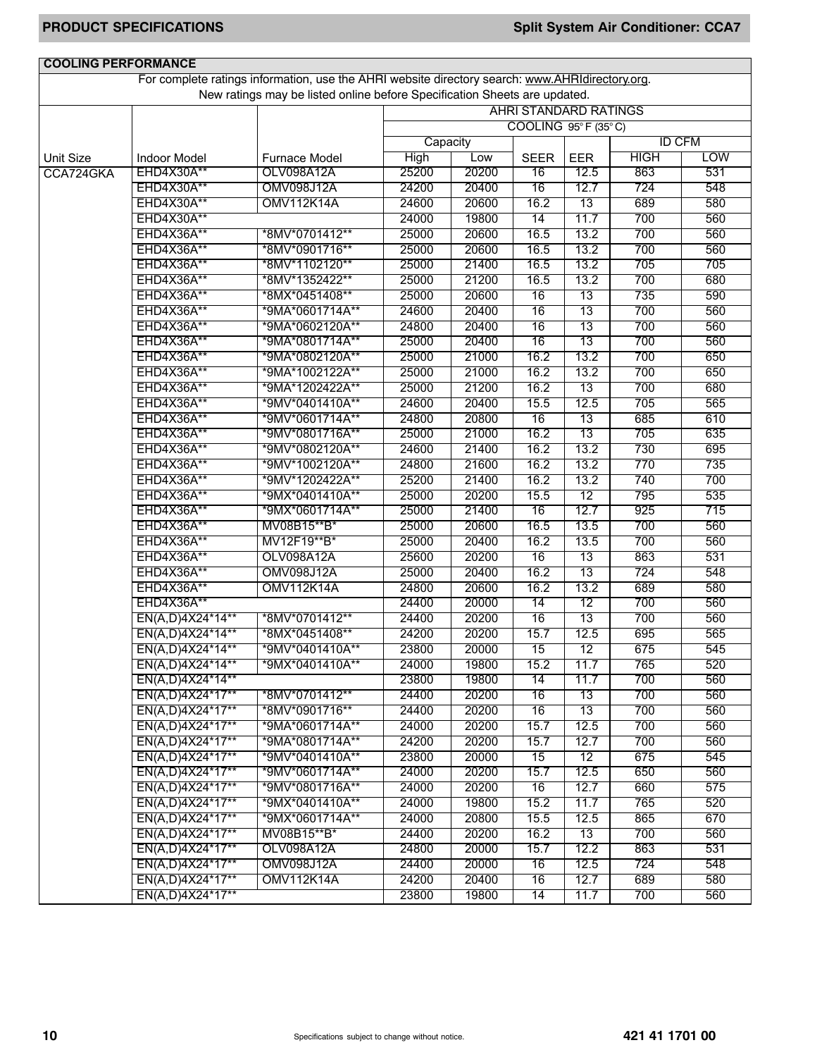## COOLING PERFORMANCE

For complete ratings information, use the AHRI website directory search: www.AHRIdirectory.org.
New ratings may be listed online before Specification Sheets are updated.

| | | | AHRI STANDARD RATINGS | | | | | |
|---|---|---|---|---|---|---|---|---|
| | | | COOLING 95° F (35° C) | | | | | |
| | | | Capacity | | | | ID CFM | |
| Unit Size | Indoor Model | Furnace Model | High | Low | SEER | EER | HIGH | LOW |
| CCA724GKA | EHD4X30A** | OLV098A12A | 25200 | 20200 | 16 | 12.5 | 863 | 531 |
| | EHD4X30A** | OMV098J12A | 24200 | 20400 | 16 | 12.7 | 724 | 548 |
| | EHD4X30A** | OMV112K14A | 24600 | 20600 | 16.2 | 13 | 689 | 580 |
| | EHD4X30A** | | 24000 | 19800 | 14 | 11.7 | 700 | 560 |
| | EHD4X36A** | *8MV*0701412** | 25000 | 20600 | 16.5 | 13.2 | 700 | 560 |
| | EHD4X36A** | *8MV*0901716** | 25000 | 20600 | 16.5 | 13.2 | 700 | 560 |
| | EHD4X36A** | *8MV*1102120** | 25000 | 21400 | 16.5 | 13.2 | 705 | 705 |
| | EHD4X36A** | *8MV*1352422** | 25000 | 21200 | 16.5 | 13.2 | 700 | 680 |
| | EHD4X36A** | *8MX*0451408** | 25000 | 20600 | 16 | 13 | 735 | 590 |
| | EHD4X36A** | *9MA*0601714A** | 24600 | 20400 | 16 | 13 | 700 | 560 |
| | EHD4X36A** | *9MA*0602120A** | 24800 | 20400 | 16 | 13 | 700 | 560 |
| | EHD4X36A** | *9MA*0801714A** | 25000 | 20400 | 16 | 13 | 700 | 560 |
| | EHD4X36A** | *9MA*0802120A** | 25000 | 21000 | 16.2 | 13.2 | 700 | 650 |
| | EHD4X36A** | *9MA*1002122A** | 25000 | 21000 | 16.2 | 13.2 | 700 | 650 |
| | EHD4X36A** | *9MA*1202422A** | 25000 | 21200 | 16.2 | 13 | 700 | 680 |
| | EHD4X36A** | *9MV*0401410A** | 24600 | 20400 | 15.5 | 12.5 | 705 | 565 |
| | EHD4X36A** | *9MV*0601714A** | 24800 | 20800 | 16 | 13 | 685 | 610 |
| | EHD4X36A** | *9MV*0801716A** | 25000 | 21000 | 16.2 | 13 | 705 | 635 |
| | EHD4X36A** | *9MV*0802120A** | 24600 | 21400 | 16.2 | 13.2 | 730 | 695 |
| | EHD4X36A** | *9MV*1002120A** | 24800 | 21600 | 16.2 | 13.2 | 770 | 735 |
| | EHD4X36A** | *9MV*1202422A** | 25200 | 21400 | 16.2 | 13.2 | 740 | 700 |
| | EHD4X36A** | *9MX*0401410A** | 25000 | 20200 | 15.5 | 12 | 795 | 535 |
| | EHD4X36A** | *9MX*0601714A** | 25000 | 21400 | 16 | 12.7 | 925 | 715 |
| | EHD4X36A** | MV08B15**B* | 25000 | 20600 | 16.5 | 13.5 | 700 | 560 |
| | EHD4X36A** | MV12F19**B* | 25000 | 20400 | 16.2 | 13.5 | 700 | 560 |
| | EHD4X36A** | OLV098A12A | 25600 | 20200 | 16 | 13 | 863 | 531 |
| | EHD4X36A** | OMV098J12A | 25000 | 20400 | 16.2 | 13 | 724 | 548 |
| | EHD4X36A** | OMV112K14A | 24800 | 20600 | 16.2 | 13.2 | 689 | 580 |
| | EHD4X36A** | | 24400 | 20000 | 14 | 12 | 700 | 560 |
| | EN(A,D)4X24*14** | *8MV*0701412** | 24400 | 20200 | 16 | 13 | 700 | 560 |
| | EN(A,D)4X24*14** | *8MX*0451408** | 24200 | 20200 | 15.7 | 12.5 | 695 | 565 |
| | EN(A,D)4X24*14** | *9MV*0401410A** | 23800 | 20000 | 15 | 12 | 675 | 545 |
| | EN(A,D)4X24*14** | *9MX*0401410A** | 24000 | 19800 | 15.2 | 11.7 | 765 | 520 |
| | EN(A,D)4X24*14** | | 23800 | 19800 | 14 | 11.7 | 700 | 560 |
| | EN(A,D)4X24*17** | *8MV*0701412** | 24400 | 20200 | 16 | 13 | 700 | 560 |
| | EN(A,D)4X24*17** | *8MV*0901716** | 24400 | 20200 | 16 | 13 | 700 | 560 |
| | EN(A,D)4X24*17** | *9MA*0601714A** | 24000 | 20200 | 15.7 | 12.5 | 700 | 560 |
| | EN(A,D)4X24*17** | *9MA*0801714A** | 24200 | 20200 | 15.7 | 12.7 | 700 | 560 |
| | EN(A,D)4X24*17** | *9MV*0401410A** | 23800 | 20000 | 15 | 12 | 675 | 545 |
| | EN(A,D)4X24*17** | *9MV*0601714A** | 24000 | 20200 | 15.7 | 12.5 | 650 | 560 |
| | EN(A,D)4X24*17** | *9MV*0801716A** | 24000 | 20200 | 16 | 12.7 | 660 | 575 |
| | EN(A,D)4X24*17** | *9MX*0401410A** | 24000 | 19800 | 15.2 | 11.7 | 765 | 520 |
| | EN(A,D)4X24*17** | *9MX*0601714A** | 24000 | 20800 | 15.5 | 12.5 | 865 | 670 |
| | EN(A,D)4X24*17** | MV08B15**B* | 24400 | 20200 | 16.2 | 13 | 700 | 560 |
| | EN(A,D)4X24*17** | OLV098A12A | 24800 | 20000 | 15.7 | 12.2 | 863 | 531 |
| | EN(A,D)4X24*17** | OMV098J12A | 24400 | 20000 | 16 | 12.5 | 724 | 548 |
| | EN(A,D)4X24*17** | OMV112K14A | 24200 | 20400 | 16 | 12.7 | 689 | 580 |
| | EN(A,D)4X24*17** | | 23800 | 19800 | 14 | 11.7 | 700 | 560 |

Specifications subject to change without notice.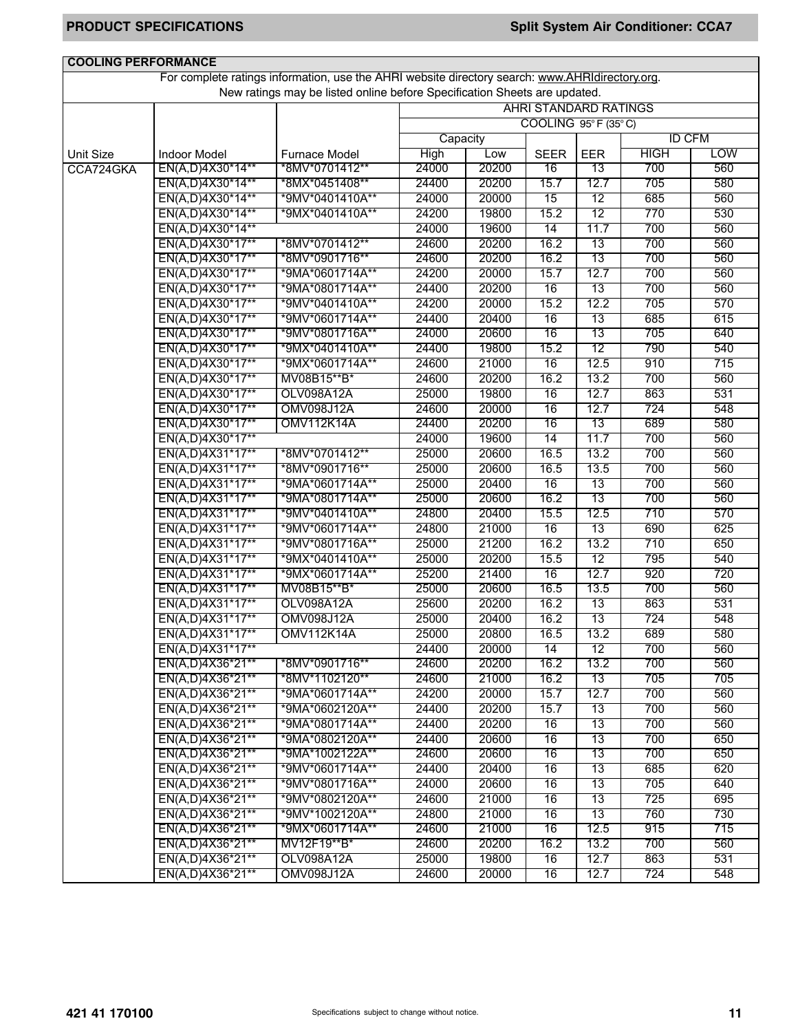## COOLING PERFORMANCE

For complete ratings information, use the AHRI website directory search: www.AHRIdirectory.org.
New ratings may be listed online before Specification Sheets are updated.

| | | | AHRI STANDARD RATINGS | | | | | |
|---|---|---|---|---|---|---|---|---|
| | | | COOLING 95° F (35° C) | | | | | |
| | | | Capacity | | | | ID CFM | |
| Unit Size | Indoor Model | Furnace Model | High | Low | SEER | EER | HIGH | LOW |
| CCA724GKA | EN(A,D)4X30*14** | *8MV*0701412** | 24000 | 20200 | 16 | 13 | 700 | 560 |
| | EN(A,D)4X30*14** | *8MX*0451408** | 24400 | 20200 | 15.7 | 12.7 | 705 | 580 |
| | EN(A,D)4X30*14** | *9MV*0401410A** | 24000 | 20000 | 15 | 12 | 685 | 560 |
| | EN(A,D)4X30*14** | *9MX*0401410A** | 24200 | 19800 | 15.2 | 12 | 770 | 530 |
| | EN(A,D)4X30*14** | | 24000 | 19600 | 14 | 11.7 | 700 | 560 |
| | EN(A,D)4X30*17** | *8MV*0701412** | 24600 | 20200 | 16.2 | 13 | 700 | 560 |
| | EN(A,D)4X30*17** | *8MV*0901716** | 24600 | 20200 | 16.2 | 13 | 700 | 560 |
| | EN(A,D)4X30*17** | *9MA*0601714A** | 24200 | 20000 | 15.7 | 12.7 | 700 | 560 |
| | EN(A,D)4X30*17** | *9MA*0801714A** | 24400 | 20200 | 16 | 13 | 700 | 560 |
| | EN(A,D)4X30*17** | *9MV*0401410A** | 24200 | 20000 | 15.2 | 12.2 | 705 | 570 |
| | EN(A,D)4X30*17** | *9MV*0601714A** | 24400 | 20400 | 16 | 13 | 685 | 615 |
| | EN(A,D)4X30*17** | *9MV*0801716A** | 24000 | 20600 | 16 | 13 | 705 | 640 |
| | EN(A,D)4X30*17** | *9MX*0401410A** | 24400 | 19800 | 15.2 | 12 | 790 | 540 |
| | EN(A,D)4X30*17** | *9MX*0601714A** | 24600 | 21000 | 16 | 12.5 | 910 | 715 |
| | EN(A,D)4X30*17** | MV08B15**B* | 24600 | 20200 | 16.2 | 13.2 | 700 | 560 |
| | EN(A,D)4X30*17** | OLV098A12A | 25000 | 19800 | 16 | 12.7 | 863 | 531 |
| | EN(A,D)4X30*17** | OMV098J12A | 24600 | 20000 | 16 | 12.7 | 724 | 548 |
| | EN(A,D)4X30*17** | OMV112K14A | 24400 | 20200 | 16 | 13 | 689 | 580 |
| | EN(A,D)4X30*17** | | 24000 | 19600 | 14 | 11.7 | 700 | 560 |
| | EN(A,D)4X31*17** | *8MV*0701412** | 25000 | 20600 | 16.5 | 13.2 | 700 | 560 |
| | EN(A,D)4X31*17** | *8MV*0901716** | 25000 | 20600 | 16.5 | 13.5 | 700 | 560 |
| | EN(A,D)4X31*17** | *9MA*0601714A** | 25000 | 20400 | 16 | 13 | 700 | 560 |
| | EN(A,D)4X31*17** | *9MA*0801714A** | 25000 | 20600 | 16.2 | 13 | 700 | 560 |
| | EN(A,D)4X31*17** | *9MV*0401410A** | 24800 | 20400 | 15.5 | 12.5 | 710 | 570 |
| | EN(A,D)4X31*17** | *9MV*0601714A** | 24800 | 21000 | 16 | 13 | 690 | 625 |
| | EN(A,D)4X31*17** | *9MV*0801716A** | 25000 | 21200 | 16.2 | 13.2 | 710 | 650 |
| | EN(A,D)4X31*17** | *9MX*0401410A** | 25000 | 20200 | 15.5 | 12 | 795 | 540 |
| | EN(A,D)4X31*17** | *9MX*0601714A** | 25200 | 21400 | 16 | 12.7 | 920 | 720 |
| | EN(A,D)4X31*17** | MV08B15**B* | 25000 | 20600 | 16.5 | 13.5 | 700 | 560 |
| | EN(A,D)4X31*17** | OLV098A12A | 25600 | 20200 | 16.2 | 13 | 863 | 531 |
| | EN(A,D)4X31*17** | OMV098J12A | 25000 | 20400 | 16.2 | 13 | 724 | 548 |
| | EN(A,D)4X31*17** | OMV112K14A | 25000 | 20800 | 16.5 | 13.2 | 689 | 580 |
| | EN(A,D)4X31*17** | | 24400 | 20000 | 14 | 12 | 700 | 560 |
| | EN(A,D)4X36*21** | *8MV*0901716** | 24600 | 20200 | 16.2 | 13.2 | 700 | 560 |
| | EN(A,D)4X36*21** | *8MV*1102120** | 24600 | 21000 | 16.2 | 13 | 705 | 705 |
| | EN(A,D)4X36*21** | *9MA*0601714A** | 24200 | 20000 | 15.7 | 12.7 | 700 | 560 |
| | EN(A,D)4X36*21** | *9MA*0602120A** | 24400 | 20200 | 15.7 | 13 | 700 | 560 |
| | EN(A,D)4X36*21** | *9MA*0801714A** | 24400 | 20200 | 16 | 13 | 700 | 560 |
| | EN(A,D)4X36*21** | *9MA*0802120A** | 24400 | 20600 | 16 | 13 | 700 | 650 |
| | EN(A,D)4X36*21** | *9MA*1002122A** | 24600 | 20600 | 16 | 13 | 700 | 650 |
| | EN(A,D)4X36*21** | *9MV*0601714A** | 24400 | 20400 | 16 | 13 | 685 | 620 |
| | EN(A,D)4X36*21** | *9MV*0801716A** | 24000 | 20600 | 16 | 13 | 705 | 640 |
| | EN(A,D)4X36*21** | *9MV*0802120A** | 24600 | 21000 | 16 | 13 | 725 | 695 |
| | EN(A,D)4X36*21** | *9MV*1002120A** | 24800 | 21000 | 16 | 13 | 760 | 730 |
| | EN(A,D)4X36*21** | *9MX*0601714A** | 24600 | 21000 | 16 | 12.5 | 915 | 715 |
| | EN(A,D)4X36*21** | MV12F19**B* | 24600 | 20200 | 16.2 | 13.2 | 700 | 560 |
| | EN(A,D)4X36*21** | OLV098A12A | 25000 | 19800 | 16 | 12.7 | 863 | 531 |
| | EN(A,D)4X36*21** | OMV098J12A | 24600 | 20000 | 16 | 12.7 | 724 | 548 |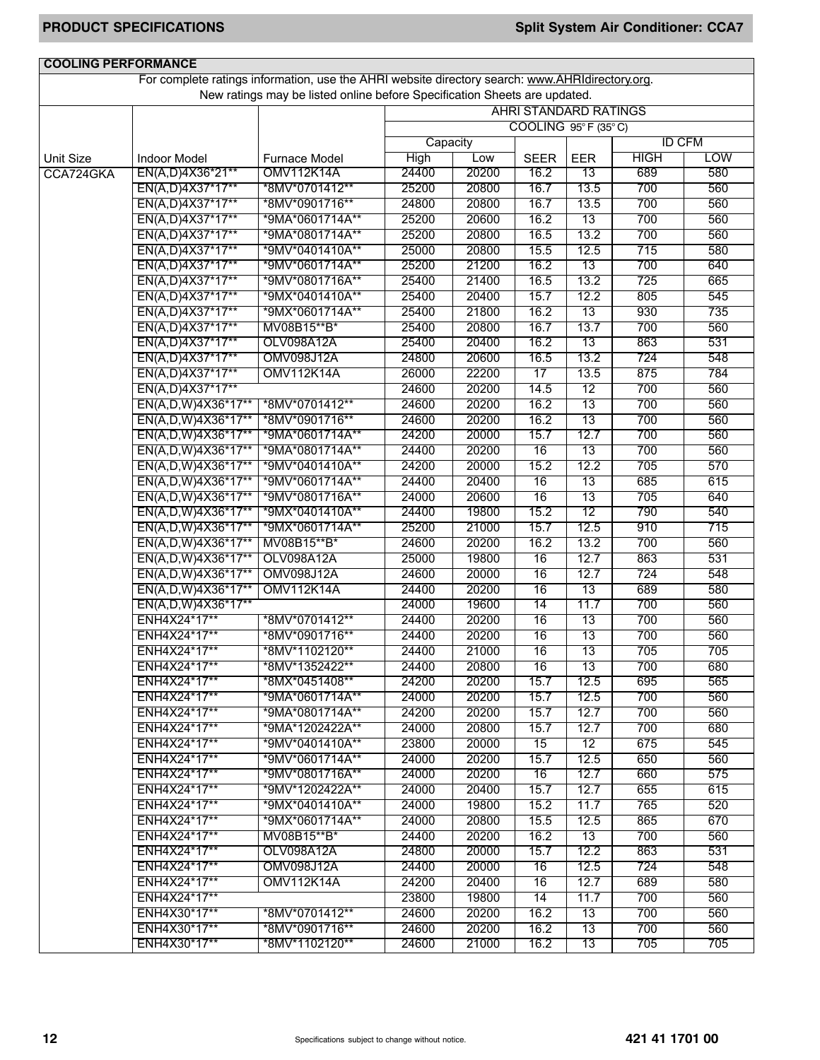## COOLING PERFORMANCE

For complete ratings information, use the AHRI website directory search: www.AHRIdirectory.org.
New ratings may be listed online before Specification Sheets are updated.

| | | | AHRI STANDARD RATINGS | | | | | |
|---|---|---|---|---|---|---|---|---|
| | | | COOLING 95° F (35° C) | | | | | |
| | | | Capacity | | | | ID CFM | |
| Unit Size | Indoor Model | Furnace Model | High | Low | SEER | EER | HIGH | LOW |
| CCA724GKA | EN(A,D)4X36*21** | OMV112K14A | 24400 | 20200 | 16.2 | 13 | 689 | 580 |
| | EN(A,D)4X37*17** | *8MV*0701412** | 25200 | 20800 | 16.7 | 13.5 | 700 | 560 |
| | EN(A,D)4X37*17** | *8MV*0901716** | 24800 | 20800 | 16.7 | 13.5 | 700 | 560 |
| | EN(A,D)4X37*17** | *9MA*0601714A** | 25200 | 20600 | 16.2 | 13 | 700 | 560 |
| | EN(A,D)4X37*17** | *9MA*0801714A** | 25200 | 20800 | 16.5 | 13.2 | 700 | 560 |
| | EN(A,D)4X37*17** | *9MV*0401410A** | 25000 | 20800 | 15.5 | 12.5 | 715 | 580 |
| | EN(A,D)4X37*17** | *9MV*0601714A** | 25200 | 21200 | 16.2 | 13 | 700 | 640 |
| | EN(A,D)4X37*17** | *9MV*0801716A** | 25400 | 21400 | 16.5 | 13.2 | 725 | 665 |
| | EN(A,D)4X37*17** | *9MX*0401410A** | 25400 | 20400 | 15.7 | 12.2 | 805 | 545 |
| | EN(A,D)4X37*17** | *9MX*0601714A** | 25400 | 21800 | 16.2 | 13 | 930 | 735 |
| | EN(A,D)4X37*17** | MV08B15**B* | 25400 | 20800 | 16.7 | 13.7 | 700 | 560 |
| | EN(A,D)4X37*17** | OLV098A12A | 25400 | 20400 | 16.2 | 13 | 863 | 531 |
| | EN(A,D)4X37*17** | OMV098J12A | 24800 | 20600 | 16.5 | 13.2 | 724 | 548 |
| | EN(A,D)4X37*17** | OMV112K14A | 26000 | 22200 | 17 | 13.5 | 875 | 784 |
| | EN(A,D)4X37*17** | | 24600 | 20200 | 14.5 | 12 | 700 | 560 |
| | EN(A,D,W)4X36*17** | *8MV*0701412** | 24600 | 20200 | 16.2 | 13 | 700 | 560 |
| | EN(A,D,W)4X36*17** | *8MV*0901716** | 24600 | 20200 | 16.2 | 13 | 700 | 560 |
| | EN(A,D,W)4X36*17** | *9MA*0601714A** | 24200 | 20000 | 15.7 | 12.7 | 700 | 560 |
| | EN(A,D,W)4X36*17** | *9MA*0801714A** | 24400 | 20200 | 16 | 13 | 700 | 560 |
| | EN(A,D,W)4X36*17** | *9MV*0401410A** | 24200 | 20000 | 15.2 | 12.2 | 705 | 570 |
| | EN(A,D,W)4X36*17** | *9MV*0601714A** | 24400 | 20400 | 16 | 13 | 685 | 615 |
| | EN(A,D,W)4X36*17** | *9MV*0801716A** | 24000 | 20600 | 16 | 13 | 705 | 640 |
| | EN(A,D,W)4X36*17** | *9MX*0401410A** | 24400 | 19800 | 15.2 | 12 | 790 | 540 |
| | EN(A,D,W)4X36*17** | *9MX*0601714A** | 25200 | 21000 | 15.7 | 12.5 | 910 | 715 |
| | EN(A,D,W)4X36*17** | MV08B15**B* | 24600 | 20200 | 16.2 | 13.2 | 700 | 560 |
| | EN(A,D,W)4X36*17** | OLV098A12A | 25000 | 19800 | 16 | 12.7 | 863 | 531 |
| | EN(A,D,W)4X36*17** | OMV098J12A | 24600 | 20000 | 16 | 12.7 | 724 | 548 |
| | EN(A,D,W)4X36*17** | OMV112K14A | 24400 | 20200 | 16 | 13 | 689 | 580 |
| | EN(A,D,W)4X36*17** | | 24000 | 19600 | 14 | 11.7 | 700 | 560 |
| | ENH4X24*17** | *8MV*0701412** | 24400 | 20200 | 16 | 13 | 700 | 560 |
| | ENH4X24*17** | *8MV*0901716** | 24400 | 20200 | 16 | 13 | 700 | 560 |
| | ENH4X24*17** | *8MV*1102120** | 24400 | 21000 | 16 | 13 | 705 | 705 |
| | ENH4X24*17** | *8MV*1352422** | 24400 | 20800 | 16 | 13 | 700 | 680 |
| | ENH4X24*17** | *8MX*0451408** | 24200 | 20200 | 15.7 | 12.5 | 695 | 565 |
| | ENH4X24*17** | *9MA*0601714A** | 24000 | 20200 | 15.7 | 12.5 | 700 | 560 |
| | ENH4X24*17** | *9MA*0801714A** | 24200 | 20200 | 15.7 | 12.7 | 700 | 560 |
| | ENH4X24*17** | *9MA*1202422A** | 24000 | 20800 | 15.7 | 12.7 | 700 | 680 |
| | ENH4X24*17** | *9MV*0401410A** | 23800 | 20000 | 15 | 12 | 675 | 545 |
| | ENH4X24*17** | *9MV*0601714A** | 24000 | 20200 | 15.7 | 12.5 | 650 | 560 |
| | ENH4X24*17** | *9MV*0801716A** | 24000 | 20200 | 16 | 12.7 | 660 | 575 |
| | ENH4X24*17** | *9MV*1202422A** | 24000 | 20400 | 15.7 | 12.7 | 655 | 615 |
| | ENH4X24*17** | *9MX*0401410A** | 24000 | 19800 | 15.2 | 11.7 | 765 | 520 |
| | ENH4X24*17** | *9MX*0601714A** | 24000 | 20800 | 15.5 | 12.5 | 865 | 670 |
| | ENH4X24*17** | MV08B15**B* | 24400 | 20200 | 16.2 | 13 | 700 | 560 |
| | ENH4X24*17** | OLV098A12A | 24800 | 20000 | 15.7 | 12.2 | 863 | 531 |
| | ENH4X24*17** | OMV098J12A | 24400 | 20000 | 16 | 12.5 | 724 | 548 |
| | ENH4X24*17** | OMV112K14A | 24200 | 20400 | 16 | 12.7 | 689 | 580 |
| | ENH4X24*17** | | 23800 | 19800 | 14 | 11.7 | 700 | 560 |
| | ENH4X30*17** | *8MV*0701412** | 24600 | 20200 | 16.2 | 13 | 700 | 560 |
| | ENH4X30*17** | *8MV*0901716** | 24600 | 20200 | 16.2 | 13 | 700 | 560 |
| | ENH4X30*17** | *8MV*1102120** | 24600 | 21000 | 16.2 | 13 | 705 | 705 |

Specifications subject to change without notice.

421 41 1701 00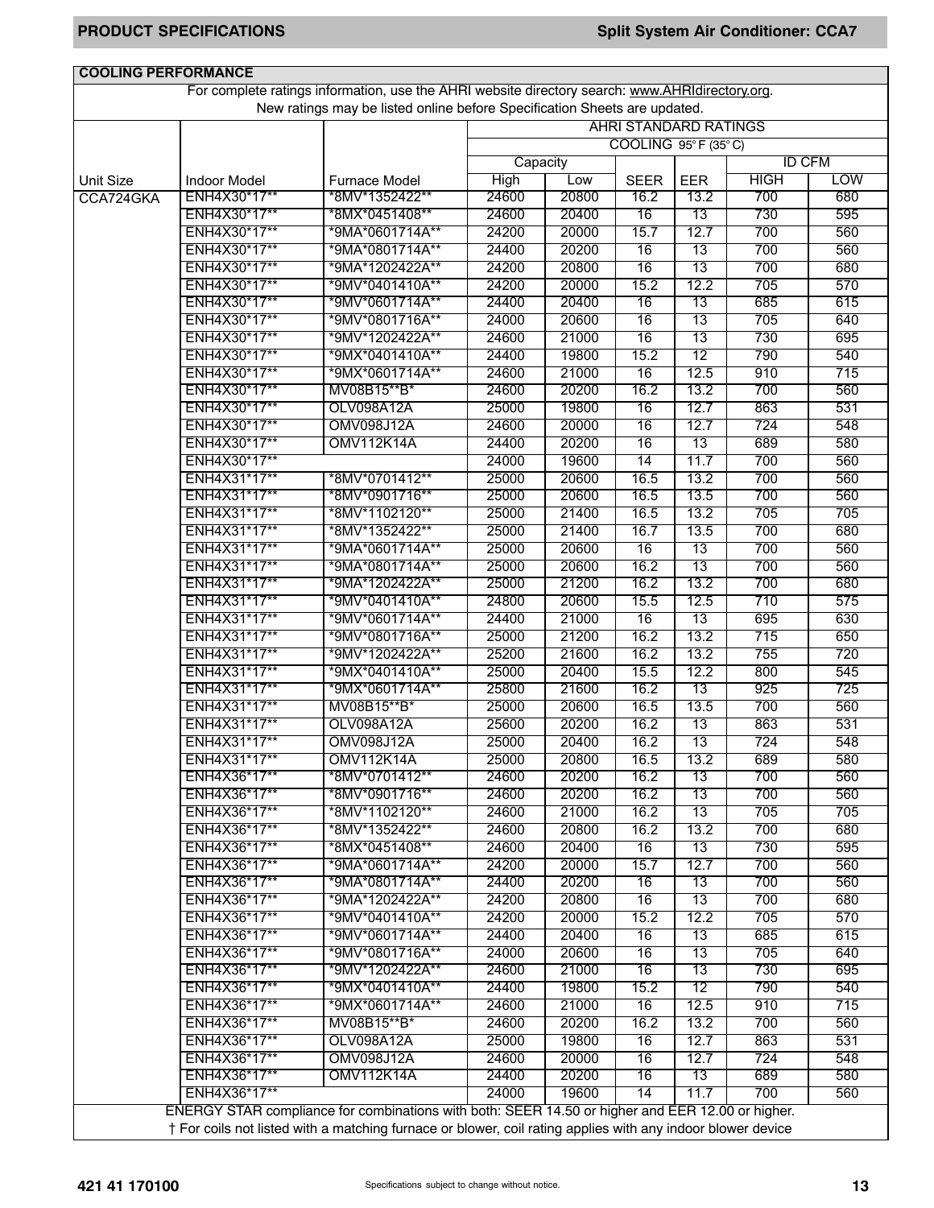## COOLING PERFORMANCE

For complete ratings information, use the AHRI website directory search: www.AHRIdirectory.org.
New ratings may be listed online before Specification Sheets are updated.

| | | | AHRI STANDARD RATINGS | | | | | |
|---|---|---|---|---|---|---|---|---|
| | | | COOLING 95° F (35° C) | | | | | |
| | | | Capacity | | | | ID CFM | |
| Unit Size | Indoor Model | Furnace Model | High | Low | SEER | EER | HIGH | LOW |
| CCA724GKA | ENH4X30*17** | *8MV*1352422** | 24600 | 20800 | 16.2 | 13.2 | 700 | 680 |
| | ENH4X30*17** | *8MX*0451408** | 24600 | 20400 | 16 | 13 | 730 | 595 |
| | ENH4X30*17** | *9MA*0601714A** | 24200 | 20000 | 15.7 | 12.7 | 700 | 560 |
| | ENH4X30*17** | *9MA*0801714A** | 24400 | 20200 | 16 | 13 | 700 | 560 |
| | ENH4X30*17** | *9MA*1202422A** | 24200 | 20800 | 16 | 13 | 700 | 680 |
| | ENH4X30*17** | *9MV*0401410A** | 24200 | 20000 | 15.2 | 12.2 | 705 | 570 |
| | ENH4X30*17** | *9MV*0601714A** | 24400 | 20400 | 16 | 13 | 685 | 615 |
| | ENH4X30*17** | *9MV*0801716A** | 24000 | 20600 | 16 | 13 | 705 | 640 |
| | ENH4X30*17** | *9MV*1202422A** | 24600 | 21000 | 16 | 13 | 730 | 695 |
| | ENH4X30*17** | *9MX*0401410A** | 24400 | 19800 | 15.2 | 12 | 790 | 540 |
| | ENH4X30*17** | *9MX*0601714A** | 24600 | 21000 | 16 | 12.5 | 910 | 715 |
| | ENH4X30*17** | MV08B15**B* | 24600 | 20200 | 16.2 | 13.2 | 700 | 560 |
| | ENH4X30*17** | OLV098A12A | 25000 | 19800 | 16 | 12.7 | 863 | 531 |
| | ENH4X30*17** | OMV098J12A | 24600 | 20000 | 16 | 12.7 | 724 | 548 |
| | ENH4X30*17** | OMV112K14A | 24400 | 20200 | 16 | 13 | 689 | 580 |
| | ENH4X30*17** | | 24000 | 19600 | 14 | 11.7 | 700 | 560 |
| | ENH4X31*17** | *8MV*0701412** | 25000 | 20600 | 16.5 | 13.2 | 700 | 560 |
| | ENH4X31*17** | *8MV*0901716** | 25000 | 20600 | 16.5 | 13.5 | 700 | 560 |
| | ENH4X31*17** | *8MV*1102120** | 25000 | 21400 | 16.5 | 13.2 | 705 | 705 |
| | ENH4X31*17** | *8MV*1352422** | 25000 | 21400 | 16.7 | 13.5 | 700 | 680 |
| | ENH4X31*17** | *9MA*0601714A** | 25000 | 20600 | 16 | 13 | 700 | 560 |
| | ENH4X31*17** | *9MA*0801714A** | 25000 | 20600 | 16.2 | 13 | 700 | 560 |
| | ENH4X31*17** | *9MA*1202422A** | 25000 | 21200 | 16.2 | 13.2 | 700 | 680 |
| | ENH4X31*17** | *9MV*0401410A** | 24800 | 20600 | 15.5 | 12.5 | 710 | 575 |
| | ENH4X31*17** | *9MV*0601714A** | 24400 | 21000 | 16 | 13 | 695 | 630 |
| | ENH4X31*17** | *9MV*0801716A** | 25000 | 21200 | 16.2 | 13.2 | 715 | 650 |
| | ENH4X31*17** | *9MV*1202422A** | 25200 | 21600 | 16.2 | 13.2 | 755 | 720 |
| | ENH4X31*17** | *9MX*0401410A** | 25000 | 20400 | 15.5 | 12.2 | 800 | 545 |
| | ENH4X31*17** | *9MX*0601714A** | 25800 | 21600 | 16.2 | 13 | 925 | 725 |
| | ENH4X31*17** | MV08B15**B* | 25000 | 20600 | 16.5 | 13.5 | 700 | 560 |
| | ENH4X31*17** | OLV098A12A | 25600 | 20200 | 16.2 | 13 | 863 | 531 |
| | ENH4X31*17** | OMV098J12A | 25000 | 20400 | 16.2 | 13 | 724 | 548 |
| | ENH4X31*17** | OMV112K14A | 25000 | 20800 | 16.5 | 13.2 | 689 | 580 |
| | ENH4X36*17** | *8MV*0701412** | 24600 | 20200 | 16.2 | 13 | 700 | 560 |
| | ENH4X36*17** | *8MV*0901716** | 24600 | 20200 | 16.2 | 13 | 700 | 560 |
| | ENH4X36*17** | *8MV*1102120** | 24600 | 21000 | 16.2 | 13 | 705 | 705 |
| | ENH4X36*17** | *8MV*1352422** | 24600 | 20800 | 16.2 | 13.2 | 700 | 680 |
| | ENH4X36*17** | *8MX*0451408** | 24600 | 20400 | 16 | 13 | 730 | 595 |
| | ENH4X36*17** | *9MA*0601714A** | 24200 | 20000 | 15.7 | 12.7 | 700 | 560 |
| | ENH4X36*17** | *9MA*0801714A** | 24400 | 20200 | 16 | 13 | 700 | 560 |
| | ENH4X36*17** | *9MA*1202422A** | 24200 | 20800 | 16 | 13 | 700 | 680 |
| | ENH4X36*17** | *9MV*0401410A** | 24200 | 20000 | 15.2 | 12.2 | 705 | 570 |
| | ENH4X36*17** | *9MV*0601714A** | 24400 | 20400 | 16 | 13 | 685 | 615 |
| | ENH4X36*17** | *9MV*0801716A** | 24000 | 20600 | 16 | 13 | 705 | 640 |
| | ENH4X36*17** | *9MV*1202422A** | 24600 | 21000 | 16 | 13 | 730 | 695 |
| | ENH4X36*17** | *9MX*0401410A** | 24400 | 19800 | 15.2 | 12 | 790 | 540 |
| | ENH4X36*17** | *9MX*0601714A** | 24600 | 21000 | 16 | 12.5 | 910 | 715 |
| | ENH4X36*17** | MV08B15**B* | 24600 | 20200 | 16.2 | 13.2 | 700 | 560 |
| | ENH4X36*17** | OLV098A12A | 25000 | 19800 | 16 | 12.7 | 863 | 531 |
| | ENH4X36*17** | OMV098J12A | 24600 | 20000 | 16 | 12.7 | 724 | 548 |
| | ENH4X36*17** | OMV112K14A | 24400 | 20200 | 16 | 13 | 689 | 580 |
| | ENH4X36*17** | | 24000 | 19600 | 14 | 11.7 | 700 | 560 |

ENERGY STAR compliance for combinations with both: SEER 14.50 or higher and EER 12.00 or higher.

† For coils not listed with a matching furnace or blower, coil rating applies with any indoor blower device

421 41 170100

Specifications subject to change without notice.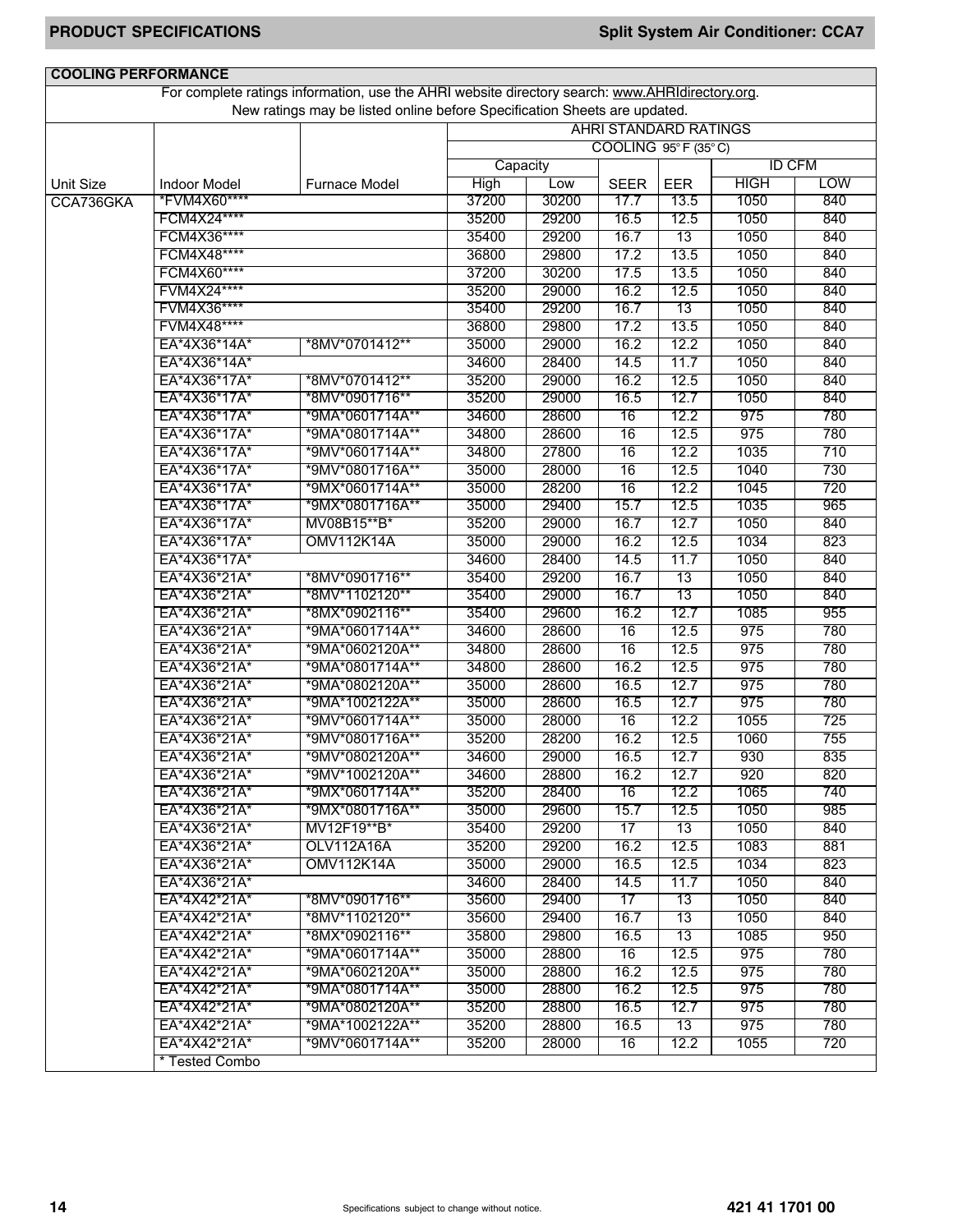## COOLING PERFORMANCE

For complete ratings information, use the AHRI website directory search: www.AHRIdirectory.org.
New ratings may be listed online before Specification Sheets are updated.

| | | | AHRI STANDARD RATINGS | | | | | |
|---|---|---|---|---|---|---|---|---|
| | | | COOLING 95°F (35°C) | | | | | |
| | | | Capacity | | | | ID CFM | |
| Unit Size | Indoor Model | Furnace Model | High | Low | SEER | EER | HIGH | LOW |
| CCA736GKA | *FVM4X60**** | | 37200 | 30200 | 17.7 | 13.5 | 1050 | 840 |
| | FCM4X24**** | | 35200 | 29200 | 16.5 | 12.5 | 1050 | 840 |
| | FCM4X36**** | | 35400 | 29200 | 16.7 | 13 | 1050 | 840 |
| | FCM4X48**** | | 36800 | 29800 | 17.2 | 13.5 | 1050 | 840 |
| | FCM4X60**** | | 37200 | 30200 | 17.5 | 13.5 | 1050 | 840 |
| | FVM4X24**** | | 35200 | 29000 | 16.2 | 12.5 | 1050 | 840 |
| | FVM4X36**** | | 35400 | 29200 | 16.7 | 13 | 1050 | 840 |
| | FVM4X48**** | | 36800 | 29800 | 17.2 | 13.5 | 1050 | 840 |
| | EA*4X36*14A* | *8MV*0701412** | 35000 | 29000 | 16.2 | 12.2 | 1050 | 840 |
| | EA*4X36*14A* | | 34600 | 28400 | 14.5 | 11.7 | 1050 | 840 |
| | EA*4X36*17A* | *8MV*0701412** | 35200 | 29000 | 16.2 | 12.5 | 1050 | 840 |
| | EA*4X36*17A* | *8MV*0901716** | 35200 | 29000 | 16.5 | 12.7 | 1050 | 840 |
| | EA*4X36*17A* | *9MA*0601714A** | 34600 | 28600 | 16 | 12.2 | 975 | 780 |
| | EA*4X36*17A* | *9MA*0801714A** | 34800 | 28600 | 16 | 12.5 | 975 | 780 |
| | EA*4X36*17A* | *9MV*0601714A** | 34800 | 27800 | 16 | 12.2 | 1035 | 710 |
| | EA*4X36*17A* | *9MV*0801716A** | 35000 | 28000 | 16 | 12.5 | 1040 | 730 |
| | EA*4X36*17A* | *9MX*0601714A** | 35000 | 28200 | 16 | 12.2 | 1045 | 720 |
| | EA*4X36*17A* | *9MX*0801716A** | 35000 | 29400 | 15.7 | 12.5 | 1035 | 965 |
| | EA*4X36*17A* | MV08B15**B* | 35200 | 29000 | 16.7 | 12.7 | 1050 | 840 |
| | EA*4X36*17A* | OMV112K14A | 35000 | 29000 | 16.2 | 12.5 | 1034 | 823 |
| | EA*4X36*17A* | | 34600 | 28400 | 14.5 | 11.7 | 1050 | 840 |
| | EA*4X36*21A* | *8MV*0901716** | 35400 | 29200 | 16.7 | 13 | 1050 | 840 |
| | EA*4X36*21A* | *8MV*1102120** | 35400 | 29000 | 16.7 | 13 | 1050 | 840 |
| | EA*4X36*21A* | *8MX*0902116** | 35400 | 29600 | 16.2 | 12.7 | 1085 | 955 |
| | EA*4X36*21A* | *9MA*0601714A** | 34600 | 28600 | 16 | 12.5 | 975 | 780 |
| | EA*4X36*21A* | *9MA*0602120A** | 34800 | 28600 | 16 | 12.5 | 975 | 780 |
| | EA*4X36*21A* | *9MA*0801714A** | 34800 | 28600 | 16.2 | 12.5 | 975 | 780 |
| | EA*4X36*21A* | *9MA*0802120A** | 35000 | 28600 | 16.5 | 12.7 | 975 | 780 |
| | EA*4X36*21A* | *9MA*1002122A** | 35000 | 28600 | 16.5 | 12.7 | 975 | 780 |
| | EA*4X36*21A* | *9MV*0601714A** | 35000 | 28000 | 16 | 12.2 | 1055 | 725 |
| | EA*4X36*21A* | *9MV*0801716A** | 35200 | 28200 | 16.2 | 12.5 | 1060 | 755 |
| | EA*4X36*21A* | *9MV*0802120A** | 34600 | 29000 | 16.5 | 12.7 | 930 | 835 |
| | EA*4X36*21A* | *9MV*1002120A** | 34600 | 28800 | 16.2 | 12.7 | 920 | 820 |
| | EA*4X36*21A* | *9MX*0601714A** | 35200 | 28400 | 16 | 12.2 | 1065 | 740 |
| | EA*4X36*21A* | *9MX*0801716A** | 35000 | 29600 | 15.7 | 12.5 | 1050 | 985 |
| | EA*4X36*21A* | MV12F19**B* | 35400 | 29200 | 17 | 13 | 1050 | 840 |
| | EA*4X36*21A* | OLV112A16A | 35200 | 29200 | 16.2 | 12.5 | 1083 | 881 |
| | EA*4X36*21A* | OMV112K14A | 35000 | 29000 | 16.5 | 12.5 | 1034 | 823 |
| | EA*4X36*21A* | | 34600 | 28400 | 14.5 | 11.7 | 1050 | 840 |
| | EA*4X42*21A* | *8MV*0901716** | 35600 | 29400 | 17 | 13 | 1050 | 840 |
| | EA*4X42*21A* | *8MV*1102120** | 35600 | 29400 | 16.7 | 13 | 1050 | 840 |
| | EA*4X42*21A* | *8MX*0902116** | 35800 | 29800 | 16.5 | 13 | 1085 | 950 |
| | EA*4X42*21A* | *9MA*0601714A** | 35000 | 28800 | 16 | 12.5 | 975 | 780 |
| | EA*4X42*21A* | *9MA*0602120A** | 35000 | 28800 | 16.2 | 12.5 | 975 | 780 |
| | EA*4X42*21A* | *9MA*0801714A** | 35000 | 28800 | 16.2 | 12.5 | 975 | 780 |
| | EA*4X42*21A* | *9MA*0802120A** | 35200 | 28800 | 16.5 | 12.7 | 975 | 780 |
| | EA*4X42*21A* | *9MA*1002122A** | 35200 | 28800 | 16.5 | 13 | 975 | 780 |
| | EA*4X42*21A* | *9MV*0601714A** | 35200 | 28000 | 16 | 12.2 | 1055 | 720 |

* Tested Combo

Specifications subject to change without notice.

421 41 1701 00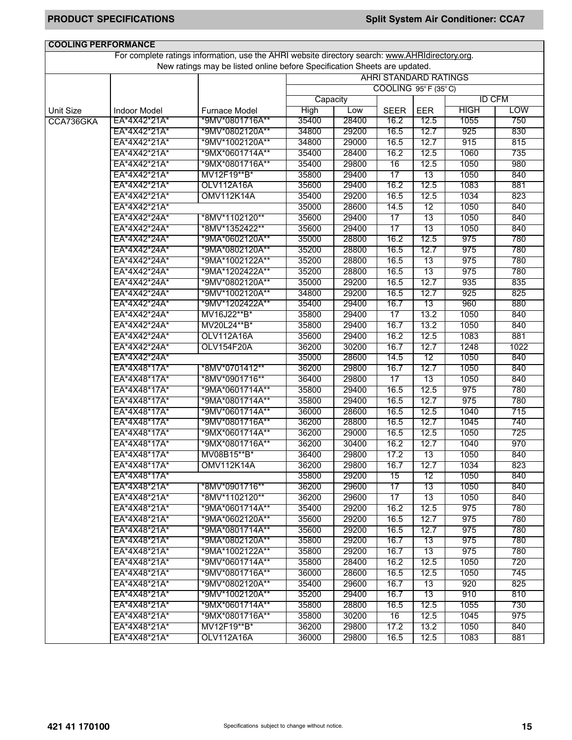## COOLING PERFORMANCE

For complete ratings information, use the AHRI website directory search: www.AHRIdirectory.org.
New ratings may be listed online before Specification Sheets are updated.

| | | | AHRI STANDARD RATINGS | | | | | |
|---|---|---|---|---|---|---|---|---|
| | | | COOLING 95° F (35° C) | | | | | |
| | | | Capacity | | | | ID CFM | |
| Unit Size | Indoor Model | Furnace Model | High | Low | SEER | EER | HIGH | LOW |
| CCA736GKA | EA*4X42*21A* | *9MV*0801716A** | 35400 | 28400 | 16.2 | 12.5 | 1055 | 750 |
| | EA*4X42*21A* | *9MV*0802120A** | 34800 | 29200 | 16.5 | 12.7 | 925 | 830 |
| | EA*4X42*21A* | *9MV*1002120A** | 34800 | 29000 | 16.5 | 12.7 | 915 | 815 |
| | EA*4X42*21A* | *9MX*0601714A** | 35400 | 28400 | 16.2 | 12.5 | 1060 | 735 |
| | EA*4X42*21A* | *9MX*0801716A** | 35400 | 29800 | 16 | 12.5 | 1050 | 980 |
| | EA*4X42*21A* | MV12F19**B* | 35800 | 29400 | 17 | 13 | 1050 | 840 |
| | EA*4X42*21A* | OLV112A16A | 35600 | 29400 | 16.2 | 12.5 | 1083 | 881 |
| | EA*4X42*21A* | OMV112K14A | 35400 | 29200 | 16.5 | 12.5 | 1034 | 823 |
| | EA*4X42*21A* | | 35000 | 28600 | 14.5 | 12 | 1050 | 840 |
| | EA*4X42*24A* | *8MV*1102120** | 35600 | 29400 | 17 | 13 | 1050 | 840 |
| | EA*4X42*24A* | *8MV*1352422** | 35600 | 29400 | 17 | 13 | 1050 | 840 |
| | EA*4X42*24A* | *9MA*0602120A** | 35000 | 28800 | 16.2 | 12.5 | 975 | 780 |
| | EA*4X42*24A* | *9MA*0802120A** | 35200 | 28800 | 16.5 | 12.7 | 975 | 780 |
| | EA*4X42*24A* | *9MA*1002122A** | 35200 | 28800 | 16.5 | 13 | 975 | 780 |
| | EA*4X42*24A* | *9MA*1202422A** | 35200 | 28800 | 16.5 | 13 | 975 | 780 |
| | EA*4X42*24A* | *9MV*0802120A** | 35000 | 29200 | 16.5 | 12.7 | 935 | 835 |
| | EA*4X42*24A* | *9MV*1002120A** | 34800 | 29200 | 16.5 | 12.7 | 925 | 825 |
| | EA*4X42*24A* | *9MV*1202422A** | 35400 | 29400 | 16.7 | 13 | 960 | 880 |
| | EA*4X42*24A* | MV16J22**B* | 35800 | 29400 | 17 | 13.2 | 1050 | 840 |
| | EA*4X42*24A* | MV20L24**B* | 35800 | 29400 | 16.7 | 13.2 | 1050 | 840 |
| | EA*4X42*24A* | OLV112A16A | 35600 | 29400 | 16.2 | 12.5 | 1083 | 881 |
| | EA*4X42*24A* | OLV154F20A | 36200 | 30200 | 16.7 | 12.7 | 1248 | 1022 |
| | EA*4X42*24A* | | 35000 | 28600 | 14.5 | 12 | 1050 | 840 |
| | EA*4X48*17A* | *8MV*0701412** | 36200 | 29800 | 16.7 | 12.7 | 1050 | 840 |
| | EA*4X48*17A* | *8MV*0901716** | 36400 | 29800 | 17 | 13 | 1050 | 840 |
| | EA*4X48*17A* | *9MA*0601714A** | 35800 | 29400 | 16.5 | 12.5 | 975 | 780 |
| | EA*4X48*17A* | *9MA*0801714A** | 35800 | 29400 | 16.5 | 12.7 | 975 | 780 |
| | EA*4X48*17A* | *9MV*0601714A** | 36000 | 28600 | 16.5 | 12.5 | 1040 | 715 |
| | EA*4X48*17A* | *9MV*0801716A** | 36200 | 28800 | 16.5 | 12.7 | 1045 | 740 |
| | EA*4X48*17A* | *9MX*0601714A** | 36200 | 29000 | 16.5 | 12.5 | 1050 | 725 |
| | EA*4X48*17A* | *9MX*0801716A** | 36200 | 30400 | 16.2 | 12.7 | 1040 | 970 |
| | EA*4X48*17A* | MV08B15**B* | 36400 | 29800 | 17.2 | 13 | 1050 | 840 |
| | EA*4X48*17A* | OMV112K14A | 36200 | 29800 | 16.7 | 12.7 | 1034 | 823 |
| | EA*4X48*17A* | | 35800 | 29200 | 15 | 12 | 1050 | 840 |
| | EA*4X48*21A* | *8MV*0901716** | 36200 | 29600 | 17 | 13 | 1050 | 840 |
| | EA*4X48*21A* | *8MV*1102120** | 36200 | 29600 | 17 | 13 | 1050 | 840 |
| | EA*4X48*21A* | *9MA*0601714A** | 35400 | 29200 | 16.2 | 12.5 | 975 | 780 |
| | EA*4X48*21A* | *9MA*0602120A** | 35600 | 29200 | 16.5 | 12.7 | 975 | 780 |
| | EA*4X48*21A* | *9MA*0801714A** | 35600 | 29200 | 16.5 | 12.7 | 975 | 780 |
| | EA*4X48*21A* | *9MA*0802120A** | 35800 | 29200 | 16.7 | 13 | 975 | 780 |
| | EA*4X48*21A* | *9MA*1002122A** | 35800 | 29200 | 16.7 | 13 | 975 | 780 |
| | EA*4X48*21A* | *9MV*0601714A** | 35800 | 28400 | 16.2 | 12.5 | 1050 | 720 |
| | EA*4X48*21A* | *9MV*0801716A** | 36000 | 28600 | 16.5 | 12.5 | 1050 | 745 |
| | EA*4X48*21A* | *9MV*0802120A** | 35400 | 29600 | 16.7 | 13 | 920 | 825 |
| | EA*4X48*21A* | *9MV*1002120A** | 35200 | 29400 | 16.7 | 13 | 910 | 810 |
| | EA*4X48*21A* | *9MX*0601714A** | 35800 | 28800 | 16.5 | 12.5 | 1055 | 730 |
| | EA*4X48*21A* | *9MX*0801716A** | 35800 | 30200 | 16 | 12.5 | 1045 | 975 |
| | EA*4X48*21A* | MV12F19**B* | 36200 | 29800 | 17.2 | 13.2 | 1050 | 840 |
| | EA*4X48*21A* | OLV112A16A | 36000 | 29800 | 16.5 | 12.5 | 1083 | 881 |

421 41 170100

Specifications subject to change without notice.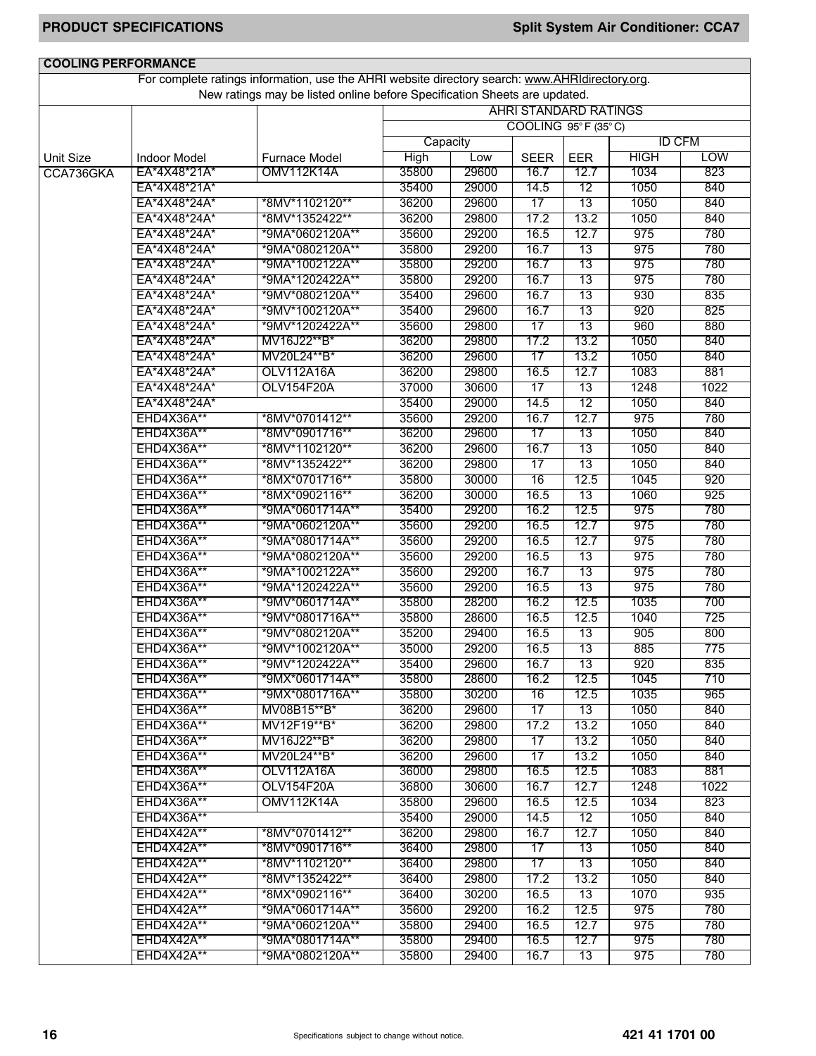## COOLING PERFORMANCE

For complete ratings information, use the AHRI website directory search: www.AHRIdirectory.org.
New ratings may be listed online before Specification Sheets are updated.

| | | | AHRI STANDARD RATINGS | | | | | |
|---|---|---|---|---|---|---|---|---|
| | | | COOLING 95° F (35° C) | | | | | |
| | | | Capacity | | | | ID CFM | |
| Unit Size | Indoor Model | Furnace Model | High | Low | SEER | EER | HIGH | LOW |
| CCA736GKA | EA*4X48*21A* | OMV112K14A | 35800 | 29600 | 16.7 | 12.7 | 1034 | 823 |
| | EA*4X48*21A* | | 35400 | 29000 | 14.5 | 12 | 1050 | 840 |
| | EA*4X48*24A* | *8MV*1102120** | 36200 | 29600 | 17 | 13 | 1050 | 840 |
| | EA*4X48*24A* | *8MV*1352422** | 36200 | 29800 | 17.2 | 13.2 | 1050 | 840 |
| | EA*4X48*24A* | *9MA*0602120A** | 35600 | 29200 | 16.5 | 12.7 | 975 | 780 |
| | EA*4X48*24A* | *9MA*0802120A** | 35800 | 29200 | 16.7 | 13 | 975 | 780 |
| | EA*4X48*24A* | *9MA*1002122A** | 35800 | 29200 | 16.7 | 13 | 975 | 780 |
| | EA*4X48*24A* | *9MA*1202422A** | 35800 | 29200 | 16.7 | 13 | 975 | 780 |
| | EA*4X48*24A* | *9MV*0802120A** | 35400 | 29600 | 16.7 | 13 | 930 | 835 |
| | EA*4X48*24A* | *9MV*1002120A** | 35400 | 29600 | 16.7 | 13 | 920 | 825 |
| | EA*4X48*24A* | *9MV*1202422A** | 35600 | 29800 | 17 | 13 | 960 | 880 |
| | EA*4X48*24A* | MV16J22**B* | 36200 | 29800 | 17.2 | 13.2 | 1050 | 840 |
| | EA*4X48*24A* | MV20L24**B* | 36200 | 29600 | 17 | 13.2 | 1050 | 840 |
| | EA*4X48*24A* | OLV112A16A | 36200 | 29800 | 16.5 | 12.7 | 1083 | 881 |
| | EA*4X48*24A* | OLV154F20A | 37000 | 30600 | 17 | 13 | 1248 | 1022 |
| | EA*4X48*24A* | | 35400 | 29000 | 14.5 | 12 | 1050 | 840 |
| | EHD4X36A** | *8MV*0701412** | 35600 | 29200 | 16.7 | 12.7 | 975 | 780 |
| | EHD4X36A** | *8MV*0901716** | 36200 | 29600 | 17 | 13 | 1050 | 840 |
| | EHD4X36A** | *8MV*1102120** | 36200 | 29600 | 16.7 | 13 | 1050 | 840 |
| | EHD4X36A** | *8MV*1352422** | 36200 | 29800 | 17 | 13 | 1050 | 840 |
| | EHD4X36A** | *8MX*0701716** | 35800 | 30000 | 16 | 12.5 | 1045 | 920 |
| | EHD4X36A** | *8MX*0902116** | 36200 | 30000 | 16.5 | 13 | 1060 | 925 |
| | EHD4X36A** | *9MA*0601714A** | 35400 | 29200 | 16.2 | 12.5 | 975 | 780 |
| | EHD4X36A** | *9MA*0602120A** | 35600 | 29200 | 16.5 | 12.7 | 975 | 780 |
| | EHD4X36A** | *9MA*0801714A** | 35600 | 29200 | 16.5 | 12.7 | 975 | 780 |
| | EHD4X36A** | *9MA*0802120A** | 35600 | 29200 | 16.5 | 13 | 975 | 780 |
| | EHD4X36A** | *9MA*1002122A** | 35600 | 29200 | 16.7 | 13 | 975 | 780 |
| | EHD4X36A** | *9MA*1202422A** | 35600 | 29200 | 16.5 | 13 | 975 | 780 |
| | EHD4X36A** | *9MV*0601714A** | 35800 | 28200 | 16.2 | 12.5 | 1035 | 700 |
| | EHD4X36A** | *9MV*0801716A** | 35800 | 28600 | 16.5 | 12.5 | 1040 | 725 |
| | EHD4X36A** | *9MV*0802120A** | 35200 | 29400 | 16.5 | 13 | 905 | 800 |
| | EHD4X36A** | *9MV*1002120A** | 35000 | 29200 | 16.5 | 13 | 885 | 775 |
| | EHD4X36A** | *9MV*1202422A** | 35400 | 29600 | 16.7 | 13 | 920 | 835 |
| | EHD4X36A** | *9MX*0601714A** | 35800 | 28600 | 16.2 | 12.5 | 1045 | 710 |
| | EHD4X36A** | *9MX*0801716A** | 35800 | 30200 | 16 | 12.5 | 1035 | 965 |
| | EHD4X36A** | MV08B15**B* | 36200 | 29600 | 17 | 13 | 1050 | 840 |
| | EHD4X36A** | MV12F19**B* | 36200 | 29800 | 17.2 | 13.2 | 1050 | 840 |
| | EHD4X36A** | MV16J22**B* | 36200 | 29800 | 17 | 13.2 | 1050 | 840 |
| | EHD4X36A** | MV20L24**B* | 36200 | 29600 | 17 | 13.2 | 1050 | 840 |
| | EHD4X36A** | OLV112A16A | 36000 | 29800 | 16.5 | 12.5 | 1083 | 881 |
| | EHD4X36A** | OLV154F20A | 36800 | 30600 | 16.7 | 12.7 | 1248 | 1022 |
| | EHD4X36A** | OMV112K14A | 35800 | 29600 | 16.5 | 12.5 | 1034 | 823 |
| | EHD4X36A** | | 35400 | 29000 | 14.5 | 12 | 1050 | 840 |
| | EHD4X42A** | *8MV*0701412** | 36200 | 29800 | 16.7 | 12.7 | 1050 | 840 |
| | EHD4X42A** | *8MV*0901716** | 36400 | 29800 | 17 | 13 | 1050 | 840 |
| | EHD4X42A** | *8MV*1102120** | 36400 | 29800 | 17 | 13 | 1050 | 840 |
| | EHD4X42A** | *8MV*1352422** | 36400 | 29800 | 17.2 | 13.2 | 1050 | 840 |
| | EHD4X42A** | *8MX*0902116** | 36400 | 30200 | 16.5 | 13 | 1070 | 935 |
| | EHD4X42A** | *9MA*0601714A** | 35600 | 29200 | 16.2 | 12.5 | 975 | 780 |
| | EHD4X42A** | *9MA*0602120A** | 35800 | 29400 | 16.5 | 12.7 | 975 | 780 |
| | EHD4X42A** | *9MA*0801714A** | 35800 | 29400 | 16.5 | 12.7 | 975 | 780 |
| | EHD4X42A** | *9MA*0802120A** | 35800 | 29400 | 16.7 | 13 | 975 | 780 |

Specifications subject to change without notice.

421 41 1701 00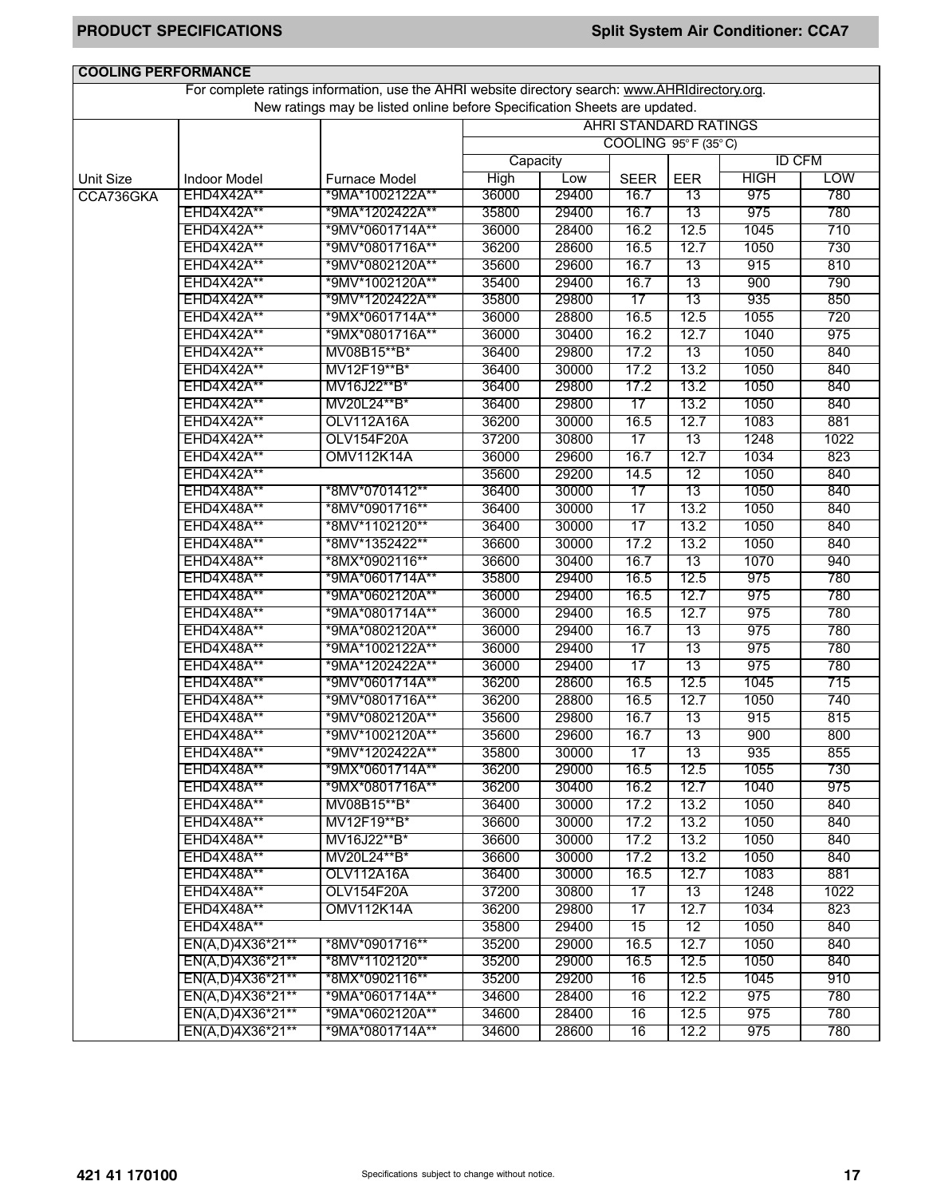## COOLING PERFORMANCE

For complete ratings information, use the AHRI website directory search: www.AHRIdirectory.org.
New ratings may be listed online before Specification Sheets are updated.

| | | | AHRI STANDARD RATINGS | | | | | |
|---|---|---|---|---|---|---|---|---|
| | | | COOLING 95° F (35° C) | | | | | |
| | | | Capacity | | | | ID CFM | |
| Unit Size | Indoor Model | Furnace Model | High | Low | SEER | EER | HIGH | LOW |
| CCA736GKA | EHD4X42A** | *9MA*1002122A** | 36000 | 29400 | 16.7 | 13 | 975 | 780 |
| | EHD4X42A** | *9MA*1202422A** | 35800 | 29400 | 16.7 | 13 | 975 | 780 |
| | EHD4X42A** | *9MV*0601714A** | 36000 | 28400 | 16.2 | 12.5 | 1045 | 710 |
| | EHD4X42A** | *9MV*0801716A** | 36200 | 28600 | 16.5 | 12.7 | 1050 | 730 |
| | EHD4X42A** | *9MV*0802120A** | 35600 | 29600 | 16.7 | 13 | 915 | 810 |
| | EHD4X42A** | *9MV*1002120A** | 35400 | 29400 | 16.7 | 13 | 900 | 790 |
| | EHD4X42A** | *9MV*1202422A** | 35800 | 29800 | 17 | 13 | 935 | 850 |
| | EHD4X42A** | *9MX*0601714A** | 36000 | 28800 | 16.5 | 12.5 | 1055 | 720 |
| | EHD4X42A** | *9MX*0801716A** | 36000 | 30400 | 16.2 | 12.7 | 1040 | 975 |
| | EHD4X42A** | MV08B15**B* | 36400 | 29800 | 17.2 | 13 | 1050 | 840 |
| | EHD4X42A** | MV12F19**B* | 36400 | 30000 | 17.2 | 13.2 | 1050 | 840 |
| | EHD4X42A** | MV16J22**B* | 36400 | 29800 | 17.2 | 13.2 | 1050 | 840 |
| | EHD4X42A** | MV20L24**B* | 36400 | 29800 | 17 | 13.2 | 1050 | 840 |
| | EHD4X42A** | OLV112A16A | 36200 | 30000 | 16.5 | 12.7 | 1083 | 881 |
| | EHD4X42A** | OLV154F20A | 37200 | 30800 | 17 | 13 | 1248 | 1022 |
| | EHD4X42A** | OMV112K14A | 36000 | 29600 | 16.7 | 12.7 | 1034 | 823 |
| | EHD4X42A** | | 35600 | 29200 | 14.5 | 12 | 1050 | 840 |
| | EHD4X48A** | *8MV*0701412** | 36400 | 30000 | 17 | 13 | 1050 | 840 |
| | EHD4X48A** | *8MV*0901716** | 36400 | 30000 | 17 | 13.2 | 1050 | 840 |
| | EHD4X48A** | *8MV*1102120** | 36400 | 30000 | 17 | 13.2 | 1050 | 840 |
| | EHD4X48A** | *8MV*1352422** | 36600 | 30000 | 17.2 | 13.2 | 1050 | 840 |
| | EHD4X48A** | *8MX*0902116** | 36600 | 30400 | 16.7 | 13 | 1070 | 940 |
| | EHD4X48A** | *9MA*0601714A** | 35800 | 29400 | 16.5 | 12.5 | 975 | 780 |
| | EHD4X48A** | *9MA*0602120A** | 36000 | 29400 | 16.5 | 12.7 | 975 | 780 |
| | EHD4X48A** | *9MA*0801714A** | 36000 | 29400 | 16.5 | 12.7 | 975 | 780 |
| | EHD4X48A** | *9MA*0802120A** | 36000 | 29400 | 16.7 | 13 | 975 | 780 |
| | EHD4X48A** | *9MA*1002122A** | 36000 | 29400 | 17 | 13 | 975 | 780 |
| | EHD4X48A** | *9MA*1202422A** | 36000 | 29400 | 17 | 13 | 975 | 780 |
| | EHD4X48A** | *9MV*0601714A** | 36200 | 28600 | 16.5 | 12.5 | 1045 | 715 |
| | EHD4X48A** | *9MV*0801716A** | 36200 | 28800 | 16.5 | 12.7 | 1050 | 740 |
| | EHD4X48A** | *9MV*0802120A** | 35600 | 29800 | 16.7 | 13 | 915 | 815 |
| | EHD4X48A** | *9MV*1002120A** | 35600 | 29600 | 16.7 | 13 | 900 | 800 |
| | EHD4X48A** | *9MV*1202422A** | 35800 | 30000 | 17 | 13 | 935 | 855 |
| | EHD4X48A** | *9MX*0601714A** | 36200 | 29000 | 16.5 | 12.5 | 1055 | 730 |
| | EHD4X48A** | *9MX*0801716A** | 36200 | 30400 | 16.2 | 12.7 | 1040 | 975 |
| | EHD4X48A** | MV08B15**B* | 36400 | 30000 | 17.2 | 13.2 | 1050 | 840 |
| | EHD4X48A** | MV12F19**B* | 36600 | 30000 | 17.2 | 13.2 | 1050 | 840 |
| | EHD4X48A** | MV16J22**B* | 36600 | 30000 | 17.2 | 13.2 | 1050 | 840 |
| | EHD4X48A** | MV20L24**B* | 36600 | 30000 | 17.2 | 13.2 | 1050 | 840 |
| | EHD4X48A** | OLV112A16A | 36400 | 30000 | 16.5 | 12.7 | 1083 | 881 |
| | EHD4X48A** | OLV154F20A | 37200 | 30800 | 17 | 13 | 1248 | 1022 |
| | EHD4X48A** | OMV112K14A | 36200 | 29800 | 17 | 12.7 | 1034 | 823 |
| | EHD4X48A** | | 35800 | 29400 | 15 | 12 | 1050 | 840 |
| | EN(A,D)4X36*21** | *8MV*0901716** | 35200 | 29000 | 16.5 | 12.7 | 1050 | 840 |
| | EN(A,D)4X36*21** | *8MV*1102120** | 35200 | 29000 | 16.5 | 12.5 | 1050 | 840 |
| | EN(A,D)4X36*21** | *8MX*0902116** | 35200 | 29200 | 16 | 12.5 | 1045 | 910 |
| | EN(A,D)4X36*21** | *9MA*0601714A** | 34600 | 28400 | 16 | 12.2 | 975 | 780 |
| | EN(A,D)4X36*21** | *9MA*0602120A** | 34600 | 28400 | 16 | 12.5 | 975 | 780 |
| | EN(A,D)4X36*21** | *9MA*0801714A** | 34600 | 28600 | 16 | 12.2 | 975 | 780 |

421 41 170100 — Specifications subject to change without notice.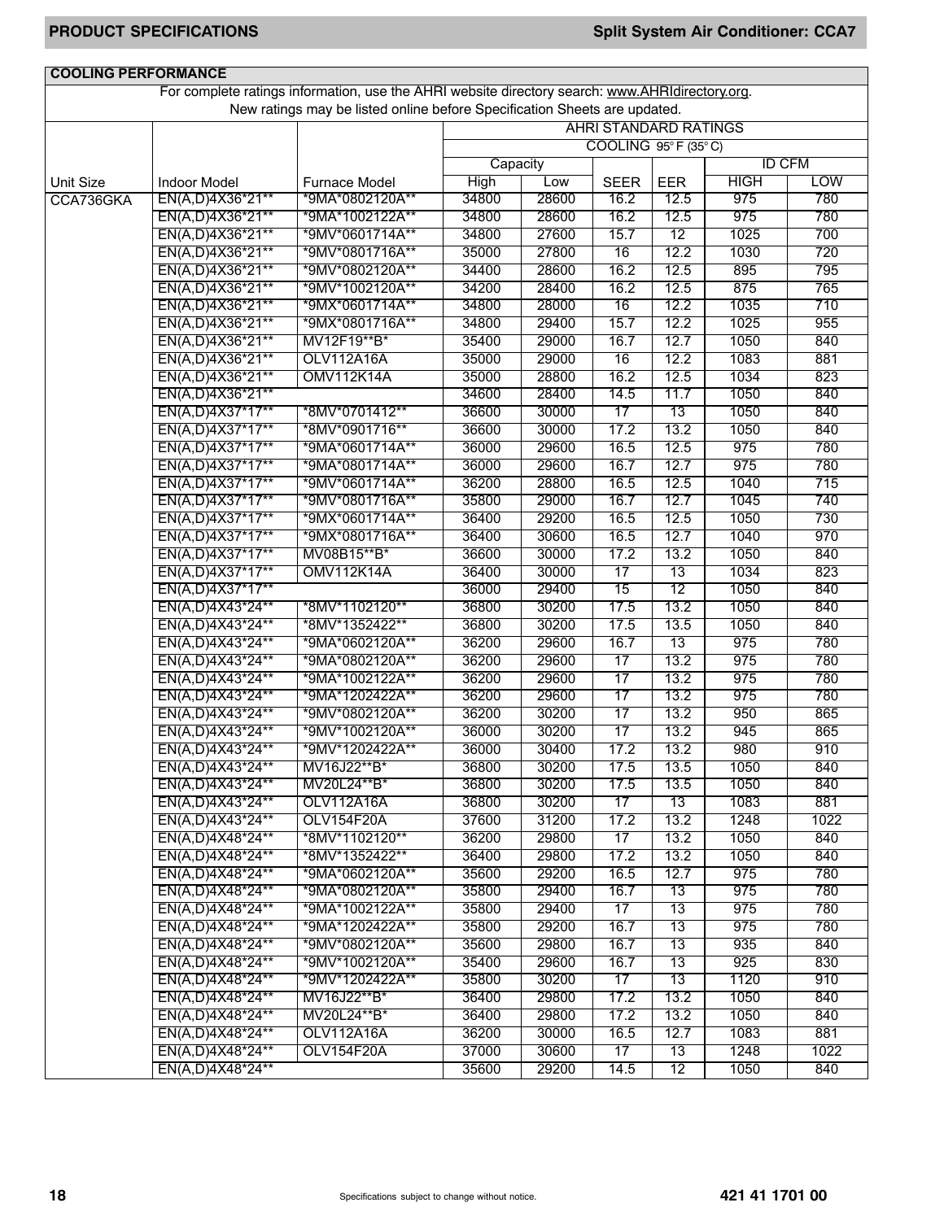## COOLING PERFORMANCE

For complete ratings information, use the AHRI website directory search: www.AHRIdirectory.org.
New ratings may be listed online before Specification Sheets are updated.

| | | | AHRI STANDARD RATINGS | | | | | |
|---|---|---|---|---|---|---|---|---|
| | | | COOLING 95° F (35° C) | | | | | |
| | | | Capacity | | | | ID CFM | |
| Unit Size | Indoor Model | Furnace Model | High | Low | SEER | EER | HIGH | LOW |
| CCA736GKA | EN(A,D)4X36*21** | *9MA*0802120A** | 34800 | 28600 | 16.2 | 12.5 | 975 | 780 |
| | EN(A,D)4X36*21** | *9MA*1002122A** | 34800 | 28600 | 16.2 | 12.5 | 975 | 780 |
| | EN(A,D)4X36*21** | *9MV*0601714A** | 34800 | 27600 | 15.7 | 12 | 1025 | 700 |
| | EN(A,D)4X36*21** | *9MV*0801716A** | 35000 | 27800 | 16 | 12.2 | 1030 | 720 |
| | EN(A,D)4X36*21** | *9MV*0802120A** | 34400 | 28600 | 16.2 | 12.5 | 895 | 795 |
| | EN(A,D)4X36*21** | *9MV*1002120A** | 34200 | 28400 | 16.2 | 12.5 | 875 | 765 |
| | EN(A,D)4X36*21** | *9MX*0601714A** | 34800 | 28000 | 16 | 12.2 | 1035 | 710 |
| | EN(A,D)4X36*21** | *9MX*0801716A** | 34800 | 29400 | 15.7 | 12.2 | 1025 | 955 |
| | EN(A,D)4X36*21** | MV12F19**B* | 35400 | 29000 | 16.7 | 12.7 | 1050 | 840 |
| | EN(A,D)4X36*21** | OLV112A16A | 35000 | 29000 | 16 | 12.2 | 1083 | 881 |
| | EN(A,D)4X36*21** | OMV112K14A | 35000 | 28800 | 16.2 | 12.5 | 1034 | 823 |
| | EN(A,D)4X36*21** | | 34600 | 28400 | 14.5 | 11.7 | 1050 | 840 |
| | EN(A,D)4X37*17** | *8MV*0701412** | 36600 | 30000 | 17 | 13 | 1050 | 840 |
| | EN(A,D)4X37*17** | *8MV*0901716** | 36600 | 30000 | 17.2 | 13.2 | 1050 | 840 |
| | EN(A,D)4X37*17** | *9MA*0601714A** | 36000 | 29600 | 16.5 | 12.5 | 975 | 780 |
| | EN(A,D)4X37*17** | *9MA*0801714A** | 36000 | 29600 | 16.7 | 12.7 | 975 | 780 |
| | EN(A,D)4X37*17** | *9MV*0601714A** | 36200 | 28800 | 16.5 | 12.5 | 1040 | 715 |
| | EN(A,D)4X37*17** | *9MV*0801716A** | 35800 | 29000 | 16.7 | 12.7 | 1045 | 740 |
| | EN(A,D)4X37*17** | *9MX*0601714A** | 36400 | 29200 | 16.5 | 12.5 | 1050 | 730 |
| | EN(A,D)4X37*17** | *9MX*0801716A** | 36400 | 30600 | 16.5 | 12.7 | 1040 | 970 |
| | EN(A,D)4X37*17** | MV08B15**B* | 36600 | 30000 | 17.2 | 13.2 | 1050 | 840 |
| | EN(A,D)4X37*17** | OMV112K14A | 36400 | 30000 | 17 | 13 | 1034 | 823 |
| | EN(A,D)4X37*17** | | 36000 | 29400 | 15 | 12 | 1050 | 840 |
| | EN(A,D)4X43*24** | *8MV*1102120** | 36800 | 30200 | 17.5 | 13.2 | 1050 | 840 |
| | EN(A,D)4X43*24** | *8MV*1352422** | 36800 | 30200 | 17.5 | 13.5 | 1050 | 840 |
| | EN(A,D)4X43*24** | *9MA*0602120A** | 36200 | 29600 | 16.7 | 13 | 975 | 780 |
| | EN(A,D)4X43*24** | *9MA*0802120A** | 36200 | 29600 | 17 | 13.2 | 975 | 780 |
| | EN(A,D)4X43*24** | *9MA*1002122A** | 36200 | 29600 | 17 | 13.2 | 975 | 780 |
| | EN(A,D)4X43*24** | *9MA*1202422A** | 36200 | 29600 | 17 | 13.2 | 975 | 780 |
| | EN(A,D)4X43*24** | *9MV*0802120A** | 36200 | 30200 | 17 | 13.2 | 950 | 865 |
| | EN(A,D)4X43*24** | *9MV*1002120A** | 36000 | 30200 | 17 | 13.2 | 945 | 865 |
| | EN(A,D)4X43*24** | *9MV*1202422A** | 36000 | 30400 | 17.2 | 13.2 | 980 | 910 |
| | EN(A,D)4X43*24** | MV16J22**B* | 36800 | 30200 | 17.5 | 13.5 | 1050 | 840 |
| | EN(A,D)4X43*24** | MV20L24**B* | 36800 | 30200 | 17.5 | 13.5 | 1050 | 840 |
| | EN(A,D)4X43*24** | OLV112A16A | 36800 | 30200 | 17 | 13 | 1083 | 881 |
| | EN(A,D)4X43*24** | OLV154F20A | 37600 | 31200 | 17.2 | 13.2 | 1248 | 1022 |
| | EN(A,D)4X48*24** | *8MV*1102120** | 36200 | 29800 | 17 | 13.2 | 1050 | 840 |
| | EN(A,D)4X48*24** | *8MV*1352422** | 36400 | 29800 | 17.2 | 13.2 | 1050 | 840 |
| | EN(A,D)4X48*24** | *9MA*0602120A** | 35600 | 29200 | 16.5 | 12.7 | 975 | 780 |
| | EN(A,D)4X48*24** | *9MA*0802120A** | 35800 | 29400 | 16.7 | 13 | 975 | 780 |
| | EN(A,D)4X48*24** | *9MA*1002122A** | 35800 | 29400 | 17 | 13 | 975 | 780 |
| | EN(A,D)4X48*24** | *9MA*1202422A** | 35800 | 29200 | 16.7 | 13 | 975 | 780 |
| | EN(A,D)4X48*24** | *9MV*0802120A** | 35600 | 29800 | 16.7 | 13 | 935 | 840 |
| | EN(A,D)4X48*24** | *9MV*1002120A** | 35400 | 29600 | 16.7 | 13 | 925 | 830 |
| | EN(A,D)4X48*24** | *9MV*1202422A** | 35800 | 30200 | 17 | 13 | 1120 | 910 |
| | EN(A,D)4X48*24** | MV16J22**B* | 36400 | 29800 | 17.2 | 13.2 | 1050 | 840 |
| | EN(A,D)4X48*24** | MV20L24**B* | 36400 | 29800 | 17.2 | 13.2 | 1050 | 840 |
| | EN(A,D)4X48*24** | OLV112A16A | 36200 | 30000 | 16.5 | 12.7 | 1083 | 881 |
| | EN(A,D)4X48*24** | OLV154F20A | 37000 | 30600 | 17 | 13 | 1248 | 1022 |
| | EN(A,D)4X48*24** | | 35600 | 29200 | 14.5 | 12 | 1050 | 840 |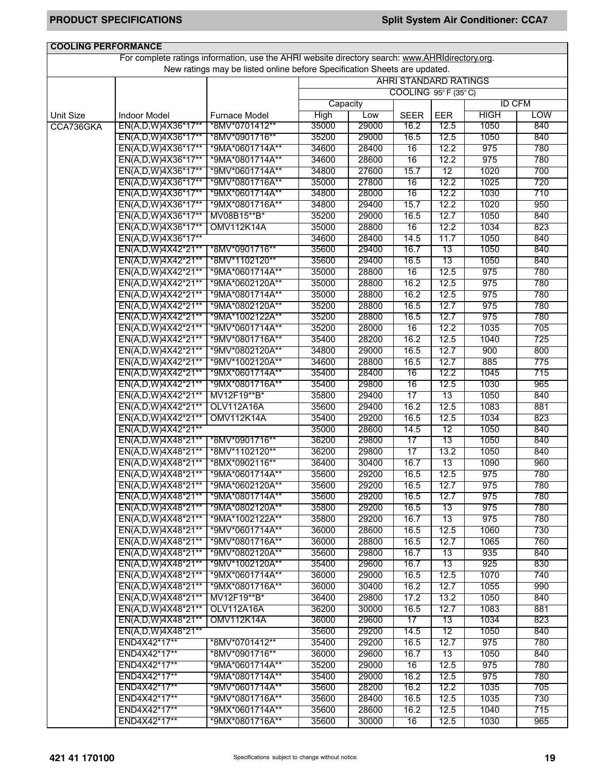## COOLING PERFORMANCE

For complete ratings information, use the AHRI website directory search: www.AHRIdirectory.org.
New ratings may be listed online before Specification Sheets are updated.

| | | | AHRI STANDARD RATINGS | | | | | |
|---|---|---|---|---|---|---|---|---|
| | | | COOLING 95° F (35° C) | | | | | |
| | | | Capacity | | | | ID CFM | |
| Unit Size | Indoor Model | Furnace Model | High | Low | SEER | EER | HIGH | LOW |
| CCA736GKA | EN(A,D,W)4X36*17** | *8MV*0701412** | 35000 | 29000 | 16.2 | 12.5 | 1050 | 840 |
| | EN(A,D,W)4X36*17** | *8MV*0901716** | 35200 | 29000 | 16.5 | 12.5 | 1050 | 840 |
| | EN(A,D,W)4X36*17** | *9MA*0601714A** | 34600 | 28400 | 16 | 12.2 | 975 | 780 |
| | EN(A,D,W)4X36*17** | *9MA*0801714A** | 34600 | 28600 | 16 | 12.2 | 975 | 780 |
| | EN(A,D,W)4X36*17** | *9MV*0601714A** | 34800 | 27600 | 15.7 | 12 | 1020 | 700 |
| | EN(A,D,W)4X36*17** | *9MV*0801716A** | 35000 | 27800 | 16 | 12.2 | 1025 | 720 |
| | EN(A,D,W)4X36*17** | *9MX*0601714A** | 34800 | 28000 | 16 | 12.2 | 1030 | 710 |
| | EN(A,D,W)4X36*17** | *9MX*0801716A** | 34800 | 29400 | 15.7 | 12.2 | 1020 | 950 |
| | EN(A,D,W)4X36*17** | MV08B15**B* | 35200 | 29000 | 16.5 | 12.7 | 1050 | 840 |
| | EN(A,D,W)4X36*17** | OMV112K14A | 35000 | 28800 | 16 | 12.2 | 1034 | 823 |
| | EN(A,D,W)4X36*17** | | 34600 | 28400 | 14.5 | 11.7 | 1050 | 840 |
| | EN(A,D,W)4X42*21** | *8MV*0901716** | 35600 | 29400 | 16.7 | 13 | 1050 | 840 |
| | EN(A,D,W)4X42*21** | *8MV*1102120** | 35600 | 29400 | 16.5 | 13 | 1050 | 840 |
| | EN(A,D,W)4X42*21** | *9MA*0601714A** | 35000 | 28800 | 16 | 12.5 | 975 | 780 |
| | EN(A,D,W)4X42*21** | *9MA*0602120A** | 35000 | 28800 | 16.2 | 12.5 | 975 | 780 |
| | EN(A,D,W)4X42*21** | *9MA*0801714A** | 35000 | 28800 | 16.2 | 12.5 | 975 | 780 |
| | EN(A,D,W)4X42*21** | *9MA*0802120A** | 35200 | 28800 | 16.5 | 12.7 | 975 | 780 |
| | EN(A,D,W)4X42*21** | *9MA*1002122A** | 35200 | 28800 | 16.5 | 12.7 | 975 | 780 |
| | EN(A,D,W)4X42*21** | *9MV*0601714A** | 35200 | 28000 | 16 | 12.2 | 1035 | 705 |
| | EN(A,D,W)4X42*21** | *9MV*0801716A** | 35400 | 28200 | 16.2 | 12.5 | 1040 | 725 |
| | EN(A,D,W)4X42*21** | *9MV*0802120A** | 34800 | 29000 | 16.5 | 12.7 | 900 | 800 |
| | EN(A,D,W)4X42*21** | *9MV*1002120A** | 34600 | 28800 | 16.5 | 12.7 | 885 | 775 |
| | EN(A,D,W)4X42*21** | *9MX*0601714A** | 35400 | 28400 | 16 | 12.2 | 1045 | 715 |
| | EN(A,D,W)4X42*21** | *9MX*0801716A** | 35400 | 29800 | 16 | 12.5 | 1030 | 965 |
| | EN(A,D,W)4X42*21** | MV12F19**B* | 35800 | 29400 | 17 | 13 | 1050 | 840 |
| | EN(A,D,W)4X42*21** | OLV112A16A | 35600 | 29400 | 16.2 | 12.5 | 1083 | 881 |
| | EN(A,D,W)4X42*21** | OMV112K14A | 35400 | 29200 | 16.5 | 12.5 | 1034 | 823 |
| | EN(A,D,W)4X42*21** | | 35000 | 28600 | 14.5 | 12 | 1050 | 840 |
| | EN(A,D,W)4X48*21** | *8MV*0901716** | 36200 | 29800 | 17 | 13 | 1050 | 840 |
| | EN(A,D,W)4X48*21** | *8MV*1102120** | 36200 | 29800 | 17 | 13.2 | 1050 | 840 |
| | EN(A,D,W)4X48*21** | *8MX*0902116** | 36400 | 30400 | 16.7 | 13 | 1090 | 960 |
| | EN(A,D,W)4X48*21** | *9MA*0601714A** | 35600 | 29200 | 16.5 | 12.5 | 975 | 780 |
| | EN(A,D,W)4X48*21** | *9MA*0602120A** | 35600 | 29200 | 16.5 | 12.7 | 975 | 780 |
| | EN(A,D,W)4X48*21** | *9MA*0801714A** | 35600 | 29200 | 16.5 | 12.7 | 975 | 780 |
| | EN(A,D,W)4X48*21** | *9MA*0802120A** | 35800 | 29200 | 16.5 | 13 | 975 | 780 |
| | EN(A,D,W)4X48*21** | *9MA*1002122A** | 35800 | 29200 | 16.7 | 13 | 975 | 780 |
| | EN(A,D,W)4X48*21** | *9MV*0601714A** | 36000 | 28600 | 16.5 | 12.5 | 1060 | 730 |
| | EN(A,D,W)4X48*21** | *9MV*0801716A** | 36000 | 28800 | 16.5 | 12.7 | 1065 | 760 |
| | EN(A,D,W)4X48*21** | *9MV*0802120A** | 35600 | 29800 | 16.7 | 13 | 935 | 840 |
| | EN(A,D,W)4X48*21** | *9MV*1002120A** | 35400 | 29600 | 16.7 | 13 | 925 | 830 |
| | EN(A,D,W)4X48*21** | *9MX*0601714A** | 36000 | 29000 | 16.5 | 12.5 | 1070 | 740 |
| | EN(A,D,W)4X48*21** | *9MX*0801716A** | 36000 | 30400 | 16.2 | 12.7 | 1055 | 990 |
| | EN(A,D,W)4X48*21** | MV12F19**B* | 36400 | 29800 | 17.2 | 13.2 | 1050 | 840 |
| | EN(A,D,W)4X48*21** | OLV112A16A | 36200 | 30000 | 16.5 | 12.7 | 1083 | 881 |
| | EN(A,D,W)4X48*21** | OMV112K14A | 36000 | 29600 | 17 | 13 | 1034 | 823 |
| | EN(A,D,W)4X48*21** | | 35600 | 29200 | 14.5 | 12 | 1050 | 840 |
| | END4X42*17** | *8MV*0701412** | 35400 | 29200 | 16.5 | 12.7 | 975 | 780 |
| | END4X42*17** | *8MV*0901716** | 36000 | 29600 | 16.7 | 13 | 1050 | 840 |
| | END4X42*17** | *9MA*0601714A** | 35200 | 29000 | 16 | 12.5 | 975 | 780 |
| | END4X42*17** | *9MA*0801714A** | 35400 | 29000 | 16.2 | 12.5 | 975 | 780 |
| | END4X42*17** | *9MV*0601714A** | 35600 | 28200 | 16.2 | 12.2 | 1035 | 705 |
| | END4X42*17** | *9MV*0801716A** | 35600 | 28400 | 16.5 | 12.5 | 1035 | 730 |
| | END4X42*17** | *9MX*0601714A** | 35600 | 28600 | 16.2 | 12.5 | 1040 | 715 |
| | END4X42*17** | *9MX*0801716A** | 35600 | 30000 | 16 | 12.5 | 1030 | 965 |

421 41 170100

Specifications subject to change without notice.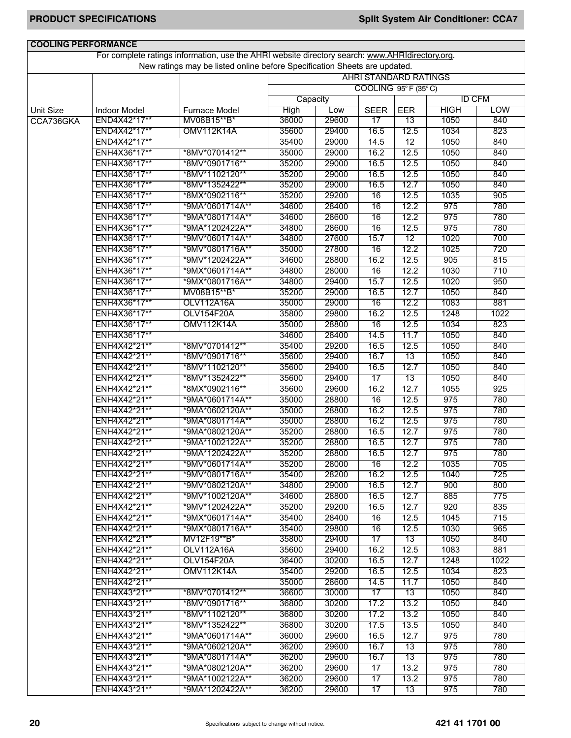## COOLING PERFORMANCE

For complete ratings information, use the AHRI website directory search: www.AHRIdirectory.org.
New ratings may be listed online before Specification Sheets are updated.

| | | | AHRI STANDARD RATINGS | | | | | |
|---|---|---|---|---|---|---|---|---|
| | | | COOLING 95° F (35° C) | | | | | |
| | | | Capacity | | | | ID CFM | |
| Unit Size | Indoor Model | Furnace Model | High | Low | SEER | EER | HIGH | LOW |
| CCA736GKA | END4X42*17** | MV08B15**B* | 36000 | 29600 | 17 | 13 | 1050 | 840 |
| | END4X42*17** | OMV112K14A | 35600 | 29400 | 16.5 | 12.5 | 1034 | 823 |
| | END4X42*17** | | 35400 | 29000 | 14.5 | 12 | 1050 | 840 |
| | ENH4X36*17** | *8MV*0701412** | 35000 | 29000 | 16.2 | 12.5 | 1050 | 840 |
| | ENH4X36*17** | *8MV*0901716** | 35200 | 29000 | 16.5 | 12.5 | 1050 | 840 |
| | ENH4X36*17** | *8MV*1102120** | 35200 | 29000 | 16.5 | 12.5 | 1050 | 840 |
| | ENH4X36*17** | *8MV*1352422** | 35200 | 29000 | 16.5 | 12.7 | 1050 | 840 |
| | ENH4X36*17** | *8MX*0902116** | 35200 | 29200 | 16 | 12.5 | 1035 | 905 |
| | ENH4X36*17** | *9MA*0601714A** | 34600 | 28400 | 16 | 12.2 | 975 | 780 |
| | ENH4X36*17** | *9MA*0801714A** | 34600 | 28600 | 16 | 12.2 | 975 | 780 |
| | ENH4X36*17** | *9MA*1202422A** | 34800 | 28600 | 16 | 12.5 | 975 | 780 |
| | ENH4X36*17** | *9MV*0601714A** | 34800 | 27600 | 15.7 | 12 | 1020 | 700 |
| | ENH4X36*17** | *9MV*0801716A** | 35000 | 27800 | 16 | 12.2 | 1025 | 720 |
| | ENH4X36*17** | *9MV*1202422A** | 34600 | 28800 | 16.2 | 12.5 | 905 | 815 |
| | ENH4X36*17** | *9MX*0601714A** | 34800 | 28000 | 16 | 12.2 | 1030 | 710 |
| | ENH4X36*17** | *9MX*0801716A** | 34800 | 29400 | 15.7 | 12.5 | 1020 | 950 |
| | ENH4X36*17** | MV08B15**B* | 35200 | 29000 | 16.5 | 12.7 | 1050 | 840 |
| | ENH4X36*17** | OLV112A16A | 35000 | 29000 | 16 | 12.2 | 1083 | 881 |
| | ENH4X36*17** | OLV154F20A | 35800 | 29800 | 16.2 | 12.5 | 1248 | 1022 |
| | ENH4X36*17** | OMV112K14A | 35000 | 28800 | 16 | 12.5 | 1034 | 823 |
| | ENH4X36*17** | | 34600 | 28400 | 14.5 | 11.7 | 1050 | 840 |
| | ENH4X42*21** | *8MV*0701412** | 35400 | 29200 | 16.5 | 12.5 | 1050 | 840 |
| | ENH4X42*21** | *8MV*0901716** | 35600 | 29400 | 16.7 | 13 | 1050 | 840 |
| | ENH4X42*21** | *8MV*1102120** | 35600 | 29400 | 16.5 | 12.7 | 1050 | 840 |
| | ENH4X42*21** | *8MV*1352422** | 35600 | 29400 | 17 | 13 | 1050 | 840 |
| | ENH4X42*21** | *8MX*0902116** | 35600 | 29600 | 16.2 | 12.7 | 1055 | 925 |
| | ENH4X42*21** | *9MA*0601714A** | 35000 | 28800 | 16 | 12.5 | 975 | 780 |
| | ENH4X42*21** | *9MA*0602120A** | 35000 | 28800 | 16.2 | 12.5 | 975 | 780 |
| | ENH4X42*21** | *9MA*0801714A** | 35000 | 28800 | 16.2 | 12.5 | 975 | 780 |
| | ENH4X42*21** | *9MA*0802120A** | 35200 | 28800 | 16.5 | 12.7 | 975 | 780 |
| | ENH4X42*21** | *9MA*1002122A** | 35200 | 28800 | 16.5 | 12.7 | 975 | 780 |
| | ENH4X42*21** | *9MA*1202422A** | 35200 | 28800 | 16.5 | 12.7 | 975 | 780 |
| | ENH4X42*21** | *9MV*0601714A** | 35200 | 28000 | 16 | 12.2 | 1035 | 705 |
| | ENH4X42*21** | *9MV*0801716A** | 35400 | 28200 | 16.2 | 12.5 | 1040 | 725 |
| | ENH4X42*21** | *9MV*0802120A** | 34800 | 29000 | 16.5 | 12.7 | 900 | 800 |
| | ENH4X42*21** | *9MV*1002120A** | 34600 | 28800 | 16.5 | 12.7 | 885 | 775 |
| | ENH4X42*21** | *9MV*1202422A** | 35200 | 29200 | 16.5 | 12.7 | 920 | 835 |
| | ENH4X42*21** | *9MX*0601714A** | 35400 | 28400 | 16 | 12.5 | 1045 | 715 |
| | ENH4X42*21** | *9MX*0801716A** | 35400 | 29800 | 16 | 12.5 | 1030 | 965 |
| | ENH4X42*21** | MV12F19**B* | 35800 | 29400 | 17 | 13 | 1050 | 840 |
| | ENH4X42*21** | OLV112A16A | 35600 | 29400 | 16.2 | 12.5 | 1083 | 881 |
| | ENH4X42*21** | OLV154F20A | 36400 | 30200 | 16.5 | 12.7 | 1248 | 1022 |
| | ENH4X42*21** | OMV112K14A | 35400 | 29200 | 16.5 | 12.5 | 1034 | 823 |
| | ENH4X42*21** | | 35000 | 28600 | 14.5 | 11.7 | 1050 | 840 |
| | ENH4X43*21** | *8MV*0701412** | 36600 | 30000 | 17 | 13 | 1050 | 840 |
| | ENH4X43*21** | *8MV*0901716** | 36800 | 30200 | 17.2 | 13.2 | 1050 | 840 |
| | ENH4X43*21** | *8MV*1102120** | 36800 | 30200 | 17.2 | 13.2 | 1050 | 840 |
| | ENH4X43*21** | *8MV*1352422** | 36800 | 30200 | 17.5 | 13.5 | 1050 | 840 |
| | ENH4X43*21** | *9MA*0601714A** | 36000 | 29600 | 16.5 | 12.7 | 975 | 780 |
| | ENH4X43*21** | *9MA*0602120A** | 36200 | 29600 | 16.7 | 13 | 975 | 780 |
| | ENH4X43*21** | *9MA*0801714A** | 36200 | 29600 | 16.7 | 13 | 975 | 780 |
| | ENH4X43*21** | *9MA*0802120A** | 36200 | 29600 | 17 | 13.2 | 975 | 780 |
| | ENH4X43*21** | *9MA*1002122A** | 36200 | 29600 | 17 | 13.2 | 975 | 780 |
| | ENH4X43*21** | *9MA*1202422A** | 36200 | 29600 | 17 | 13 | 975 | 780 |

Specifications subject to change without notice.

421 41 1701 00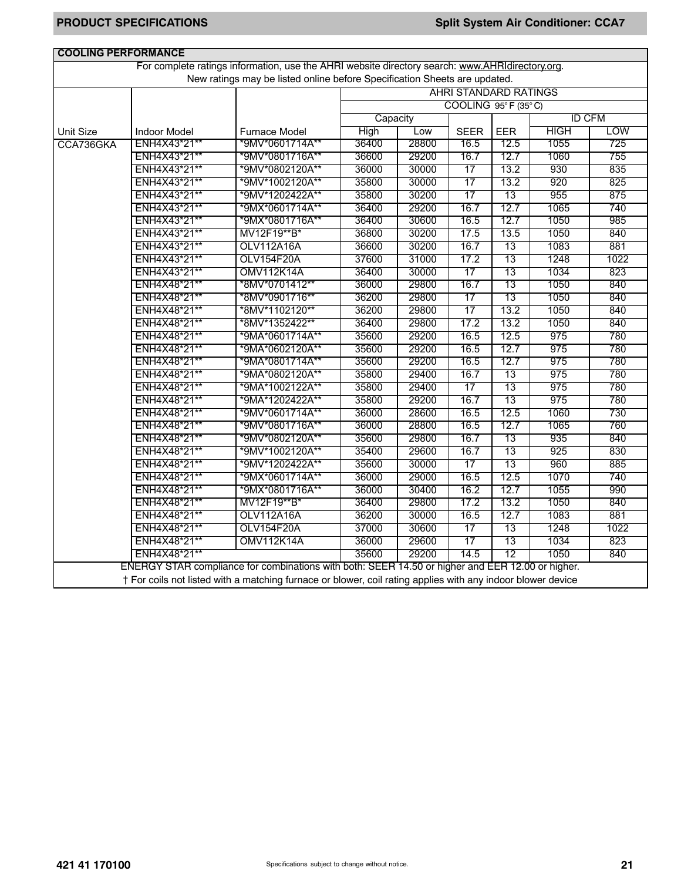## COOLING PERFORMANCE

For complete ratings information, use the AHRI website directory search: www.AHRIdirectory.org.
New ratings may be listed online before Specification Sheets are updated.

| Unit Size | Indoor Model | Furnace Model | AHRI STANDARD RATINGS | | | | | |
|---|---|---|---|---|---|---|---|---|
| | | | COOLING 95° F (35° C) | | | | | |
| | | | Capacity | | | | ID CFM | |
| | | | High | Low | SEER | EER | HIGH | LOW |
| CCA736GKA | ENH4X43*21** | *9MV*0601714A** | 36400 | 28800 | 16.5 | 12.5 | 1055 | 725 |
| | ENH4X43*21** | *9MV*0801716A** | 36600 | 29200 | 16.7 | 12.7 | 1060 | 755 |
| | ENH4X43*21** | *9MV*0802120A** | 36000 | 30000 | 17 | 13.2 | 930 | 835 |
| | ENH4X43*21** | *9MV*1002120A** | 35800 | 30000 | 17 | 13.2 | 920 | 825 |
| | ENH4X43*21** | *9MV*1202422A** | 35800 | 30200 | 17 | 13 | 955 | 875 |
| | ENH4X43*21** | *9MX*0601714A** | 36400 | 29200 | 16.7 | 12.7 | 1065 | 740 |
| | ENH4X43*21** | *9MX*0801716A** | 36400 | 30600 | 16.5 | 12.7 | 1050 | 985 |
| | ENH4X43*21** | MV12F19**B* | 36800 | 30200 | 17.5 | 13.5 | 1050 | 840 |
| | ENH4X43*21** | OLV112A16A | 36600 | 30200 | 16.7 | 13 | 1083 | 881 |
| | ENH4X43*21** | OLV154F20A | 37600 | 31000 | 17.2 | 13 | 1248 | 1022 |
| | ENH4X43*21** | OMV112K14A | 36400 | 30000 | 17 | 13 | 1034 | 823 |
| | ENH4X48*21** | *8MV*0701412** | 36000 | 29800 | 16.7 | 13 | 1050 | 840 |
| | ENH4X48*21** | *8MV*0901716** | 36200 | 29800 | 17 | 13 | 1050 | 840 |
| | ENH4X48*21** | *8MV*1102120** | 36200 | 29800 | 17 | 13.2 | 1050 | 840 |
| | ENH4X48*21** | *8MV*1352422** | 36400 | 29800 | 17.2 | 13.2 | 1050 | 840 |
| | ENH4X48*21** | *9MA*0601714A** | 35600 | 29200 | 16.5 | 12.5 | 975 | 780 |
| | ENH4X48*21** | *9MA*0602120A** | 35600 | 29200 | 16.5 | 12.7 | 975 | 780 |
| | ENH4X48*21** | *9MA*0801714A** | 35600 | 29200 | 16.5 | 12.7 | 975 | 780 |
| | ENH4X48*21** | *9MA*0802120A** | 35800 | 29400 | 16.7 | 13 | 975 | 780 |
| | ENH4X48*21** | *9MA*1002122A** | 35800 | 29400 | 17 | 13 | 975 | 780 |
| | ENH4X48*21** | *9MA*1202422A** | 35800 | 29200 | 16.7 | 13 | 975 | 780 |
| | ENH4X48*21** | *9MV*0601714A** | 36000 | 28600 | 16.5 | 12.5 | 1060 | 730 |
| | ENH4X48*21** | *9MV*0801716A** | 36000 | 28800 | 16.5 | 12.7 | 1065 | 760 |
| | ENH4X48*21** | *9MV*0802120A** | 35600 | 29800 | 16.7 | 13 | 935 | 840 |
| | ENH4X48*21** | *9MV*1002120A** | 35400 | 29600 | 16.7 | 13 | 925 | 830 |
| | ENH4X48*21** | *9MV*1202422A** | 35600 | 30000 | 17 | 13 | 960 | 885 |
| | ENH4X48*21** | *9MX*0601714A** | 36000 | 29000 | 16.5 | 12.5 | 1070 | 740 |
| | ENH4X48*21** | *9MX*0801716A** | 36000 | 30400 | 16.2 | 12.7 | 1055 | 990 |
| | ENH4X48*21** | MV12F19**B* | 36400 | 29800 | 17.2 | 13.2 | 1050 | 840 |
| | ENH4X48*21** | OLV112A16A | 36200 | 30000 | 16.5 | 12.7 | 1083 | 881 |
| | ENH4X48*21** | OLV154F20A | 37000 | 30600 | 17 | 13 | 1248 | 1022 |
| | ENH4X48*21** | OMV112K14A | 36000 | 29600 | 17 | 13 | 1034 | 823 |
| | ENH4X48*21** | | 35600 | 29200 | 14.5 | 12 | 1050 | 840 |

ENERGY STAR compliance for combinations with both: SEER 14.50 or higher and EER 12.00 or higher.

† For coils not listed with a matching furnace or blower, coil rating applies with any indoor blower device

421 41 170100

Specifications subject to change without notice.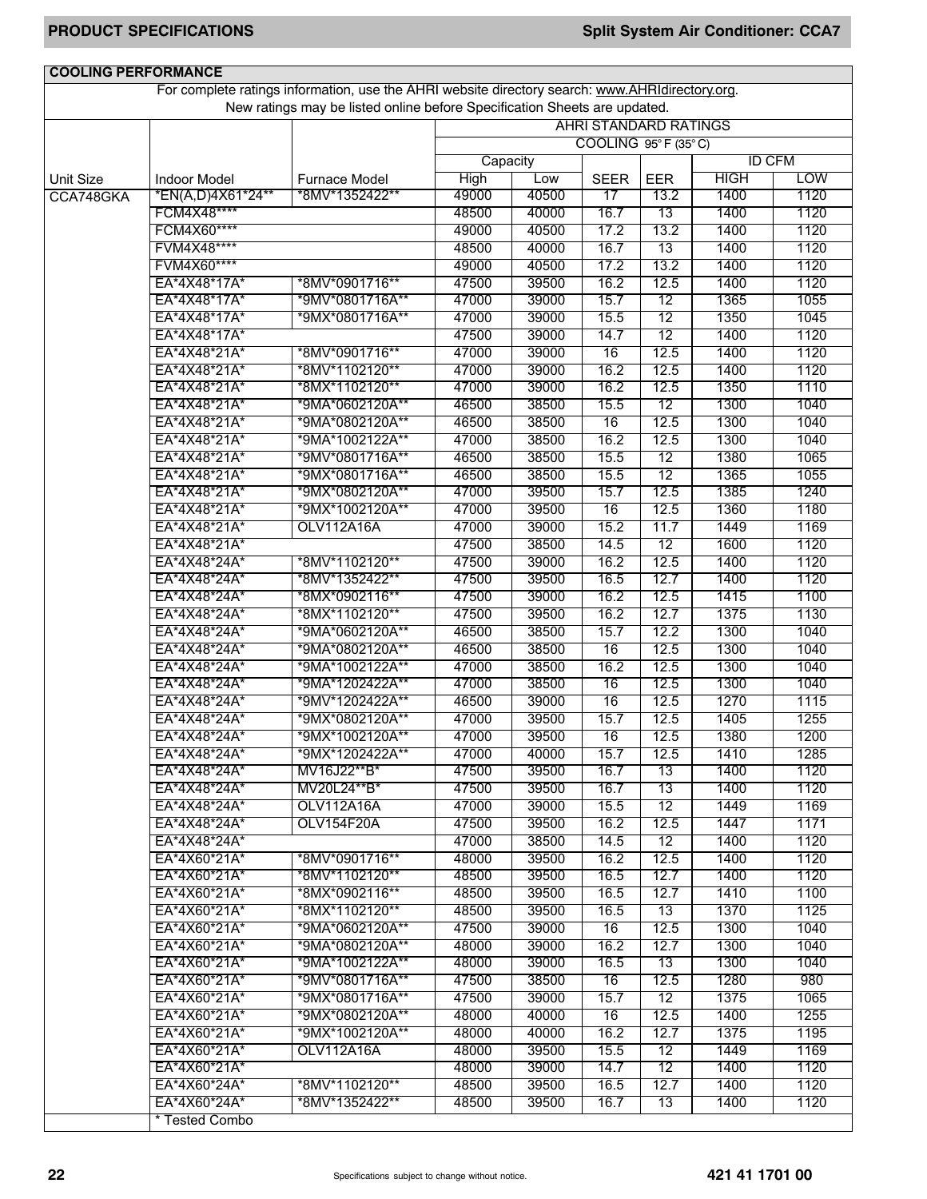## COOLING PERFORMANCE

For complete ratings information, use the AHRI website directory search: www.AHRIdirectory.org.
New ratings may be listed online before Specification Sheets are updated.

| | | | AHRI STANDARD RATINGS | | | | | |
|---|---|---|---|---|---|---|---|---|
| | | | COOLING 95° F (35° C) | | | | | |
| | | | Capacity | | | | ID CFM | |
| Unit Size | Indoor Model | Furnace Model | High | Low | SEER | EER | HIGH | LOW |
| CCA748GKA | *EN(A,D)4X61*24** | *8MV*1352422** | 49000 | 40500 | 17 | 13.2 | 1400 | 1120 |
| | FCM4X48**** | | 48500 | 40000 | 16.7 | 13 | 1400 | 1120 |
| | FCM4X60**** | | 49000 | 40500 | 17.2 | 13.2 | 1400 | 1120 |
| | FVM4X48**** | | 48500 | 40000 | 16.7 | 13 | 1400 | 1120 |
| | FVM4X60**** | | 49000 | 40500 | 17.2 | 13.2 | 1400 | 1120 |
| | EA*4X48*17A* | *8MV*0901716** | 47500 | 39500 | 16.2 | 12.5 | 1400 | 1120 |
| | EA*4X48*17A* | *9MV*0801716A** | 47000 | 39000 | 15.7 | 12 | 1365 | 1055 |
| | EA*4X48*17A* | *9MX*0801716A** | 47000 | 39000 | 15.5 | 12 | 1350 | 1045 |
| | EA*4X48*17A* | | 47500 | 39000 | 14.7 | 12 | 1400 | 1120 |
| | EA*4X48*21A* | *8MV*0901716** | 47000 | 39000 | 16 | 12.5 | 1400 | 1120 |
| | EA*4X48*21A* | *8MV*1102120** | 47000 | 39000 | 16.2 | 12.5 | 1400 | 1120 |
| | EA*4X48*21A* | *8MX*1102120** | 47000 | 39000 | 16.2 | 12.5 | 1350 | 1110 |
| | EA*4X48*21A* | *9MA*0602120A** | 46500 | 38500 | 15.5 | 12 | 1300 | 1040 |
| | EA*4X48*21A* | *9MA*0802120A** | 46500 | 38500 | 16 | 12.5 | 1300 | 1040 |
| | EA*4X48*21A* | *9MA*1002122A** | 47000 | 38500 | 16.2 | 12.5 | 1300 | 1040 |
| | EA*4X48*21A* | *9MV*0801716A** | 46500 | 38500 | 15.5 | 12 | 1380 | 1065 |
| | EA*4X48*21A* | *9MX*0801716A** | 46500 | 38500 | 15.5 | 12 | 1365 | 1055 |
| | EA*4X48*21A* | *9MX*0802120A** | 47000 | 39500 | 15.7 | 12.5 | 1385 | 1240 |
| | EA*4X48*21A* | *9MX*1002120A** | 47000 | 39500 | 16 | 12.5 | 1360 | 1180 |
| | EA*4X48*21A* | OLV112A16A | 47000 | 39000 | 15.2 | 11.7 | 1449 | 1169 |
| | EA*4X48*21A* | | 47500 | 38500 | 14.5 | 12 | 1600 | 1120 |
| | EA*4X48*24A* | *8MV*1102120** | 47500 | 39000 | 16.2 | 12.5 | 1400 | 1120 |
| | EA*4X48*24A* | *8MV*1352422** | 47500 | 39500 | 16.5 | 12.7 | 1400 | 1120 |
| | EA*4X48*24A* | *8MX*0902116** | 47500 | 39000 | 16.2 | 12.5 | 1415 | 1100 |
| | EA*4X48*24A* | *8MX*1102120** | 47500 | 39500 | 16.2 | 12.7 | 1375 | 1130 |
| | EA*4X48*24A* | *9MA*0602120A** | 46500 | 38500 | 15.7 | 12.2 | 1300 | 1040 |
| | EA*4X48*24A* | *9MA*0802120A** | 46500 | 38500 | 16 | 12.5 | 1300 | 1040 |
| | EA*4X48*24A* | *9MA*1002122A** | 47000 | 38500 | 16.2 | 12.5 | 1300 | 1040 |
| | EA*4X48*24A* | *9MA*1202422A** | 47000 | 38500 | 16 | 12.5 | 1300 | 1040 |
| | EA*4X48*24A* | *9MV*1202422A** | 46500 | 39000 | 16 | 12.5 | 1270 | 1115 |
| | EA*4X48*24A* | *9MX*0802120A** | 47000 | 39500 | 15.7 | 12.5 | 1405 | 1255 |
| | EA*4X48*24A* | *9MX*1002120A** | 47000 | 39500 | 16 | 12.5 | 1380 | 1200 |
| | EA*4X48*24A* | *9MX*1202422A** | 47000 | 40000 | 15.7 | 12.5 | 1410 | 1285 |
| | EA*4X48*24A* | MV16J22**B* | 47500 | 39500 | 16.7 | 13 | 1400 | 1120 |
| | EA*4X48*24A* | MV20L24**B* | 47500 | 39500 | 16.7 | 13 | 1400 | 1120 |
| | EA*4X48*24A* | OLV112A16A | 47000 | 39000 | 15.5 | 12 | 1449 | 1169 |
| | EA*4X48*24A* | OLV154F20A | 47500 | 39500 | 16.2 | 12.5 | 1447 | 1171 |
| | EA*4X48*24A* | | 47000 | 38500 | 14.5 | 12 | 1400 | 1120 |
| | EA*4X60*21A* | *8MV*0901716** | 48000 | 39500 | 16.2 | 12.5 | 1400 | 1120 |
| | EA*4X60*21A* | *8MV*1102120** | 48500 | 39500 | 16.5 | 12.7 | 1400 | 1120 |
| | EA*4X60*21A* | *8MX*0902116** | 48500 | 39500 | 16.5 | 12.7 | 1410 | 1100 |
| | EA*4X60*21A* | *8MX*1102120** | 48500 | 39500 | 16.5 | 13 | 1370 | 1125 |
| | EA*4X60*21A* | *9MA*0602120A** | 47500 | 39000 | 16 | 12.5 | 1300 | 1040 |
| | EA*4X60*21A* | *9MA*0802120A** | 48000 | 39000 | 16.2 | 12.7 | 1300 | 1040 |
| | EA*4X60*21A* | *9MA*1002122A** | 48000 | 39000 | 16.5 | 13 | 1300 | 1040 |
| | EA*4X60*21A* | *9MV*0801716A** | 47500 | 38500 | 16 | 12.5 | 1280 | 980 |
| | EA*4X60*21A* | *9MX*0801716A** | 47500 | 39000 | 15.7 | 12 | 1375 | 1065 |
| | EA*4X60*21A* | *9MX*0802120A** | 48000 | 40000 | 16 | 12.5 | 1400 | 1255 |
| | EA*4X60*21A* | *9MX*1002120A** | 48000 | 40000 | 16.2 | 12.7 | 1375 | 1195 |
| | EA*4X60*21A* | OLV112A16A | 48000 | 39500 | 15.5 | 12 | 1449 | 1169 |
| | EA*4X60*21A* | | 48000 | 39000 | 14.7 | 12 | 1400 | 1120 |
| | EA*4X60*24A* | *8MV*1102120** | 48500 | 39500 | 16.5 | 12.7 | 1400 | 1120 |
| | EA*4X60*24A* | *8MV*1352422** | 48500 | 39500 | 16.7 | 13 | 1400 | 1120 |
| | * Tested Combo | | | | | | | |

Specifications subject to change without notice.

421 41 1701 00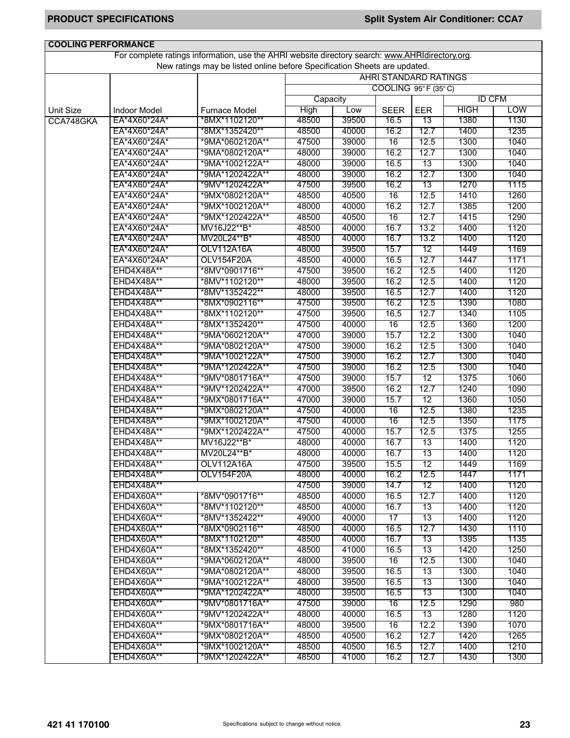## COOLING PERFORMANCE

For complete ratings information, use the AHRI website directory search: www.AHRIdirectory.org.
New ratings may be listed online before Specification Sheets are updated.

| | | | AHRI STANDARD RATINGS | | | | | |
|---|---|---|---|---|---|---|---|---|
| | | | COOLING 95° F (35° C) | | | | | |
| | | | Capacity | | | | ID CFM | |
| Unit Size | Indoor Model | Furnace Model | High | Low | SEER | EER | HIGH | LOW |
| CCA748GKA | EA*4X60*24A* | *8MX*1102120** | 48500 | 39500 | 16.5 | 13 | 1380 | 1130 |
| | EA*4X60*24A* | *8MX*1352420** | 48500 | 40000 | 16.2 | 12.7 | 1400 | 1235 |
| | EA*4X60*24A* | *9MA*0602120A** | 47500 | 39000 | 16 | 12.5 | 1300 | 1040 |
| | EA*4X60*24A* | *9MA*0802120A** | 48000 | 39000 | 16.2 | 12.7 | 1300 | 1040 |
| | EA*4X60*24A* | *9MA*1002122A** | 48000 | 39000 | 16.5 | 13 | 1300 | 1040 |
| | EA*4X60*24A* | *9MA*1202422A** | 48000 | 39000 | 16.2 | 12.7 | 1300 | 1040 |
| | EA*4X60*24A* | *9MV*1202422A** | 47500 | 39500 | 16.2 | 13 | 1270 | 1115 |
| | EA*4X60*24A* | *9MX*0802120A** | 48500 | 40500 | 16 | 12.5 | 1410 | 1260 |
| | EA*4X60*24A* | *9MX*1002120A** | 48000 | 40000 | 16.2 | 12.7 | 1385 | 1200 |
| | EA*4X60*24A* | *9MX*1202422A** | 48500 | 40500 | 16 | 12.7 | 1415 | 1290 |
| | EA*4X60*24A* | MV16J22**B* | 48500 | 40000 | 16.7 | 13.2 | 1400 | 1120 |
| | EA*4X60*24A* | MV20L24**B* | 48500 | 40000 | 16.7 | 13.2 | 1400 | 1120 |
| | EA*4X60*24A* | OLV112A16A | 48000 | 39500 | 15.7 | 12 | 1449 | 1169 |
| | EA*4X60*24A* | OLV154F20A | 48500 | 40000 | 16.5 | 12.7 | 1447 | 1171 |
| | EHD4X48A** | *8MV*0901716** | 47500 | 39500 | 16.2 | 12.5 | 1400 | 1120 |
| | EHD4X48A** | *8MV*1102120** | 48000 | 39500 | 16.2 | 12.5 | 1400 | 1120 |
| | EHD4X48A** | *8MV*1352422** | 48000 | 39500 | 16.5 | 12.7 | 1400 | 1120 |
| | EHD4X48A** | *8MX*0902116** | 47500 | 39500 | 16.2 | 12.5 | 1390 | 1080 |
| | EHD4X48A** | *8MX*1102120** | 47500 | 39500 | 16.5 | 12.7 | 1340 | 1105 |
| | EHD4X48A** | *8MX*1352420** | 47500 | 40000 | 16 | 12.5 | 1360 | 1200 |
| | EHD4X48A** | *9MA*0602120A** | 47000 | 39000 | 15.7 | 12.2 | 1300 | 1040 |
| | EHD4X48A** | *9MA*0802120A** | 47500 | 39000 | 16.2 | 12.5 | 1300 | 1040 |
| | EHD4X48A** | *9MA*1002122A** | 47500 | 39000 | 16.2 | 12.7 | 1300 | 1040 |
| | EHD4X48A** | *9MA*1202422A** | 47500 | 39000 | 16.2 | 12.5 | 1300 | 1040 |
| | EHD4X48A** | *9MV*0801716A** | 47500 | 39000 | 15.7 | 12 | 1375 | 1060 |
| | EHD4X48A** | *9MV*1202422A** | 47000 | 39500 | 16.2 | 12.7 | 1240 | 1090 |
| | EHD4X48A** | *9MX*0801716A** | 47000 | 39000 | 15.7 | 12 | 1360 | 1050 |
| | EHD4X48A** | *9MX*0802120A** | 47500 | 40000 | 16 | 12.5 | 1380 | 1235 |
| | EHD4X48A** | *9MX*1002120A** | 47500 | 40000 | 16 | 12.5 | 1350 | 1175 |
| | EHD4X48A** | *9MX*1202422A** | 47500 | 40000 | 15.7 | 12.5 | 1375 | 1255 |
| | EHD4X48A** | MV16J22**B* | 48000 | 40000 | 16.7 | 13 | 1400 | 1120 |
| | EHD4X48A** | MV20L24**B* | 48000 | 40000 | 16.7 | 13 | 1400 | 1120 |
| | EHD4X48A** | OLV112A16A | 47500 | 39500 | 15.5 | 12 | 1449 | 1169 |
| | EHD4X48A** | OLV154F20A | 48000 | 40000 | 16.2 | 12.5 | 1447 | 1171 |
| | EHD4X48A** | | 47500 | 39000 | 14.7 | 12 | 1400 | 1120 |
| | EHD4X60A** | *8MV*0901716** | 48500 | 40000 | 16.5 | 12.7 | 1400 | 1120 |
| | EHD4X60A** | *8MV*1102120** | 48500 | 40000 | 16.7 | 13 | 1400 | 1120 |
| | EHD4X60A** | *8MV*1352422** | 49000 | 40000 | 17 | 13 | 1400 | 1120 |
| | EHD4X60A** | *8MX*0902116** | 48500 | 40000 | 16.5 | 12.7 | 1430 | 1110 |
| | EHD4X60A** | *8MX*1102120** | 48500 | 40000 | 16.7 | 13 | 1395 | 1135 |
| | EHD4X60A** | *8MX*1352420** | 48500 | 41000 | 16.5 | 13 | 1420 | 1250 |
| | EHD4X60A** | *9MA*0602120A** | 48000 | 39500 | 16 | 12.5 | 1300 | 1040 |
| | EHD4X60A** | *9MA*0802120A** | 48000 | 39500 | 16.5 | 13 | 1300 | 1040 |
| | EHD4X60A** | *9MA*1002122A** | 48000 | 39500 | 16.5 | 13 | 1300 | 1040 |
| | EHD4X60A** | *9MA*1202422A** | 48000 | 39500 | 16.5 | 13 | 1300 | 1040 |
| | EHD4X60A** | *9MV*0801716A** | 47500 | 39000 | 16 | 12.5 | 1290 | 980 |
| | EHD4X60A** | *9MV*1202422A** | 48000 | 40000 | 16.5 | 13 | 1280 | 1120 |
| | EHD4X60A** | *9MX*0801716A** | 48000 | 39500 | 16 | 12.2 | 1390 | 1070 |
| | EHD4X60A** | *9MX*0802120A** | 48500 | 40500 | 16.2 | 12.7 | 1420 | 1265 |
| | EHD4X60A** | *9MX*1002120A** | 48500 | 40500 | 16.5 | 12.7 | 1400 | 1210 |
| | EHD4X60A** | *9MX*1202422A** | 48500 | 41000 | 16.2 | 12.7 | 1430 | 1300 |

421 41 170100

Specifications subject to change without notice.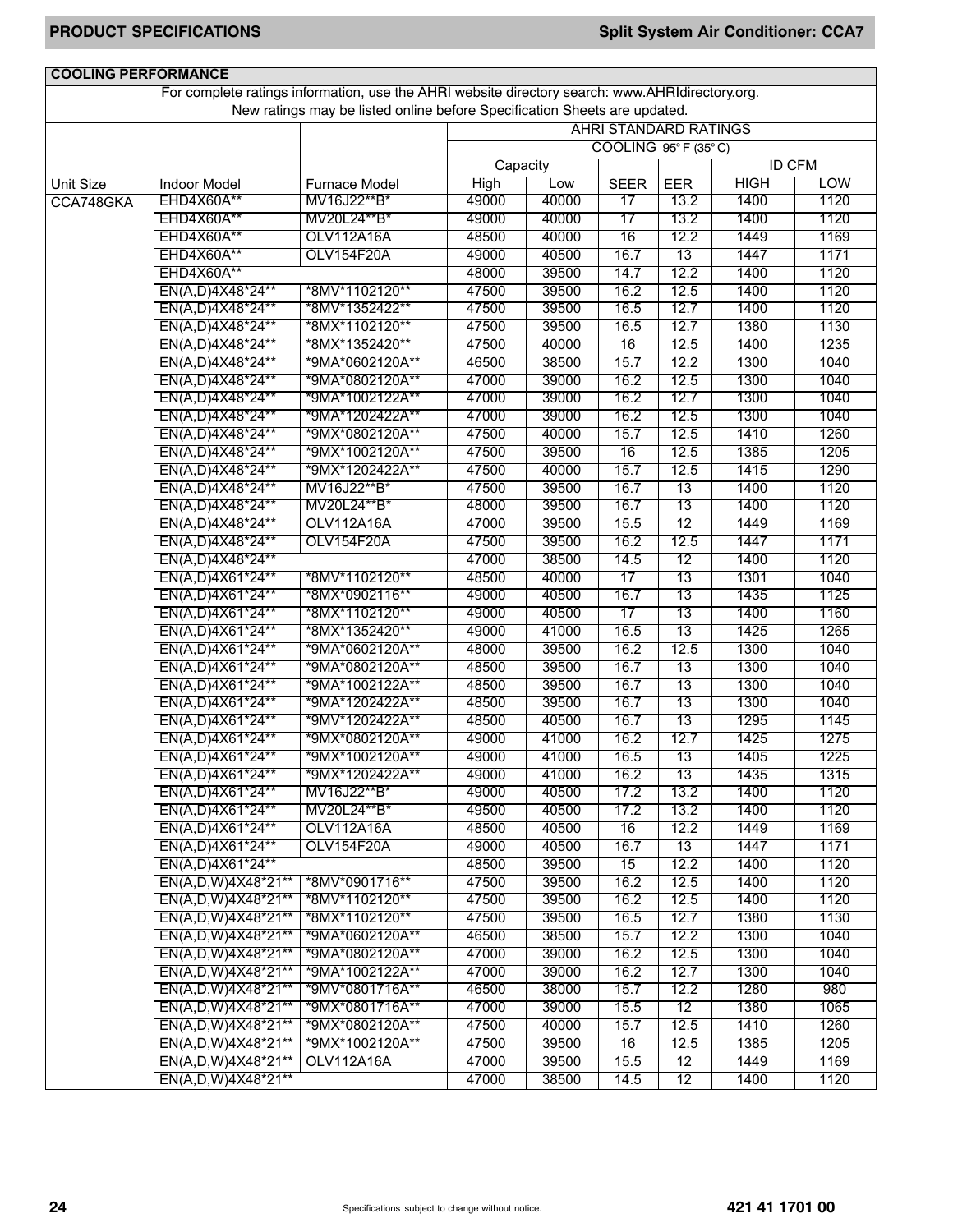## COOLING PERFORMANCE

For complete ratings information, use the AHRI website directory search: www.AHRIdirectory.org.
New ratings may be listed online before Specification Sheets are updated.

| | | | AHRI STANDARD RATINGS | | | | | |
|---|---|---|---|---|---|---|---|---|
| | | | COOLING 95° F (35° C) | | | | | |
| | | | Capacity | | | | ID CFM | |
| Unit Size | Indoor Model | Furnace Model | High | Low | SEER | EER | HIGH | LOW |
| CCA748GKA | EHD4X60A** | MV16J22**B* | 49000 | 40000 | 17 | 13.2 | 1400 | 1120 |
| | EHD4X60A** | MV20L24**B* | 49000 | 40000 | 17 | 13.2 | 1400 | 1120 |
| | EHD4X60A** | OLV112A16A | 48500 | 40000 | 16 | 12.2 | 1449 | 1169 |
| | EHD4X60A** | OLV154F20A | 49000 | 40500 | 16.7 | 13 | 1447 | 1171 |
| | EHD4X60A** | | 48000 | 39500 | 14.7 | 12.2 | 1400 | 1120 |
| | EN(A,D)4X48*24** | *8MV*1102120** | 47500 | 39500 | 16.2 | 12.5 | 1400 | 1120 |
| | EN(A,D)4X48*24** | *8MV*1352422** | 47500 | 39500 | 16.5 | 12.7 | 1400 | 1120 |
| | EN(A,D)4X48*24** | *8MX*1102120** | 47500 | 39500 | 16.5 | 12.7 | 1380 | 1130 |
| | EN(A,D)4X48*24** | *8MX*1352420** | 47500 | 40000 | 16 | 12.5 | 1400 | 1235 |
| | EN(A,D)4X48*24** | *9MA*0602120A** | 46500 | 38500 | 15.7 | 12.2 | 1300 | 1040 |
| | EN(A,D)4X48*24** | *9MA*0802120A** | 47000 | 39000 | 16.2 | 12.5 | 1300 | 1040 |
| | EN(A,D)4X48*24** | *9MA*1002122A** | 47000 | 39000 | 16.2 | 12.7 | 1300 | 1040 |
| | EN(A,D)4X48*24** | *9MA*1202422A** | 47000 | 39000 | 16.2 | 12.5 | 1300 | 1040 |
| | EN(A,D)4X48*24** | *9MX*0802120A** | 47500 | 40000 | 15.7 | 12.5 | 1410 | 1260 |
| | EN(A,D)4X48*24** | *9MX*1002120A** | 47500 | 39500 | 16 | 12.5 | 1385 | 1205 |
| | EN(A,D)4X48*24** | *9MX*1202422A** | 47500 | 40000 | 15.7 | 12.5 | 1415 | 1290 |
| | EN(A,D)4X48*24** | MV16J22**B* | 47500 | 39500 | 16.7 | 13 | 1400 | 1120 |
| | EN(A,D)4X48*24** | MV20L24**B* | 48000 | 39500 | 16.7 | 13 | 1400 | 1120 |
| | EN(A,D)4X48*24** | OLV112A16A | 47000 | 39500 | 15.5 | 12 | 1449 | 1169 |
| | EN(A,D)4X48*24** | OLV154F20A | 47500 | 39500 | 16.2 | 12.5 | 1447 | 1171 |
| | EN(A,D)4X48*24** | | 47000 | 38500 | 14.5 | 12 | 1400 | 1120 |
| | EN(A,D)4X61*24** | *8MV*1102120** | 48500 | 40000 | 17 | 13 | 1301 | 1040 |
| | EN(A,D)4X61*24** | *8MX*0902116** | 49000 | 40500 | 16.7 | 13 | 1435 | 1125 |
| | EN(A,D)4X61*24** | *8MX*1102120** | 49000 | 40500 | 17 | 13 | 1400 | 1160 |
| | EN(A,D)4X61*24** | *8MX*1352420** | 49000 | 41000 | 16.5 | 13 | 1425 | 1265 |
| | EN(A,D)4X61*24** | *9MA*0602120A** | 48000 | 39500 | 16.2 | 12.5 | 1300 | 1040 |
| | EN(A,D)4X61*24** | *9MA*0802120A** | 48500 | 39500 | 16.7 | 13 | 1300 | 1040 |
| | EN(A,D)4X61*24** | *9MA*1002122A** | 48500 | 39500 | 16.7 | 13 | 1300 | 1040 |
| | EN(A,D)4X61*24** | *9MA*1202422A** | 48500 | 39500 | 16.7 | 13 | 1300 | 1040 |
| | EN(A,D)4X61*24** | *9MV*1202422A** | 48500 | 40500 | 16.7 | 13 | 1295 | 1145 |
| | EN(A,D)4X61*24** | *9MX*0802120A** | 49000 | 41000 | 16.2 | 12.7 | 1425 | 1275 |
| | EN(A,D)4X61*24** | *9MX*1002120A** | 49000 | 41000 | 16.5 | 13 | 1405 | 1225 |
| | EN(A,D)4X61*24** | *9MX*1202422A** | 49000 | 41000 | 16.2 | 13 | 1435 | 1315 |
| | EN(A,D)4X61*24** | MV16J22**B* | 49000 | 40500 | 17.2 | 13.2 | 1400 | 1120 |
| | EN(A,D)4X61*24** | MV20L24**B* | 49500 | 40500 | 17.2 | 13.2 | 1400 | 1120 |
| | EN(A,D)4X61*24** | OLV112A16A | 48500 | 40500 | 16 | 12.2 | 1449 | 1169 |
| | EN(A,D)4X61*24** | OLV154F20A | 49000 | 40500 | 16.7 | 13 | 1447 | 1171 |
| | EN(A,D)4X61*24** | | 48500 | 39500 | 15 | 12.2 | 1400 | 1120 |
| | EN(A,D,W)4X48*21** | *8MV*0901716** | 47500 | 39500 | 16.2 | 12.5 | 1400 | 1120 |
| | EN(A,D,W)4X48*21** | *8MV*1102120** | 47500 | 39500 | 16.2 | 12.5 | 1400 | 1120 |
| | EN(A,D,W)4X48*21** | *8MX*1102120** | 47500 | 39500 | 16.5 | 12.7 | 1380 | 1130 |
| | EN(A,D,W)4X48*21** | *9MA*0602120A** | 46500 | 38500 | 15.7 | 12.2 | 1300 | 1040 |
| | EN(A,D,W)4X48*21** | *9MA*0802120A** | 47000 | 39000 | 16.2 | 12.5 | 1300 | 1040 |
| | EN(A,D,W)4X48*21** | *9MA*1002122A** | 47000 | 39000 | 16.2 | 12.7 | 1300 | 1040 |
| | EN(A,D,W)4X48*21** | *9MV*0801716A** | 46500 | 38000 | 15.7 | 12.2 | 1280 | 980 |
| | EN(A,D,W)4X48*21** | *9MX*0801716A** | 47000 | 39000 | 15.5 | 12 | 1380 | 1065 |
| | EN(A,D,W)4X48*21** | *9MX*0802120A** | 47500 | 40000 | 15.7 | 12.5 | 1410 | 1260 |
| | EN(A,D,W)4X48*21** | *9MX*1002120A** | 47500 | 39500 | 16 | 12.5 | 1385 | 1205 |
| | EN(A,D,W)4X48*21** | OLV112A16A | 47000 | 39500 | 15.5 | 12 | 1449 | 1169 |
| | EN(A,D,W)4X48*21** | | 47000 | 38500 | 14.5 | 12 | 1400 | 1120 |

Specifications subject to change without notice.

421 41 1701 00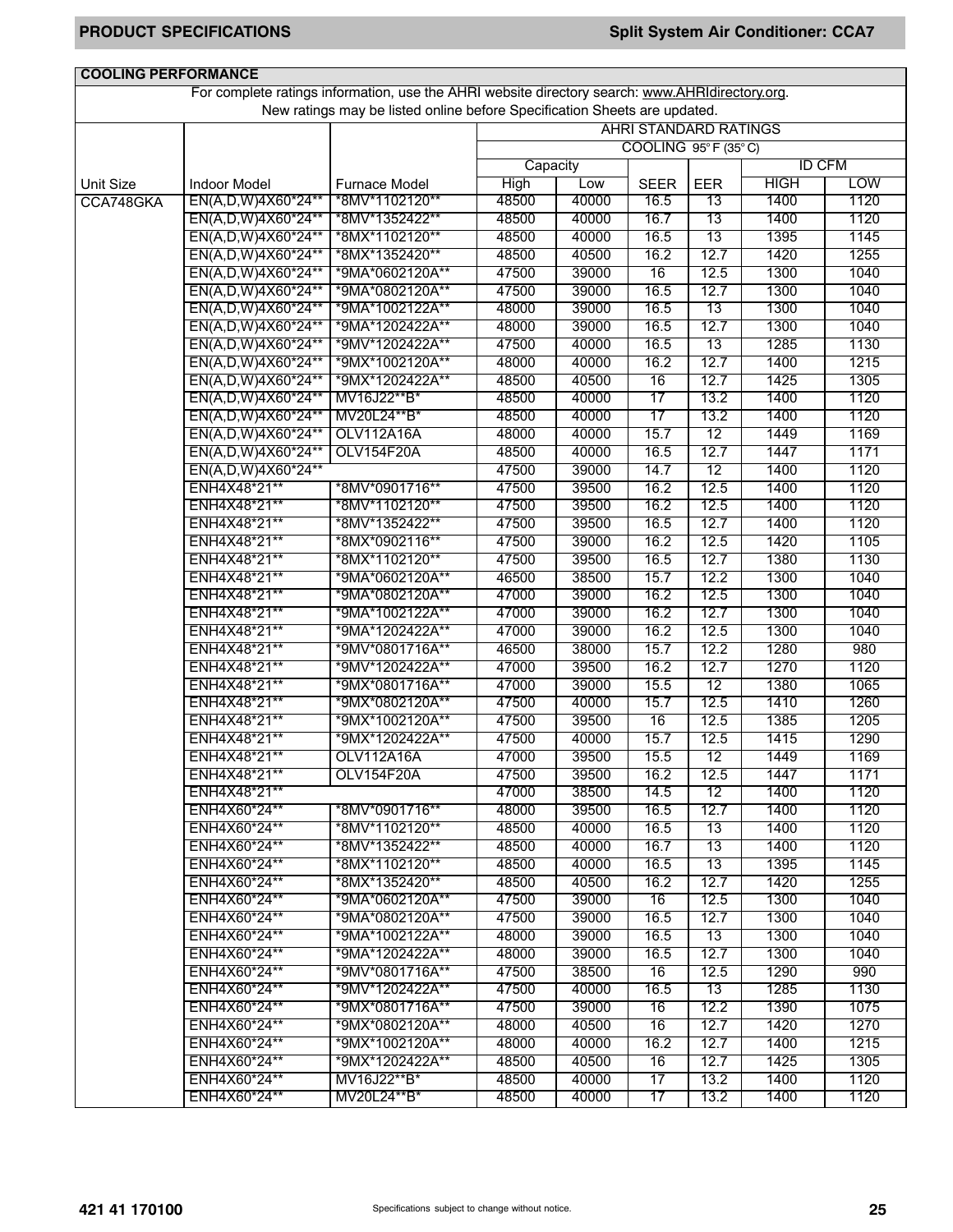## COOLING PERFORMANCE

For complete ratings information, use the AHRI website directory search: www.AHRIdirectory.org.
New ratings may be listed online before Specification Sheets are updated.

| | | | AHRI STANDARD RATINGS | | | | | |
|---|---|---|---|---|---|---|---|---|
| | | | COOLING 95° F (35° C) | | | | | |
| | | | Capacity | | | | ID CFM | |
| Unit Size | Indoor Model | Furnace Model | High | Low | SEER | EER | HIGH | LOW |
| CCA748GKA | EN(A,D,W)4X60*24** | *8MV*1102120** | 48500 | 40000 | 16.5 | 13 | 1400 | 1120 |
| | EN(A,D,W)4X60*24** | *8MV*1352422** | 48500 | 40000 | 16.7 | 13 | 1400 | 1120 |
| | EN(A,D,W)4X60*24** | *8MX*1102120** | 48500 | 40000 | 16.5 | 13 | 1395 | 1145 |
| | EN(A,D,W)4X60*24** | *8MX*1352420** | 48500 | 40500 | 16.2 | 12.7 | 1420 | 1255 |
| | EN(A,D,W)4X60*24** | *9MA*0602120A** | 47500 | 39000 | 16 | 12.5 | 1300 | 1040 |
| | EN(A,D,W)4X60*24** | *9MA*0802120A** | 47500 | 39000 | 16.5 | 12.7 | 1300 | 1040 |
| | EN(A,D,W)4X60*24** | *9MA*1002122A** | 48000 | 39000 | 16.5 | 13 | 1300 | 1040 |
| | EN(A,D,W)4X60*24** | *9MA*1202422A** | 48000 | 39000 | 16.5 | 12.7 | 1300 | 1040 |
| | EN(A,D,W)4X60*24** | *9MV*1202422A** | 47500 | 40000 | 16.5 | 13 | 1285 | 1130 |
| | EN(A,D,W)4X60*24** | *9MX*1002120A** | 48000 | 40000 | 16.2 | 12.7 | 1400 | 1215 |
| | EN(A,D,W)4X60*24** | *9MX*1202422A** | 48500 | 40500 | 16 | 12.7 | 1425 | 1305 |
| | EN(A,D,W)4X60*24** | MV16J22**B* | 48500 | 40000 | 17 | 13.2 | 1400 | 1120 |
| | EN(A,D,W)4X60*24** | MV20L24**B* | 48500 | 40000 | 17 | 13.2 | 1400 | 1120 |
| | EN(A,D,W)4X60*24** | OLV112A16A | 48000 | 40000 | 15.7 | 12 | 1449 | 1169 |
| | EN(A,D,W)4X60*24** | OLV154F20A | 48500 | 40000 | 16.5 | 12.7 | 1447 | 1171 |
| | EN(A,D,W)4X60*24** | | 47500 | 39000 | 14.7 | 12 | 1400 | 1120 |
| | ENH4X48*21** | *8MV*0901716** | 47500 | 39500 | 16.2 | 12.5 | 1400 | 1120 |
| | ENH4X48*21** | *8MV*1102120** | 47500 | 39500 | 16.2 | 12.5 | 1400 | 1120 |
| | ENH4X48*21** | *8MV*1352422** | 47500 | 39500 | 16.5 | 12.7 | 1400 | 1120 |
| | ENH4X48*21** | *8MX*0902116** | 47500 | 39000 | 16.2 | 12.5 | 1420 | 1105 |
| | ENH4X48*21** | *8MX*1102120** | 47500 | 39500 | 16.5 | 12.7 | 1380 | 1130 |
| | ENH4X48*21** | *9MA*0602120A** | 46500 | 38500 | 15.7 | 12.2 | 1300 | 1040 |
| | ENH4X48*21** | *9MA*0802120A** | 47000 | 39000 | 16.2 | 12.5 | 1300 | 1040 |
| | ENH4X48*21** | *9MA*1002122A** | 47000 | 39000 | 16.2 | 12.7 | 1300 | 1040 |
| | ENH4X48*21** | *9MA*1202422A** | 47000 | 39000 | 16.2 | 12.5 | 1300 | 1040 |
| | ENH4X48*21** | *9MV*0801716A** | 46500 | 38000 | 15.7 | 12.2 | 1280 | 980 |
| | ENH4X48*21** | *9MV*1202422A** | 47000 | 39500 | 16.2 | 12.7 | 1270 | 1120 |
| | ENH4X48*21** | *9MX*0801716A** | 47000 | 39000 | 15.5 | 12 | 1380 | 1065 |
| | ENH4X48*21** | *9MX*0802120A** | 47500 | 40000 | 15.7 | 12.5 | 1410 | 1260 |
| | ENH4X48*21** | *9MX*1002120A** | 47500 | 39500 | 16 | 12.5 | 1385 | 1205 |
| | ENH4X48*21** | *9MX*1202422A** | 47500 | 40000 | 15.7 | 12.5 | 1415 | 1290 |
| | ENH4X48*21** | OLV112A16A | 47000 | 39500 | 15.5 | 12 | 1449 | 1169 |
| | ENH4X48*21** | OLV154F20A | 47500 | 39500 | 16.2 | 12.5 | 1447 | 1171 |
| | ENH4X48*21** | | 47000 | 38500 | 14.5 | 12 | 1400 | 1120 |
| | ENH4X60*24** | *8MV*0901716** | 48000 | 39500 | 16.5 | 12.7 | 1400 | 1120 |
| | ENH4X60*24** | *8MV*1102120** | 48500 | 40000 | 16.5 | 13 | 1400 | 1120 |
| | ENH4X60*24** | *8MV*1352422** | 48500 | 40000 | 16.7 | 13 | 1400 | 1120 |
| | ENH4X60*24** | *8MX*1102120** | 48500 | 40000 | 16.5 | 13 | 1395 | 1145 |
| | ENH4X60*24** | *8MX*1352420** | 48500 | 40500 | 16.2 | 12.7 | 1420 | 1255 |
| | ENH4X60*24** | *9MA*0602120A** | 47500 | 39000 | 16 | 12.5 | 1300 | 1040 |
| | ENH4X60*24** | *9MA*0802120A** | 47500 | 39000 | 16.5 | 12.7 | 1300 | 1040 |
| | ENH4X60*24** | *9MA*1002122A** | 48000 | 39000 | 16.5 | 13 | 1300 | 1040 |
| | ENH4X60*24** | *9MA*1202422A** | 48000 | 39000 | 16.5 | 12.7 | 1300 | 1040 |
| | ENH4X60*24** | *9MV*0801716A** | 47500 | 38500 | 16 | 12.5 | 1290 | 990 |
| | ENH4X60*24** | *9MV*1202422A** | 47500 | 40000 | 16.5 | 13 | 1285 | 1130 |
| | ENH4X60*24** | *9MX*0801716A** | 47500 | 39000 | 16 | 12.2 | 1390 | 1075 |
| | ENH4X60*24** | *9MX*0802120A** | 48000 | 40500 | 16 | 12.7 | 1420 | 1270 |
| | ENH4X60*24** | *9MX*1002120A** | 48000 | 40000 | 16.2 | 12.7 | 1400 | 1215 |
| | ENH4X60*24** | *9MX*1202422A** | 48500 | 40500 | 16 | 12.7 | 1425 | 1305 |
| | ENH4X60*24** | MV16J22**B* | 48500 | 40000 | 17 | 13.2 | 1400 | 1120 |
| | ENH4X60*24** | MV20L24**B* | 48500 | 40000 | 17 | 13.2 | 1400 | 1120 |

421 41 170100

Specifications subject to change without notice.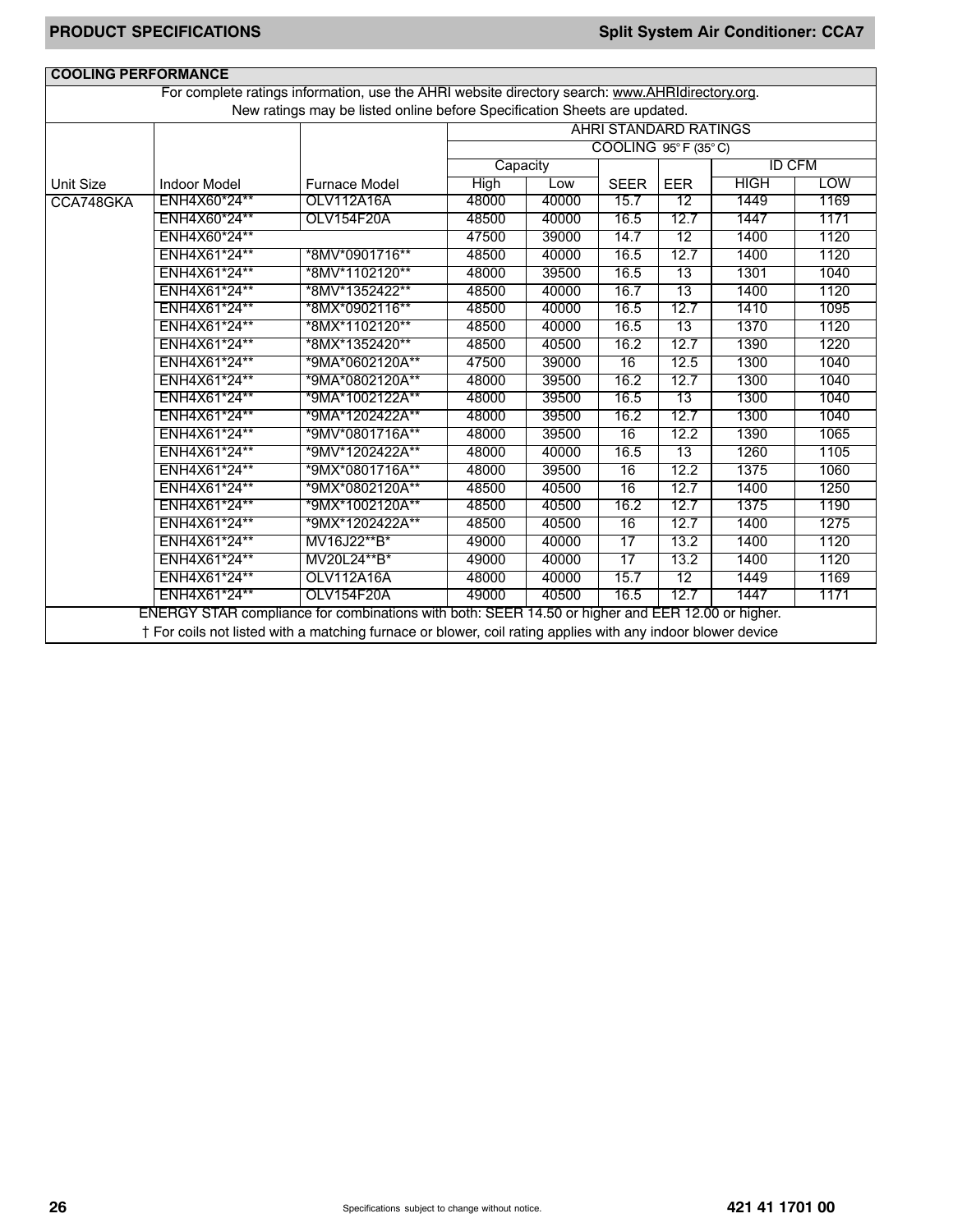## COOLING PERFORMANCE

For complete ratings information, use the AHRI website directory search: www.AHRIdirectory.org.
New ratings may be listed online before Specification Sheets are updated.

| | | | AHRI STANDARD RATINGS | | | | | |
|---|---|---|---|---|---|---|---|---|
| | | | COOLING 95° F (35° C) | | | | | |
| | | | Capacity | | | | ID CFM | |
| Unit Size | Indoor Model | Furnace Model | High | Low | SEER | EER | HIGH | LOW |
| CCA748GKA | ENH4X60*24** | OLV112A16A | 48000 | 40000 | 15.7 | 12 | 1449 | 1169 |
| | ENH4X60*24** | OLV154F20A | 48500 | 40000 | 16.5 | 12.7 | 1447 | 1171 |
| | ENH4X60*24** | | 47500 | 39000 | 14.7 | 12 | 1400 | 1120 |
| | ENH4X61*24** | *8MV*0901716** | 48500 | 40000 | 16.5 | 12.7 | 1400 | 1120 |
| | ENH4X61*24** | *8MV*1102120** | 48000 | 39500 | 16.5 | 13 | 1301 | 1040 |
| | ENH4X61*24** | *8MV*1352422** | 48500 | 40000 | 16.7 | 13 | 1400 | 1120 |
| | ENH4X61*24** | *8MX*0902116** | 48500 | 40000 | 16.5 | 12.7 | 1410 | 1095 |
| | ENH4X61*24** | *8MX*1102120** | 48500 | 40000 | 16.5 | 13 | 1370 | 1120 |
| | ENH4X61*24** | *8MX*1352420** | 48500 | 40500 | 16.2 | 12.7 | 1390 | 1220 |
| | ENH4X61*24** | *9MA*0602120A** | 47500 | 39000 | 16 | 12.5 | 1300 | 1040 |
| | ENH4X61*24** | *9MA*0802120A** | 48000 | 39500 | 16.2 | 12.7 | 1300 | 1040 |
| | ENH4X61*24** | *9MA*1002122A** | 48000 | 39500 | 16.5 | 13 | 1300 | 1040 |
| | ENH4X61*24** | *9MA*1202422A** | 48000 | 39500 | 16.2 | 12.7 | 1300 | 1040 |
| | ENH4X61*24** | *9MV*0801716A** | 48000 | 39500 | 16 | 12.2 | 1390 | 1065 |
| | ENH4X61*24** | *9MV*1202422A** | 48000 | 40000 | 16.5 | 13 | 1260 | 1105 |
| | ENH4X61*24** | *9MX*0801716A** | 48000 | 39500 | 16 | 12.2 | 1375 | 1060 |
| | ENH4X61*24** | *9MX*0802120A** | 48500 | 40500 | 16 | 12.7 | 1400 | 1250 |
| | ENH4X61*24** | *9MX*1002120A** | 48500 | 40500 | 16.2 | 12.7 | 1375 | 1190 |
| | ENH4X61*24** | *9MX*1202422A** | 48500 | 40500 | 16 | 12.7 | 1400 | 1275 |
| | ENH4X61*24** | MV16J22**B* | 49000 | 40000 | 17 | 13.2 | 1400 | 1120 |
| | ENH4X61*24** | MV20L24**B* | 49000 | 40000 | 17 | 13.2 | 1400 | 1120 |
| | ENH4X61*24** | OLV112A16A | 48000 | 40000 | 15.7 | 12 | 1449 | 1169 |
| | ENH4X61*24** | OLV154F20A | 49000 | 40500 | 16.5 | 12.7 | 1447 | 1171 |

ENERGY STAR compliance for combinations with both: SEER 14.50 or higher and EER 12.00 or higher.

† For coils not listed with a matching furnace or blower, coil rating applies with any indoor blower device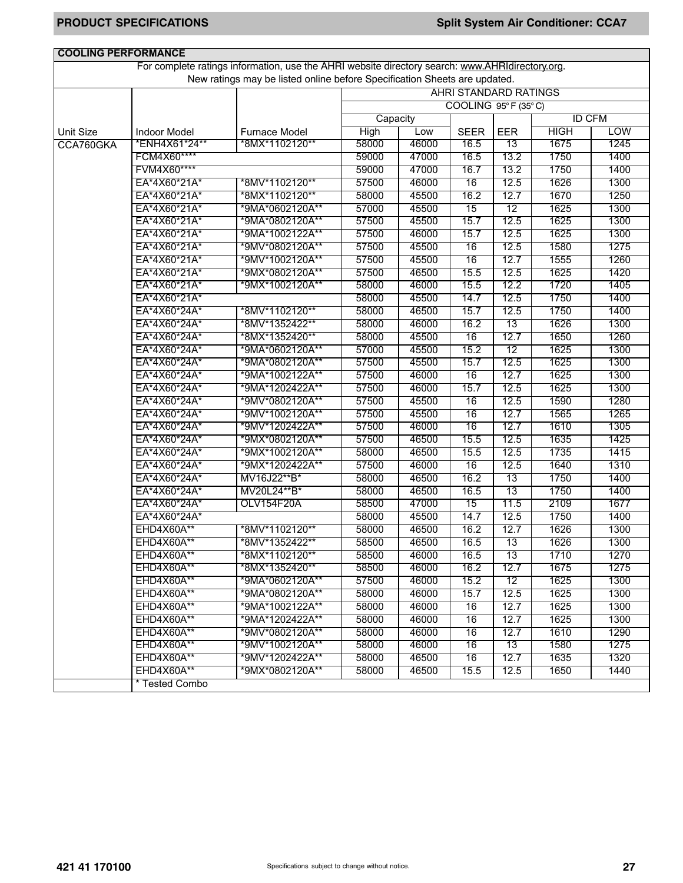## COOLING PERFORMANCE

For complete ratings information, use the AHRI website directory search: www.AHRIdirectory.org.
New ratings may be listed online before Specification Sheets are updated.

| | | | AHRI STANDARD RATINGS | | | | | |
|---|---|---|---|---|---|---|---|---|
| | | | COOLING 95° F (35° C) | | | | | |
| | | | Capacity | | | | ID CFM | |
| Unit Size | Indoor Model | Furnace Model | High | Low | SEER | EER | HIGH | LOW |
| CCA760GKA | *ENH4X61*24** | *8MX*1102120** | 58000 | 46000 | 16.5 | 13 | 1675 | 1245 |
| | FCM4X60**** | | 59000 | 47000 | 16.5 | 13.2 | 1750 | 1400 |
| | FVM4X60**** | | 59000 | 47000 | 16.7 | 13.2 | 1750 | 1400 |
| | EA*4X60*21A* | *8MV*1102120** | 57500 | 46000 | 16 | 12.5 | 1626 | 1300 |
| | EA*4X60*21A* | *8MX*1102120** | 58000 | 45500 | 16.2 | 12.7 | 1670 | 1250 |
| | EA*4X60*21A* | *9MA*0602120A** | 57000 | 45500 | 15 | 12 | 1625 | 1300 |
| | EA*4X60*21A* | *9MA*0802120A** | 57500 | 45500 | 15.7 | 12.5 | 1625 | 1300 |
| | EA*4X60*21A* | *9MA*1002122A** | 57500 | 46000 | 15.7 | 12.5 | 1625 | 1300 |
| | EA*4X60*21A* | *9MV*0802120A** | 57500 | 45500 | 16 | 12.5 | 1580 | 1275 |
| | EA*4X60*21A* | *9MV*1002120A** | 57500 | 45500 | 16 | 12.7 | 1555 | 1260 |
| | EA*4X60*21A* | *9MX*0802120A** | 57500 | 46500 | 15.5 | 12.5 | 1625 | 1420 |
| | EA*4X60*21A* | *9MX*1002120A** | 58000 | 46000 | 15.5 | 12.2 | 1720 | 1405 |
| | EA*4X60*21A* | | 58000 | 45500 | 14.7 | 12.5 | 1750 | 1400 |
| | EA*4X60*24A* | *8MV*1102120** | 58000 | 46500 | 15.7 | 12.5 | 1750 | 1400 |
| | EA*4X60*24A* | *8MV*1352422** | 58000 | 46000 | 16.2 | 13 | 1626 | 1300 |
| | EA*4X60*24A* | *8MX*1352420** | 58000 | 45500 | 16 | 12.7 | 1650 | 1260 |
| | EA*4X60*24A* | *9MA*0602120A** | 57000 | 45500 | 15.2 | 12 | 1625 | 1300 |
| | EA*4X60*24A* | *9MA*0802120A** | 57500 | 45500 | 15.7 | 12.5 | 1625 | 1300 |
| | EA*4X60*24A* | *9MA*1002122A** | 57500 | 46000 | 16 | 12.7 | 1625 | 1300 |
| | EA*4X60*24A* | *9MA*1202422A** | 57500 | 46000 | 15.7 | 12.5 | 1625 | 1300 |
| | EA*4X60*24A* | *9MV*0802120A** | 57500 | 45500 | 16 | 12.5 | 1590 | 1280 |
| | EA*4X60*24A* | *9MV*1002120A** | 57500 | 45500 | 16 | 12.7 | 1565 | 1265 |
| | EA*4X60*24A* | *9MV*1202422A** | 57500 | 46000 | 16 | 12.7 | 1610 | 1305 |
| | EA*4X60*24A* | *9MX*0802120A** | 57500 | 46500 | 15.5 | 12.5 | 1635 | 1425 |
| | EA*4X60*24A* | *9MX*1002120A** | 58000 | 46500 | 15.5 | 12.5 | 1735 | 1415 |
| | EA*4X60*24A* | *9MX*1202422A** | 57500 | 46000 | 16 | 12.5 | 1640 | 1310 |
| | EA*4X60*24A* | MV16J22**B* | 58000 | 46500 | 16.2 | 13 | 1750 | 1400 |
| | EA*4X60*24A* | MV20L24**B* | 58000 | 46500 | 16.5 | 13 | 1750 | 1400 |
| | EA*4X60*24A* | OLV154F20A | 58500 | 47000 | 15 | 11.5 | 2109 | 1677 |
| | EA*4X60*24A* | | 58000 | 45500 | 14.7 | 12.5 | 1750 | 1400 |
| | EHD4X60A** | *8MV*1102120** | 58000 | 46500 | 16.2 | 12.7 | 1626 | 1300 |
| | EHD4X60A** | *8MV*1352422** | 58500 | 46500 | 16.5 | 13 | 1626 | 1300 |
| | EHD4X60A** | *8MX*1102120** | 58500 | 46000 | 16.5 | 13 | 1710 | 1270 |
| | EHD4X60A** | *8MX*1352420** | 58500 | 46000 | 16.2 | 12.7 | 1675 | 1275 |
| | EHD4X60A** | *9MA*0602120A** | 57500 | 46000 | 15.2 | 12 | 1625 | 1300 |
| | EHD4X60A** | *9MA*0802120A** | 58000 | 46000 | 15.7 | 12.5 | 1625 | 1300 |
| | EHD4X60A** | *9MA*1002122A** | 58000 | 46000 | 16 | 12.7 | 1625 | 1300 |
| | EHD4X60A** | *9MA*1202422A** | 58000 | 46000 | 16 | 12.7 | 1625 | 1300 |
| | EHD4X60A** | *9MV*0802120A** | 58000 | 46000 | 16 | 12.7 | 1610 | 1290 |
| | EHD4X60A** | *9MV*1002120A** | 58000 | 46000 | 16 | 13 | 1580 | 1275 |
| | EHD4X60A** | *9MV*1202422A** | 58000 | 46500 | 16 | 12.7 | 1635 | 1320 |
| | EHD4X60A** | *9MX*0802120A** | 58000 | 46500 | 15.5 | 12.5 | 1650 | 1440 |
| | * Tested Combo | | | | | | | |

421 41 170100

Specifications subject to change without notice.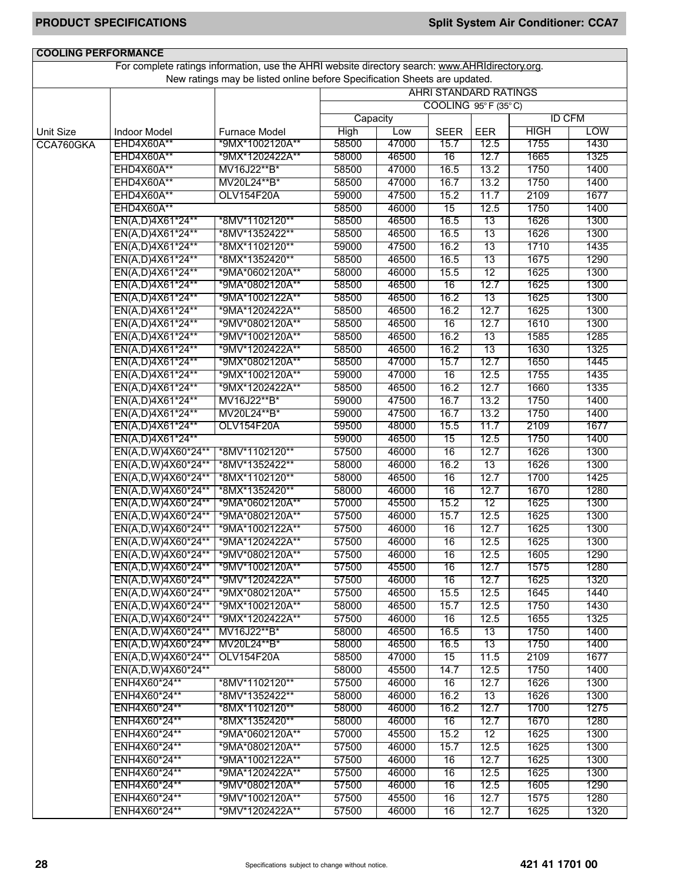## COOLING PERFORMANCE

For complete ratings information, use the AHRI website directory search: www.AHRIdirectory.org.
New ratings may be listed online before Specification Sheets are updated.

| | | | AHRI STANDARD RATINGS | | | | | |
|---|---|---|---|---|---|---|---|---|
| | | | COOLING 95° F (35° C) | | | | | |
| | | | Capacity | | | | ID CFM | |
| Unit Size | Indoor Model | Furnace Model | High | Low | SEER | EER | HIGH | LOW |
| CCA760GKA | EHD4X60A** | *9MX*1002120A** | 58500 | 47000 | 15.7 | 12.5 | 1755 | 1430 |
| | EHD4X60A** | *9MX*1202422A** | 58000 | 46500 | 16 | 12.7 | 1665 | 1325 |
| | EHD4X60A** | MV16J22**B* | 58500 | 47000 | 16.5 | 13.2 | 1750 | 1400 |
| | EHD4X60A** | MV20L24**B* | 58500 | 47000 | 16.7 | 13.2 | 1750 | 1400 |
| | EHD4X60A** | OLV154F20A | 59000 | 47500 | 15.2 | 11.7 | 2109 | 1677 |
| | EHD4X60A** | | 58500 | 46000 | 15 | 12.5 | 1750 | 1400 |
| | EN(A,D)4X61*24** | *8MV*1102120** | 58500 | 46500 | 16.5 | 13 | 1626 | 1300 |
| | EN(A,D)4X61*24** | *8MV*1352422** | 58500 | 46500 | 16.5 | 13 | 1626 | 1300 |
| | EN(A,D)4X61*24** | *8MX*1102120** | 59000 | 47500 | 16.2 | 13 | 1710 | 1435 |
| | EN(A,D)4X61*24** | *8MX*1352420** | 58500 | 46500 | 16.5 | 13 | 1675 | 1290 |
| | EN(A,D)4X61*24** | *9MA*0602120A** | 58000 | 46000 | 15.5 | 12 | 1625 | 1300 |
| | EN(A,D)4X61*24** | *9MA*0802120A** | 58500 | 46500 | 16 | 12.7 | 1625 | 1300 |
| | EN(A,D)4X61*24** | *9MA*1002122A** | 58500 | 46500 | 16.2 | 13 | 1625 | 1300 |
| | EN(A,D)4X61*24** | *9MA*1202422A** | 58500 | 46500 | 16.2 | 12.7 | 1625 | 1300 |
| | EN(A,D)4X61*24** | *9MV*0802120A** | 58500 | 46500 | 16 | 12.7 | 1610 | 1300 |
| | EN(A,D)4X61*24** | *9MV*1002120A** | 58500 | 46500 | 16.2 | 13 | 1585 | 1285 |
| | EN(A,D)4X61*24** | *9MV*1202422A** | 58500 | 46500 | 16.2 | 13 | 1630 | 1325 |
| | EN(A,D)4X61*24** | *9MX*0802120A** | 58500 | 47000 | 15.7 | 12.7 | 1650 | 1445 |
| | EN(A,D)4X61*24** | *9MX*1002120A** | 59000 | 47000 | 16 | 12.5 | 1755 | 1435 |
| | EN(A,D)4X61*24** | *9MX*1202422A** | 58500 | 46500 | 16.2 | 12.7 | 1660 | 1335 |
| | EN(A,D)4X61*24** | MV16J22**B* | 59000 | 47500 | 16.7 | 13.2 | 1750 | 1400 |
| | EN(A,D)4X61*24** | MV20L24**B* | 59000 | 47500 | 16.7 | 13.2 | 1750 | 1400 |
| | EN(A,D)4X61*24** | OLV154F20A | 59500 | 48000 | 15.5 | 11.7 | 2109 | 1677 |
| | EN(A,D)4X61*24** | | 59000 | 46500 | 15 | 12.5 | 1750 | 1400 |
| | EN(A,D,W)4X60*24** | *8MV*1102120** | 57500 | 46000 | 16 | 12.7 | 1626 | 1300 |
| | EN(A,D,W)4X60*24** | *8MV*1352422** | 58000 | 46000 | 16.2 | 13 | 1626 | 1300 |
| | EN(A,D,W)4X60*24** | *8MX*1102120** | 58000 | 46500 | 16 | 12.7 | 1700 | 1425 |
| | EN(A,D,W)4X60*24** | *8MX*1352420** | 58000 | 46000 | 16 | 12.7 | 1670 | 1280 |
| | EN(A,D,W)4X60*24** | *9MA*0602120A** | 57000 | 45500 | 15.2 | 12 | 1625 | 1300 |
| | EN(A,D,W)4X60*24** | *9MA*0802120A** | 57500 | 46000 | 15.7 | 12.5 | 1625 | 1300 |
| | EN(A,D,W)4X60*24** | *9MA*1002122A** | 57500 | 46000 | 16 | 12.7 | 1625 | 1300 |
| | EN(A,D,W)4X60*24** | *9MA*1202422A** | 57500 | 46000 | 16 | 12.5 | 1625 | 1300 |
| | EN(A,D,W)4X60*24** | *9MV*0802120A** | 57500 | 46000 | 16 | 12.5 | 1605 | 1290 |
| | EN(A,D,W)4X60*24** | *9MV*1002120A** | 57500 | 45500 | 16 | 12.7 | 1575 | 1280 |
| | EN(A,D,W)4X60*24** | *9MV*1202422A** | 57500 | 46000 | 16 | 12.7 | 1625 | 1320 |
| | EN(A,D,W)4X60*24** | *9MX*0802120A** | 57500 | 46500 | 15.5 | 12.5 | 1645 | 1440 |
| | EN(A,D,W)4X60*24** | *9MX*1002120A** | 58000 | 46500 | 15.7 | 12.5 | 1750 | 1430 |
| | EN(A,D,W)4X60*24** | *9MX*1202422A** | 57500 | 46000 | 16 | 12.5 | 1655 | 1325 |
| | EN(A,D,W)4X60*24** | MV16J22**B* | 58000 | 46500 | 16.5 | 13 | 1750 | 1400 |
| | EN(A,D,W)4X60*24** | MV20L24**B* | 58000 | 46500 | 16.5 | 13 | 1750 | 1400 |
| | EN(A,D,W)4X60*24** | OLV154F20A | 58500 | 47000 | 15 | 11.5 | 2109 | 1677 |
| | EN(A,D,W)4X60*24** | | 58000 | 45500 | 14.7 | 12.5 | 1750 | 1400 |
| | ENH4X60*24** | *8MV*1102120** | 57500 | 46000 | 16 | 12.7 | 1626 | 1300 |
| | ENH4X60*24** | *8MV*1352422** | 58000 | 46000 | 16.2 | 13 | 1626 | 1300 |
| | ENH4X60*24** | *8MX*1102120** | 58000 | 46000 | 16.2 | 12.7 | 1700 | 1275 |
| | ENH4X60*24** | *8MX*1352420** | 58000 | 46000 | 16 | 12.7 | 1670 | 1280 |
| | ENH4X60*24** | *9MA*0602120A** | 57000 | 45500 | 15.2 | 12 | 1625 | 1300 |
| | ENH4X60*24** | *9MA*0802120A** | 57500 | 46000 | 15.7 | 12.5 | 1625 | 1300 |
| | ENH4X60*24** | *9MA*1002122A** | 57500 | 46000 | 16 | 12.7 | 1625 | 1300 |
| | ENH4X60*24** | *9MA*1202422A** | 57500 | 46000 | 16 | 12.5 | 1625 | 1300 |
| | ENH4X60*24** | *9MV*0802120A** | 57500 | 46000 | 16 | 12.5 | 1605 | 1290 |
| | ENH4X60*24** | *9MV*1002120A** | 57500 | 45500 | 16 | 12.7 | 1575 | 1280 |
| | ENH4X60*24** | *9MV*1202422A** | 57500 | 46000 | 16 | 12.7 | 1625 | 1320 |

Specifications subject to change without notice.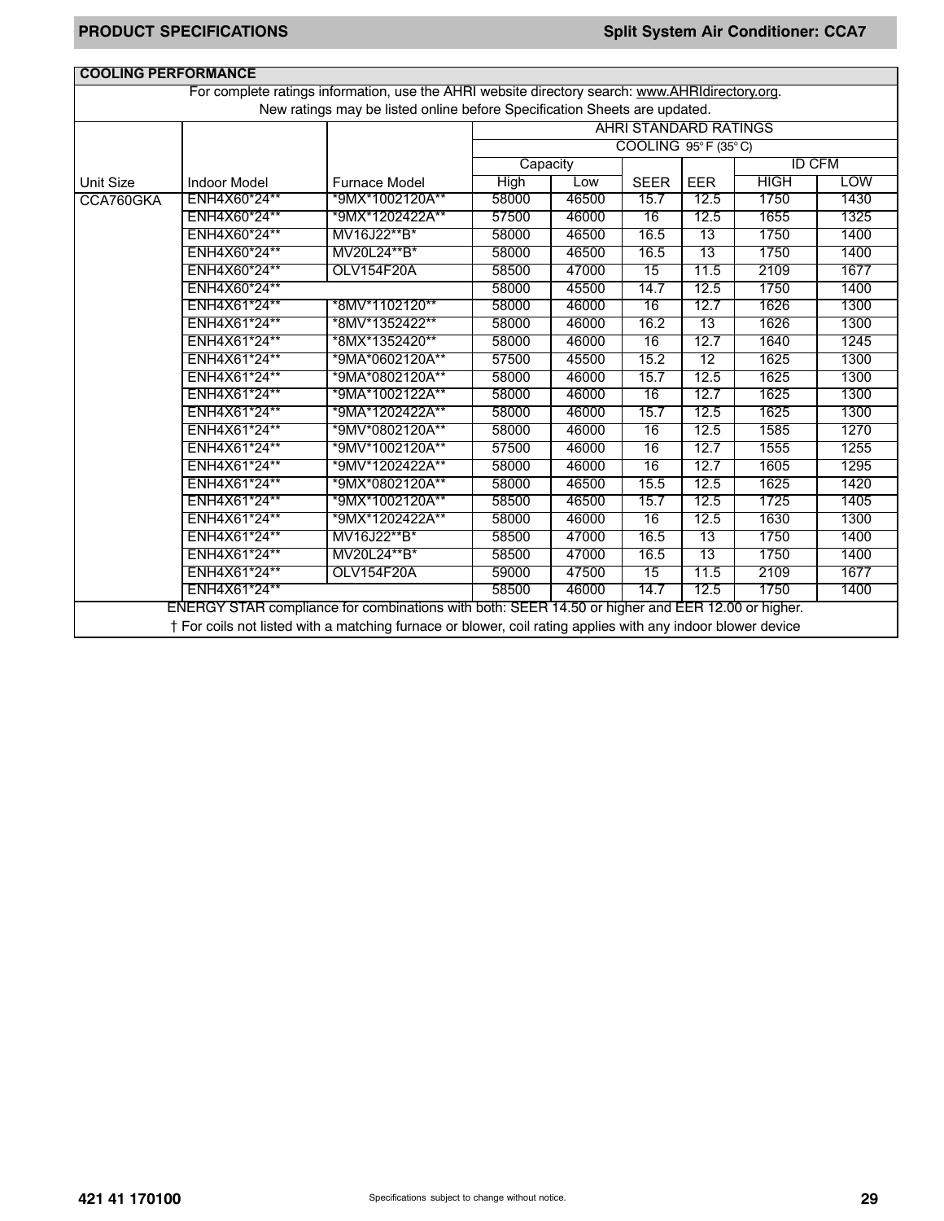## COOLING PERFORMANCE

For complete ratings information, use the AHRI website directory search: www.AHRIdirectory.org.
New ratings may be listed online before Specification Sheets are updated.

| | | | AHRI STANDARD RATINGS | | | | | |
|---|---|---|---|---|---|---|---|---|
| | | | COOLING 95° F (35° C) | | | | | |
| | | | Capacity | | | | ID CFM | |
| Unit Size | Indoor Model | Furnace Model | High | Low | SEER | EER | HIGH | LOW |
| CCA760GKA | ENH4X60*24** | *9MX*1002120A** | 58000 | 46500 | 15.7 | 12.5 | 1750 | 1430 |
| | ENH4X60*24** | *9MX*1202422A** | 57500 | 46000 | 16 | 12.5 | 1655 | 1325 |
| | ENH4X60*24** | MV16J22**B* | 58000 | 46500 | 16.5 | 13 | 1750 | 1400 |
| | ENH4X60*24** | MV20L24**B* | 58000 | 46500 | 16.5 | 13 | 1750 | 1400 |
| | ENH4X60*24** | OLV154F20A | 58500 | 47000 | 15 | 11.5 | 2109 | 1677 |
| | ENH4X60*24** | | 58000 | 45500 | 14.7 | 12.5 | 1750 | 1400 |
| | ENH4X61*24** | *8MV*1102120** | 58000 | 46000 | 16 | 12.7 | 1626 | 1300 |
| | ENH4X61*24** | *8MV*1352422** | 58000 | 46000 | 16.2 | 13 | 1626 | 1300 |
| | ENH4X61*24** | *8MX*1352420** | 58000 | 46000 | 16 | 12.7 | 1640 | 1245 |
| | ENH4X61*24** | *9MA*0602120A** | 57500 | 45500 | 15.2 | 12 | 1625 | 1300 |
| | ENH4X61*24** | *9MA*0802120A** | 58000 | 46000 | 15.7 | 12.5 | 1625 | 1300 |
| | ENH4X61*24** | *9MA*1002122A** | 58000 | 46000 | 16 | 12.7 | 1625 | 1300 |
| | ENH4X61*24** | *9MA*1202422A** | 58000 | 46000 | 15.7 | 12.5 | 1625 | 1300 |
| | ENH4X61*24** | *9MV*0802120A** | 58000 | 46000 | 16 | 12.5 | 1585 | 1270 |
| | ENH4X61*24** | *9MV*1002120A** | 57500 | 46000 | 16 | 12.7 | 1555 | 1255 |
| | ENH4X61*24** | *9MV*1202422A** | 58000 | 46000 | 16 | 12.7 | 1605 | 1295 |
| | ENH4X61*24** | *9MX*0802120A** | 58000 | 46500 | 15.5 | 12.5 | 1625 | 1420 |
| | ENH4X61*24** | *9MX*1002120A** | 58500 | 46500 | 15.7 | 12.5 | 1725 | 1405 |
| | ENH4X61*24** | *9MX*1202422A** | 58000 | 46000 | 16 | 12.5 | 1630 | 1300 |
| | ENH4X61*24** | MV16J22**B* | 58500 | 47000 | 16.5 | 13 | 1750 | 1400 |
| | ENH4X61*24** | MV20L24**B* | 58500 | 47000 | 16.5 | 13 | 1750 | 1400 |
| | ENH4X61*24** | OLV154F20A | 59000 | 47500 | 15 | 11.5 | 2109 | 1677 |
| | ENH4X61*24** | | 58500 | 46000 | 14.7 | 12.5 | 1750 | 1400 |

ENERGY STAR compliance for combinations with both: SEER 14.50 or higher and EER 12.00 or higher.

† For coils not listed with a matching furnace or blower, coil rating applies with any indoor blower device

421 41 170100

Specifications subject to change without notice.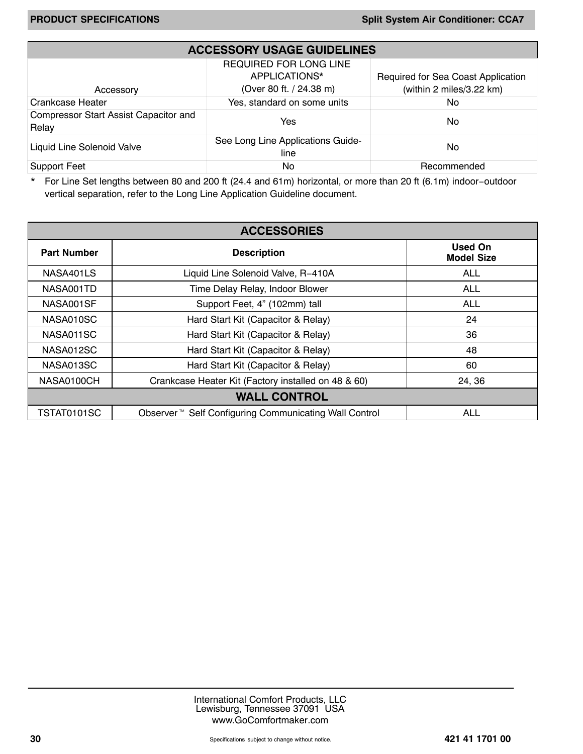## ACCESSORY USAGE GUIDELINES

| Accessory | REQUIRED FOR LONG LINE APPLICATIONS* (Over 80 ft. / 24.38 m) | Required for Sea Coast Application (within 2 miles/3.22 km) |
|---|---|---|
| Crankcase Heater | Yes, standard on some units | No |
| Compressor Start Assist Capacitor and Relay | Yes | No |
| Liquid Line Solenoid Valve | See Long Line Applications Guideline | No |
| Support Feet | No | Recommended |

\* For Line Set lengths between 80 and 200 ft (24.4 and 61m) horizontal, or more than 20 ft (6.1m) indoor−outdoor vertical separation, refer to the Long Line Application Guideline document.

## ACCESSORIES

| Part Number | Description | Used On Model Size |
|---|---|---|
| NASA401LS | Liquid Line Solenoid Valve, R−410A | ALL |
| NASA001TD | Time Delay Relay, Indoor Blower | ALL |
| NASA001SF | Support Feet, 4” (102mm) tall | ALL |
| NASA010SC | Hard Start Kit (Capacitor & Relay) | 24 |
| NASA011SC | Hard Start Kit (Capacitor & Relay) | 36 |
| NASA012SC | Hard Start Kit (Capacitor & Relay) | 48 |
| NASA013SC | Hard Start Kit (Capacitor & Relay) | 60 |
| NASA0100CH | Crankcase Heater Kit (Factory installed on 48 & 60) | 24, 36 |
| **WALL CONTROL** | | |
| TSTAT0101SC | Observer™ Self Configuring Communicating Wall Control | ALL |

International Comfort Products, LLC
Lewisburg, Tennessee 37091 USA
www.GoComfortmaker.com

Specifications subject to change without notice.

421 41 1701 00